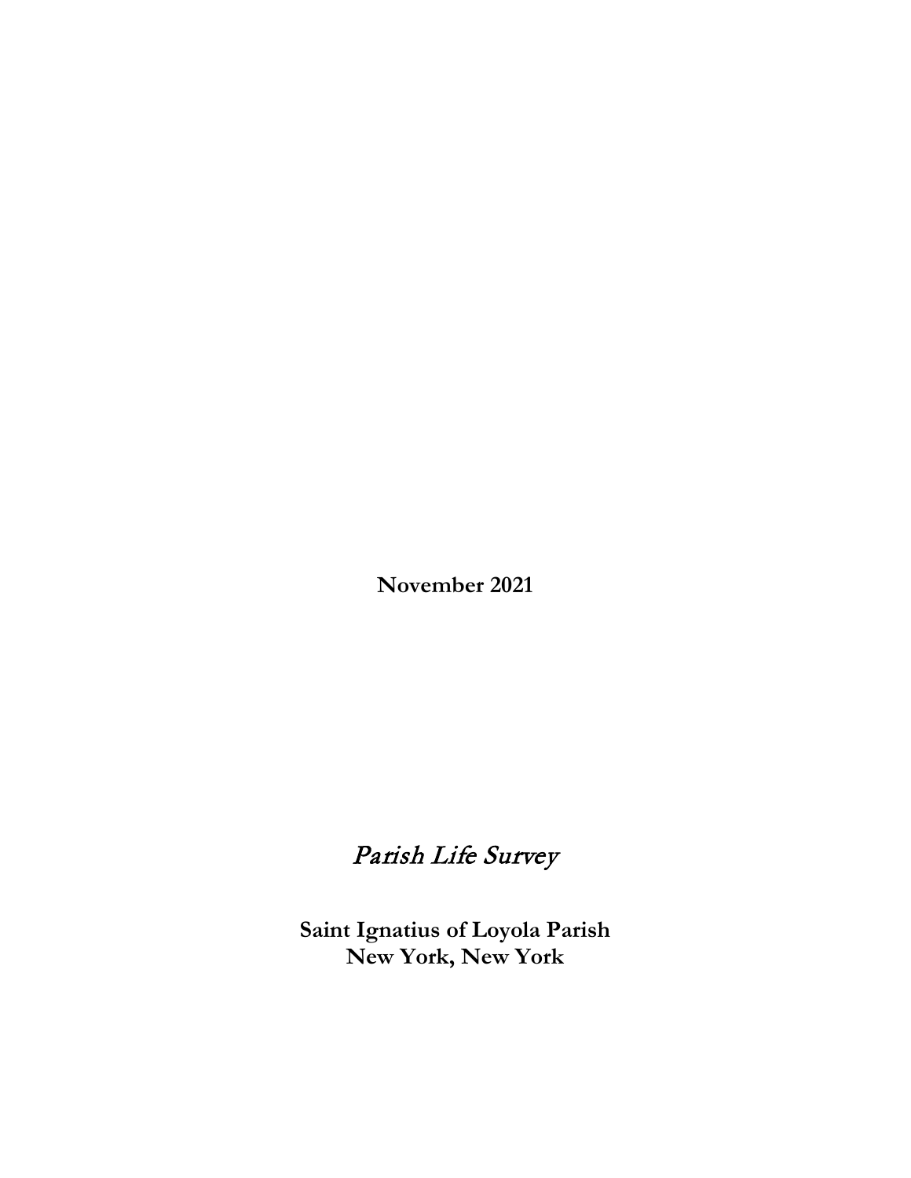**November 2021**

*Parish Life Survey*

**Saint Ignatius of Loyola Parish**
**New York, New York**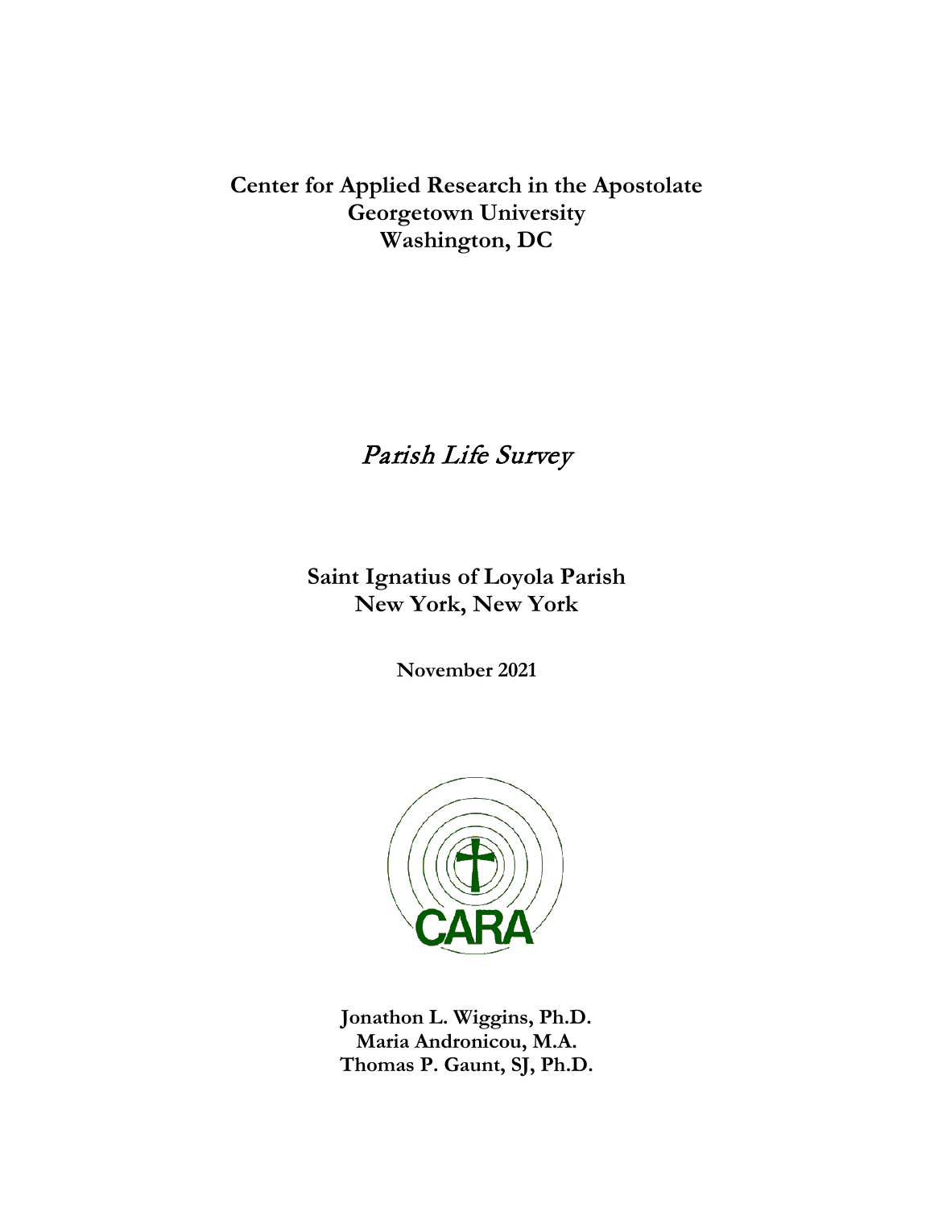**Center for Applied Research in the Apostolate**
**Georgetown University**
**Washington, DC**

# *Parish Life Survey*

## Saint Ignatius of Loyola Parish
## New York, New York

**November 2021**

**Jonathon L. Wiggins, Ph.D.**
**Maria Andronicou, M.A.**
**Thomas P. Gaunt, SJ, Ph.D.**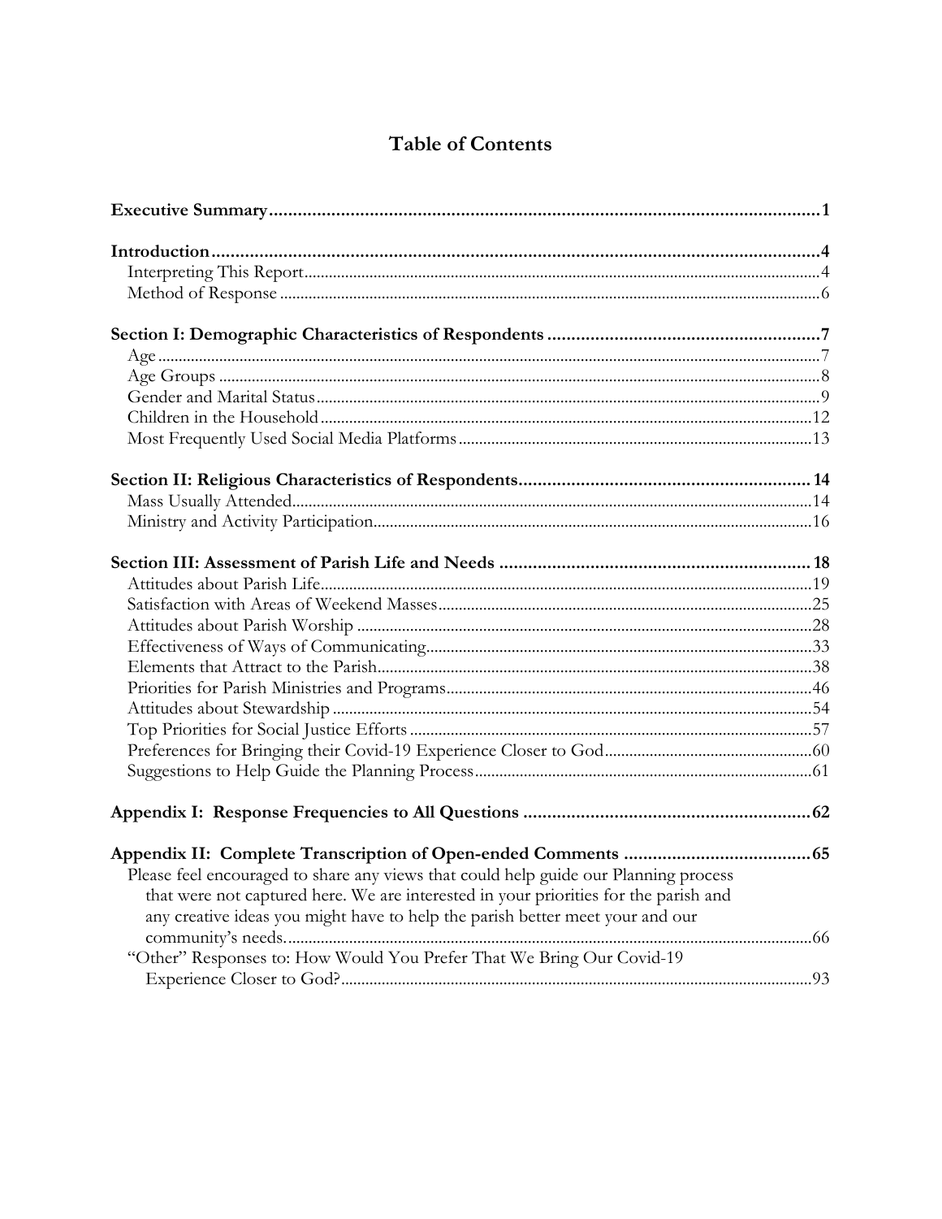# Table of Contents

**Executive Summary** ... 1

**Introduction** ... 4
- Interpreting This Report ... 4
- Method of Response ... 6

**Section I: Demographic Characteristics of Respondents** ... 7
- Age ... 7
- Age Groups ... 8
- Gender and Marital Status ... 9
- Children in the Household ... 12
- Most Frequently Used Social Media Platforms ... 13

**Section II: Religious Characteristics of Respondents** ... 14
- Mass Usually Attended ... 14
- Ministry and Activity Participation ... 16

**Section III: Assessment of Parish Life and Needs** ... 18
- Attitudes about Parish Life ... 19
- Satisfaction with Areas of Weekend Masses ... 25
- Attitudes about Parish Worship ... 28
- Effectiveness of Ways of Communicating ... 33
- Elements that Attract to the Parish ... 38
- Priorities for Parish Ministries and Programs ... 46
- Attitudes about Stewardship ... 54
- Top Priorities for Social Justice Efforts ... 57
- Preferences for Bringing their Covid-19 Experience Closer to God ... 60
- Suggestions to Help Guide the Planning Process ... 61

**Appendix I: Response Frequencies to All Questions** ... 62

**Appendix II: Complete Transcription of Open-ended Comments** ... 65
- Please feel encouraged to share any views that could help guide our Planning process that were not captured here. We are interested in your priorities for the parish and any creative ideas you might have to help the parish better meet your and our community's needs. ... 66
- "Other" Responses to: How Would You Prefer That We Bring Our Covid-19 Experience Closer to God? ... 93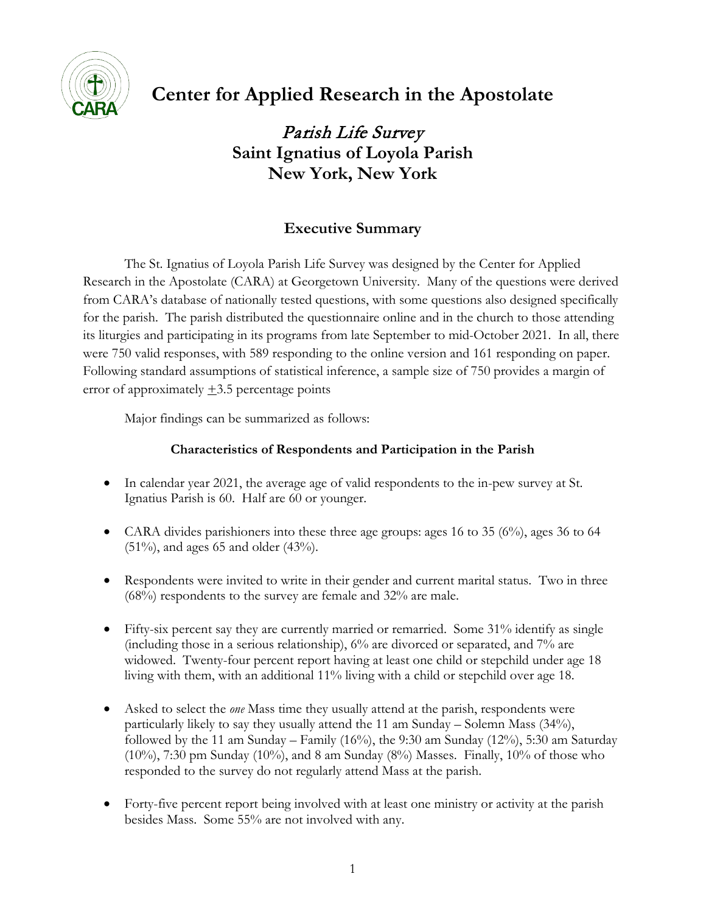# Center for Applied Research in the Apostolate

## *Parish Life Survey*
## Saint Ignatius of Loyola Parish
## New York, New York

### Executive Summary

The St. Ignatius of Loyola Parish Life Survey was designed by the Center for Applied Research in the Apostolate (CARA) at Georgetown University. Many of the questions were derived from CARA's database of nationally tested questions, with some questions also designed specifically for the parish. The parish distributed the questionnaire online and in the church to those attending its liturgies and participating in its programs from late September to mid-October 2021. In all, there were 750 valid responses, with 589 responding to the online version and 161 responding on paper. Following standard assumptions of statistical inference, a sample size of 750 provides a margin of error of approximately ±3.5 percentage points

Major findings can be summarized as follows:

#### Characteristics of Respondents and Participation in the Parish

- In calendar year 2021, the average age of valid respondents to the in-pew survey at St. Ignatius Parish is 60. Half are 60 or younger.
- CARA divides parishioners into these three age groups: ages 16 to 35 (6%), ages 36 to 64 (51%), and ages 65 and older (43%).
- Respondents were invited to write in their gender and current marital status. Two in three (68%) respondents to the survey are female and 32% are male.
- Fifty-six percent say they are currently married or remarried. Some 31% identify as single (including those in a serious relationship), 6% are divorced or separated, and 7% are widowed. Twenty-four percent report having at least one child or stepchild under age 18 living with them, with an additional 11% living with a child or stepchild over age 18.
- Asked to select the *one* Mass time they usually attend at the parish, respondents were particularly likely to say they usually attend the 11 am Sunday – Solemn Mass (34%), followed by the 11 am Sunday – Family (16%), the 9:30 am Sunday (12%), 5:30 am Saturday (10%), 7:30 pm Sunday (10%), and 8 am Sunday (8%) Masses. Finally, 10% of those who responded to the survey do not regularly attend Mass at the parish.
- Forty-five percent report being involved with at least one ministry or activity at the parish besides Mass. Some 55% are not involved with any.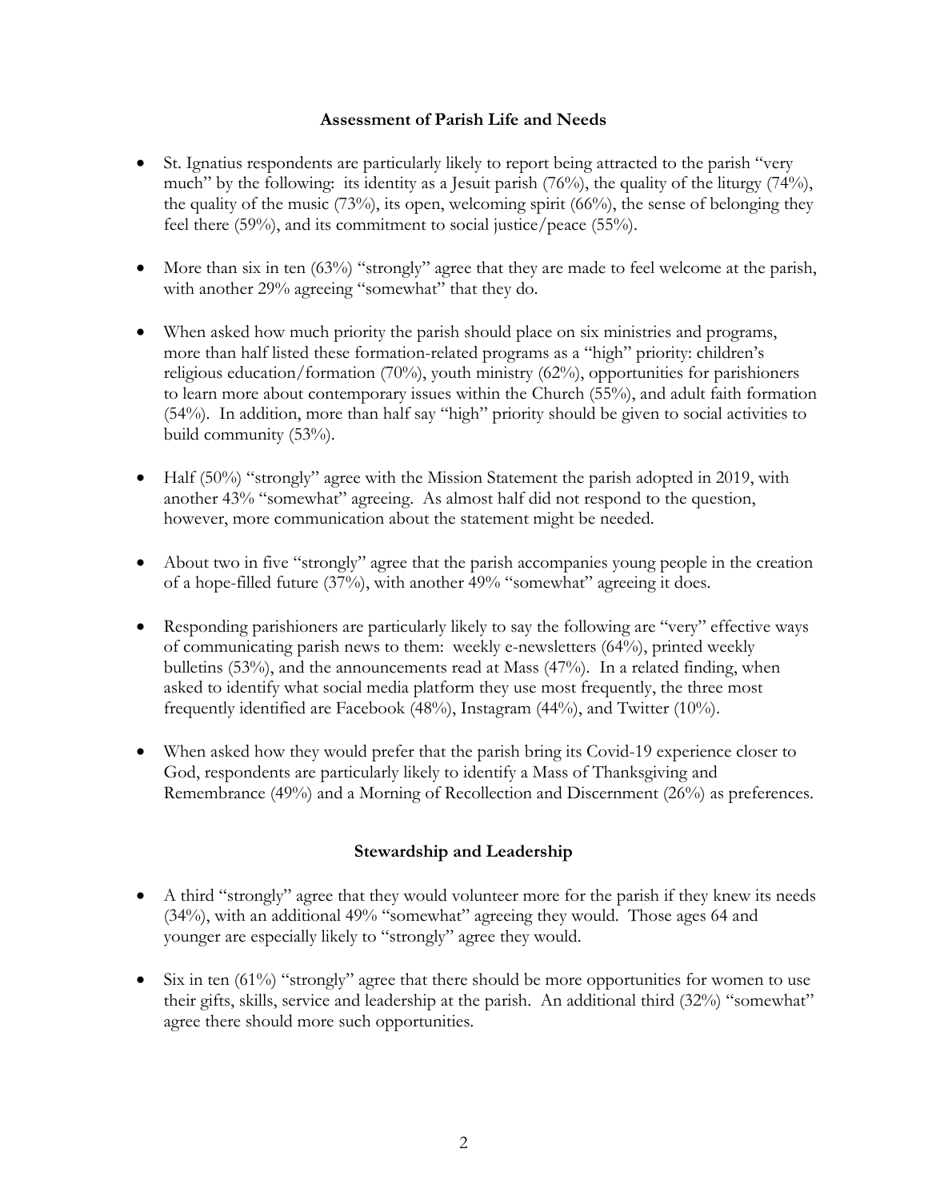## Assessment of Parish Life and Needs

- St. Ignatius respondents are particularly likely to report being attracted to the parish "very much" by the following: its identity as a Jesuit parish (76%), the quality of the liturgy (74%), the quality of the music (73%), its open, welcoming spirit (66%), the sense of belonging they feel there (59%), and its commitment to social justice/peace (55%).

- More than six in ten (63%) "strongly" agree that they are made to feel welcome at the parish, with another 29% agreeing "somewhat" that they do.

- When asked how much priority the parish should place on six ministries and programs, more than half listed these formation-related programs as a "high" priority: children's religious education/formation (70%), youth ministry (62%), opportunities for parishioners to learn more about contemporary issues within the Church (55%), and adult faith formation (54%). In addition, more than half say "high" priority should be given to social activities to build community (53%).

- Half (50%) "strongly" agree with the Mission Statement the parish adopted in 2019, with another 43% "somewhat" agreeing. As almost half did not respond to the question, however, more communication about the statement might be needed.

- About two in five "strongly" agree that the parish accompanies young people in the creation of a hope-filled future (37%), with another 49% "somewhat" agreeing it does.

- Responding parishioners are particularly likely to say the following are "very" effective ways of communicating parish news to them: weekly e-newsletters (64%), printed weekly bulletins (53%), and the announcements read at Mass (47%). In a related finding, when asked to identify what social media platform they use most frequently, the three most frequently identified are Facebook (48%), Instagram (44%), and Twitter (10%).

- When asked how they would prefer that the parish bring its Covid-19 experience closer to God, respondents are particularly likely to identify a Mass of Thanksgiving and Remembrance (49%) and a Morning of Recollection and Discernment (26%) as preferences.

## Stewardship and Leadership

- A third "strongly" agree that they would volunteer more for the parish if they knew its needs (34%), with an additional 49% "somewhat" agreeing they would. Those ages 64 and younger are especially likely to "strongly" agree they would.

- Six in ten (61%) "strongly" agree that there should be more opportunities for women to use their gifts, skills, service and leadership at the parish. An additional third (32%) "somewhat" agree there should more such opportunities.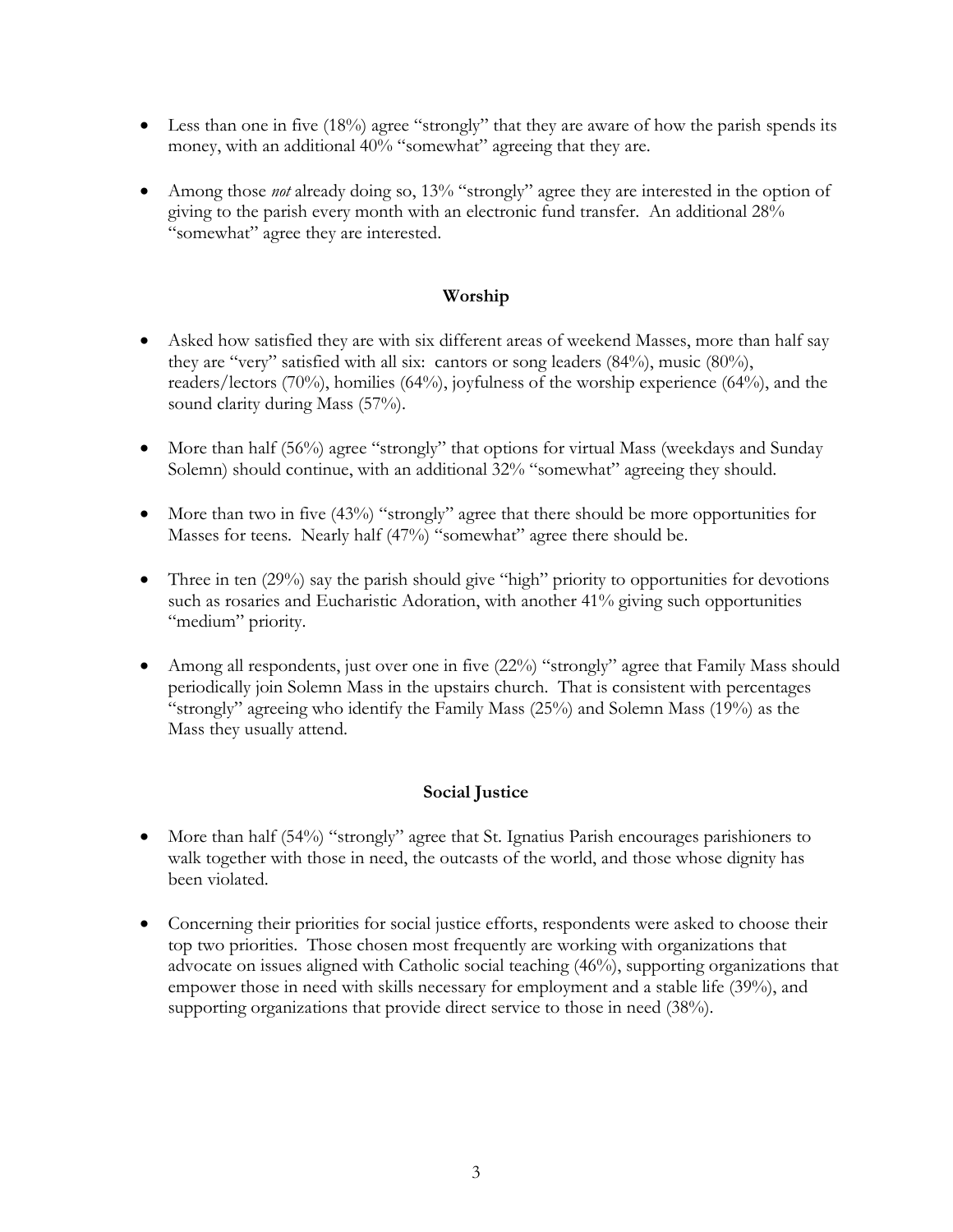- Less than one in five (18%) agree "strongly" that they are aware of how the parish spends its money, with an additional 40% "somewhat" agreeing that they are.

- Among those *not* already doing so, 13% "strongly" agree they are interested in the option of giving to the parish every month with an electronic fund transfer. An additional 28% "somewhat" agree they are interested.

### Worship

- Asked how satisfied they are with six different areas of weekend Masses, more than half say they are "very" satisfied with all six: cantors or song leaders (84%), music (80%), readers/lectors (70%), homilies (64%), joyfulness of the worship experience (64%), and the sound clarity during Mass (57%).

- More than half (56%) agree "strongly" that options for virtual Mass (weekdays and Sunday Solemn) should continue, with an additional 32% "somewhat" agreeing they should.

- More than two in five (43%) "strongly" agree that there should be more opportunities for Masses for teens. Nearly half (47%) "somewhat" agree there should be.

- Three in ten (29%) say the parish should give "high" priority to opportunities for devotions such as rosaries and Eucharistic Adoration, with another 41% giving such opportunities "medium" priority.

- Among all respondents, just over one in five (22%) "strongly" agree that Family Mass should periodically join Solemn Mass in the upstairs church. That is consistent with percentages "strongly" agreeing who identify the Family Mass (25%) and Solemn Mass (19%) as the Mass they usually attend.

### Social Justice

- More than half (54%) "strongly" agree that St. Ignatius Parish encourages parishioners to walk together with those in need, the outcasts of the world, and those whose dignity has been violated.

- Concerning their priorities for social justice efforts, respondents were asked to choose their top two priorities. Those chosen most frequently are working with organizations that advocate on issues aligned with Catholic social teaching (46%), supporting organizations that empower those in need with skills necessary for employment and a stable life (39%), and supporting organizations that provide direct service to those in need (38%).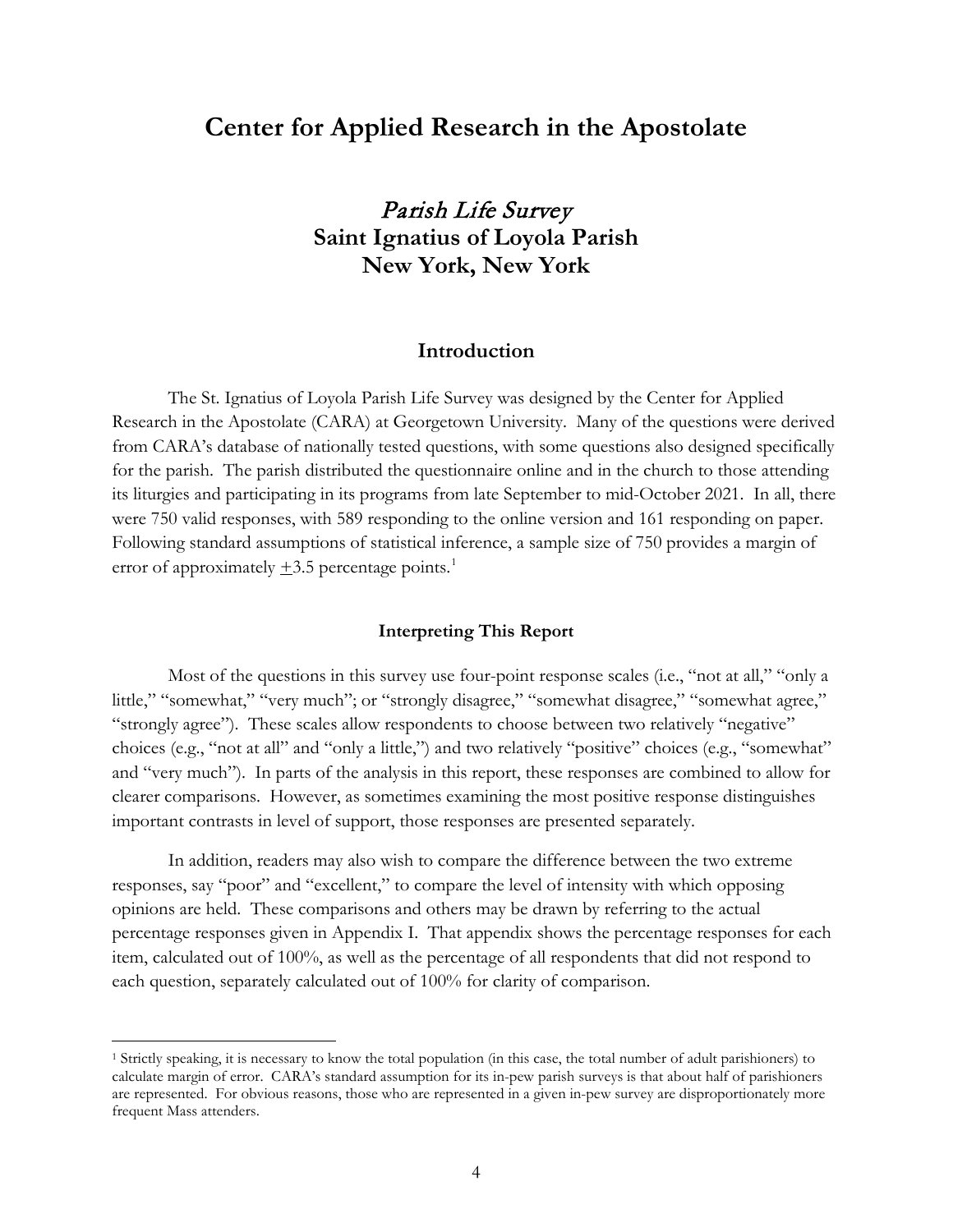# Center for Applied Research in the Apostolate

## *Parish Life Survey*
## Saint Ignatius of Loyola Parish
## New York, New York

### Introduction

The St. Ignatius of Loyola Parish Life Survey was designed by the Center for Applied Research in the Apostolate (CARA) at Georgetown University. Many of the questions were derived from CARA's database of nationally tested questions, with some questions also designed specifically for the parish. The parish distributed the questionnaire online and in the church to those attending its liturgies and participating in its programs from late September to mid-October 2021. In all, there were 750 valid responses, with 589 responding to the online version and 161 responding on paper. Following standard assumptions of statistical inference, a sample size of 750 provides a margin of error of approximately ±3.5 percentage points.[1]

#### Interpreting This Report

Most of the questions in this survey use four-point response scales (i.e., "not at all," "only a little," "somewhat," "very much"; or "strongly disagree," "somewhat disagree," "somewhat agree," "strongly agree"). These scales allow respondents to choose between two relatively "negative" choices (e.g., "not at all" and "only a little,") and two relatively "positive" choices (e.g., "somewhat" and "very much"). In parts of the analysis in this report, these responses are combined to allow for clearer comparisons. However, as sometimes examining the most positive response distinguishes important contrasts in level of support, those responses are presented separately.

In addition, readers may also wish to compare the difference between the two extreme responses, say "poor" and "excellent," to compare the level of intensity with which opposing opinions are held. These comparisons and others may be drawn by referring to the actual percentage responses given in Appendix I. That appendix shows the percentage responses for each item, calculated out of 100%, as well as the percentage of all respondents that did not respond to each question, separately calculated out of 100% for clarity of comparison.

---

[1] Strictly speaking, it is necessary to know the total population (in this case, the total number of adult parishioners) to calculate margin of error. CARA's standard assumption for its in-pew parish surveys is that about half of parishioners are represented. For obvious reasons, those who are represented in a given in-pew survey are disproportionately more frequent Mass attenders.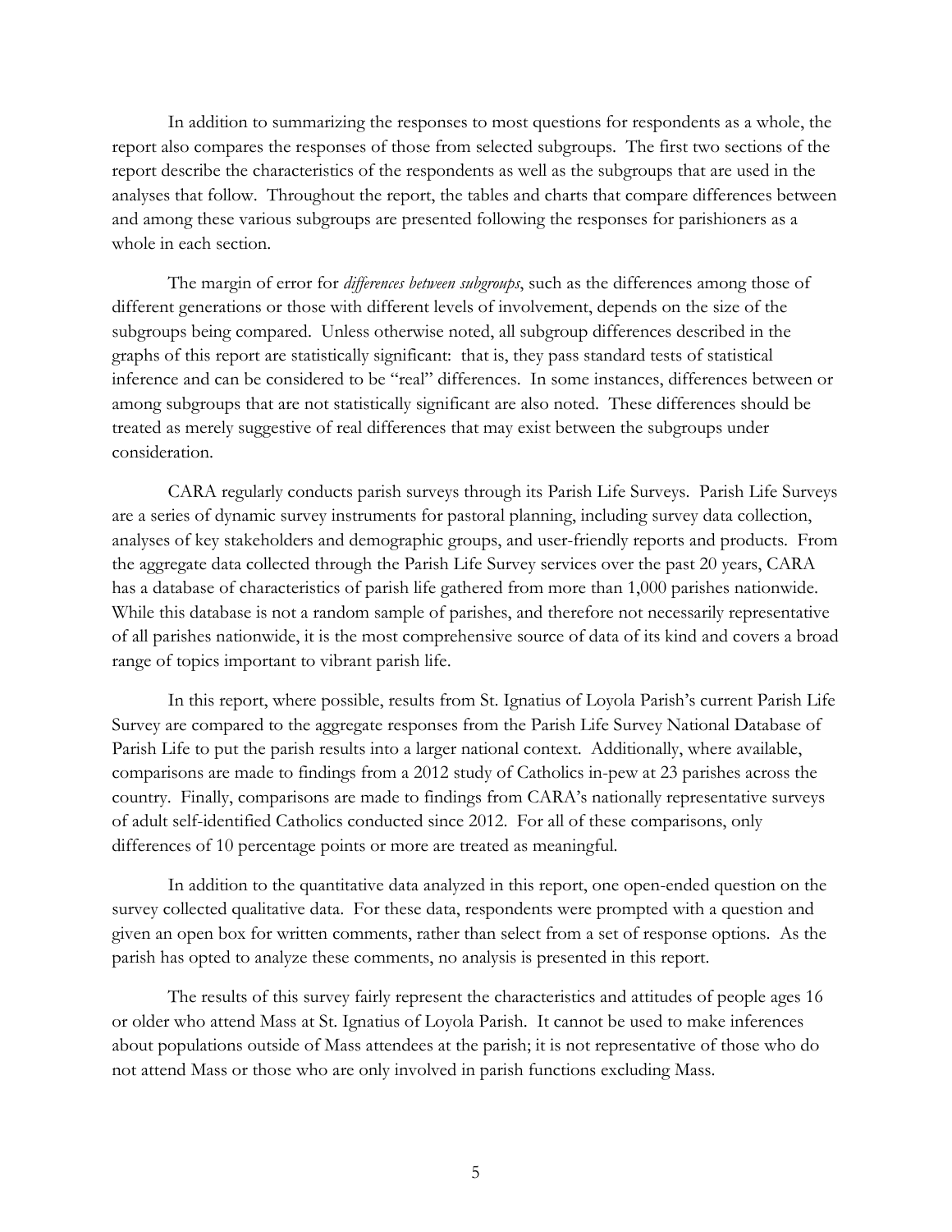In addition to summarizing the responses to most questions for respondents as a whole, the report also compares the responses of those from selected subgroups. The first two sections of the report describe the characteristics of the respondents as well as the subgroups that are used in the analyses that follow. Throughout the report, the tables and charts that compare differences between and among these various subgroups are presented following the responses for parishioners as a whole in each section.

The margin of error for *differences between subgroups*, such as the differences among those of different generations or those with different levels of involvement, depends on the size of the subgroups being compared. Unless otherwise noted, all subgroup differences described in the graphs of this report are statistically significant: that is, they pass standard tests of statistical inference and can be considered to be "real" differences. In some instances, differences between or among subgroups that are not statistically significant are also noted. These differences should be treated as merely suggestive of real differences that may exist between the subgroups under consideration.

CARA regularly conducts parish surveys through its Parish Life Surveys. Parish Life Surveys are a series of dynamic survey instruments for pastoral planning, including survey data collection, analyses of key stakeholders and demographic groups, and user-friendly reports and products. From the aggregate data collected through the Parish Life Survey services over the past 20 years, CARA has a database of characteristics of parish life gathered from more than 1,000 parishes nationwide. While this database is not a random sample of parishes, and therefore not necessarily representative of all parishes nationwide, it is the most comprehensive source of data of its kind and covers a broad range of topics important to vibrant parish life.

In this report, where possible, results from St. Ignatius of Loyola Parish's current Parish Life Survey are compared to the aggregate responses from the Parish Life Survey National Database of Parish Life to put the parish results into a larger national context. Additionally, where available, comparisons are made to findings from a 2012 study of Catholics in-pew at 23 parishes across the country. Finally, comparisons are made to findings from CARA's nationally representative surveys of adult self-identified Catholics conducted since 2012. For all of these comparisons, only differences of 10 percentage points or more are treated as meaningful.

In addition to the quantitative data analyzed in this report, one open-ended question on the survey collected qualitative data. For these data, respondents were prompted with a question and given an open box for written comments, rather than select from a set of response options. As the parish has opted to analyze these comments, no analysis is presented in this report.

The results of this survey fairly represent the characteristics and attitudes of people ages 16 or older who attend Mass at St. Ignatius of Loyola Parish. It cannot be used to make inferences about populations outside of Mass attendees at the parish; it is not representative of those who do not attend Mass or those who are only involved in parish functions excluding Mass.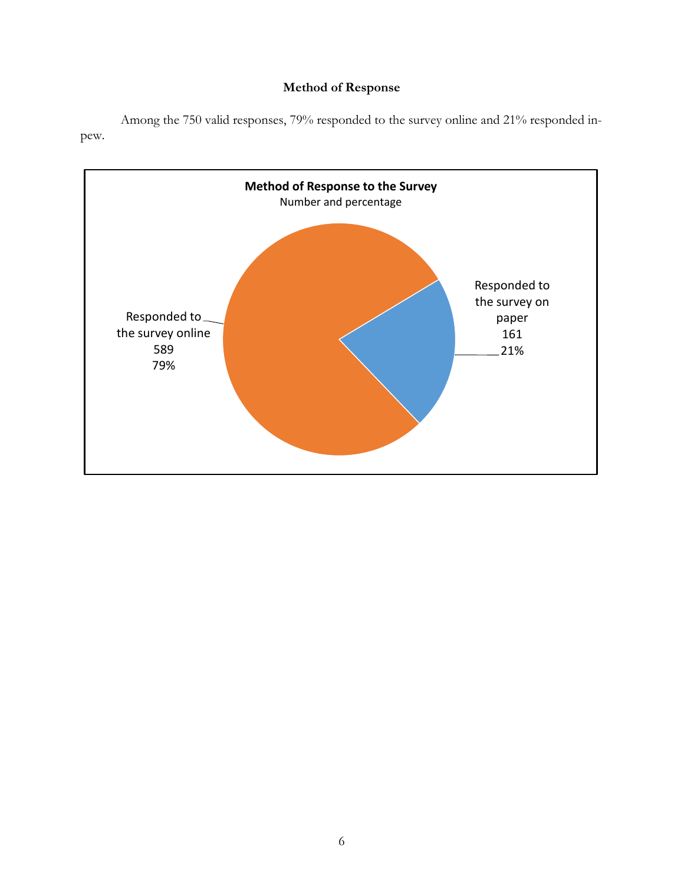## Method of Response

Among the 750 valid responses, 79% responded to the survey online and 21% responded in-pew.

**Method of Response to the Survey**
Number and percentage

Responded to the survey online
589
79%

Responded to the survey on paper
161
21%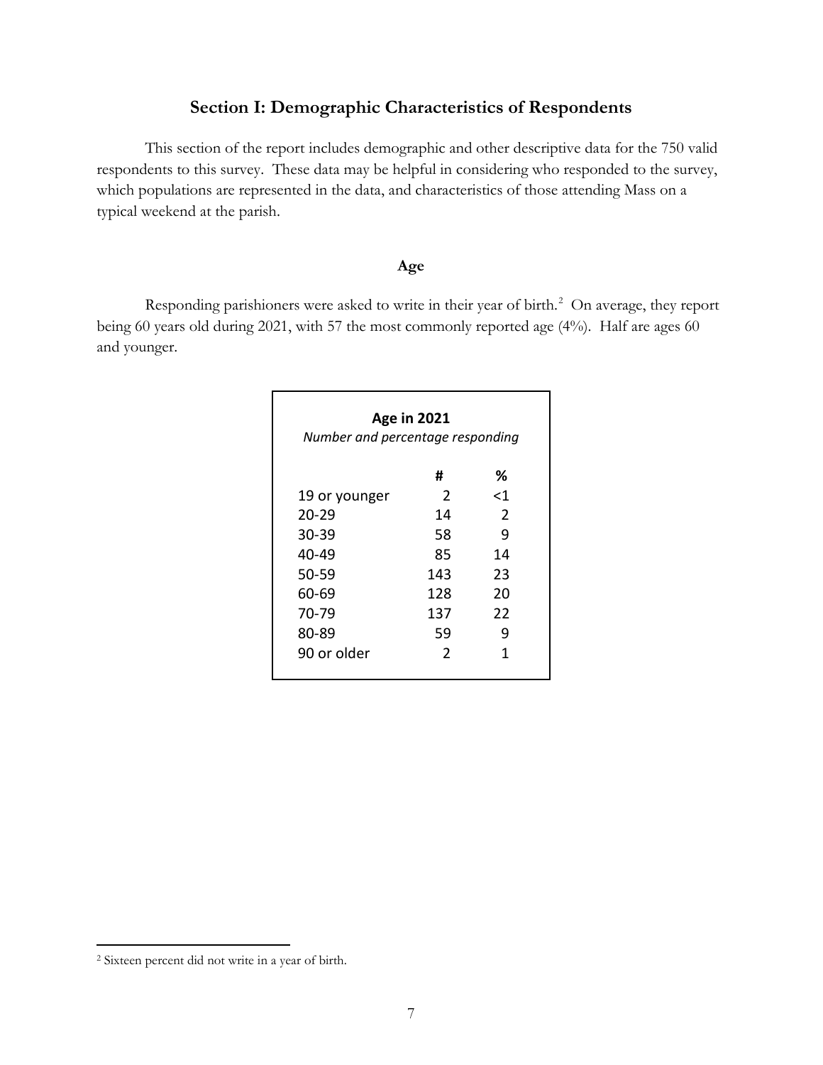## Section I: Demographic Characteristics of Respondents

This section of the report includes demographic and other descriptive data for the 750 valid respondents to this survey. These data may be helpful in considering who responded to the survey, which populations are represented in the data, and characteristics of those attending Mass on a typical weekend at the parish.

### Age

Responding parishioners were asked to write in their year of birth.[2] On average, they report being 60 years old during 2021, with 57 the most commonly reported age (4%). Half are ages 60 and younger.

**Age in 2021**
*Number and percentage responding*

| | # | % |
|---|---|---|
| 19 or younger | 2 | <1 |
| 20-29 | 14 | 2 |
| 30-39 | 58 | 9 |
| 40-49 | 85 | 14 |
| 50-59 | 143 | 23 |
| 60-69 | 128 | 20 |
| 70-79 | 137 | 22 |
| 80-89 | 59 | 9 |
| 90 or older | 2 | 1 |

[2] Sixteen percent did not write in a year of birth.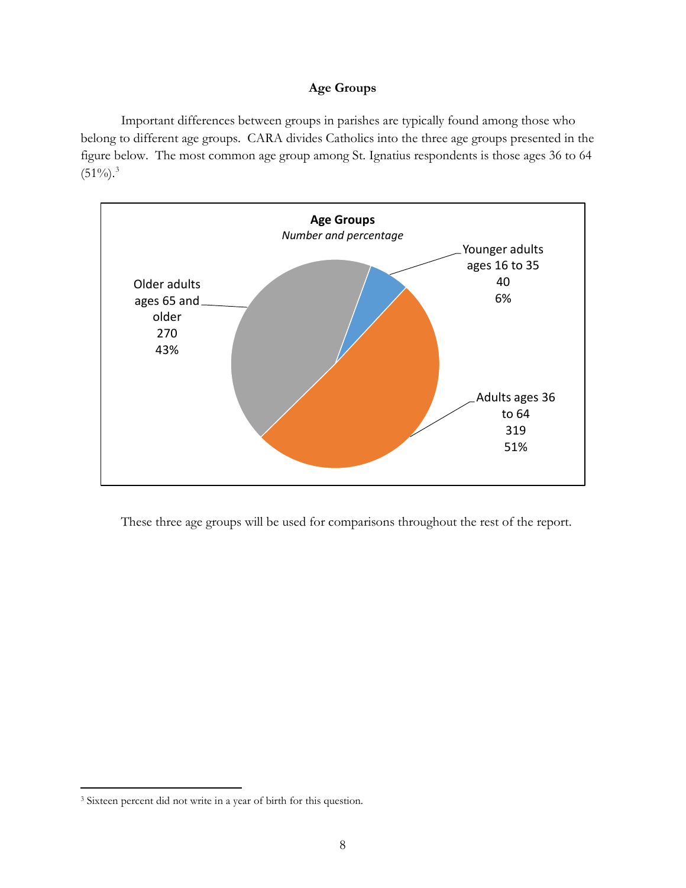## Age Groups

Important differences between groups in parishes are typically found among those who belong to different age groups. CARA divides Catholics into the three age groups presented in the figure below. The most common age group among St. Ignatius respondents is those ages 36 to 64 (51%).[3]

**Age Groups**
*Number and percentage*

| Age group | Number | Percentage |
|---|---|---|
| Younger adults ages 16 to 35 | 40 | 6% |
| Adults ages 36 to 64 | 319 | 51% |
| Older adults ages 65 and older | 270 | 43% |

These three age groups will be used for comparisons throughout the rest of the report.

[3] Sixteen percent did not write in a year of birth for this question.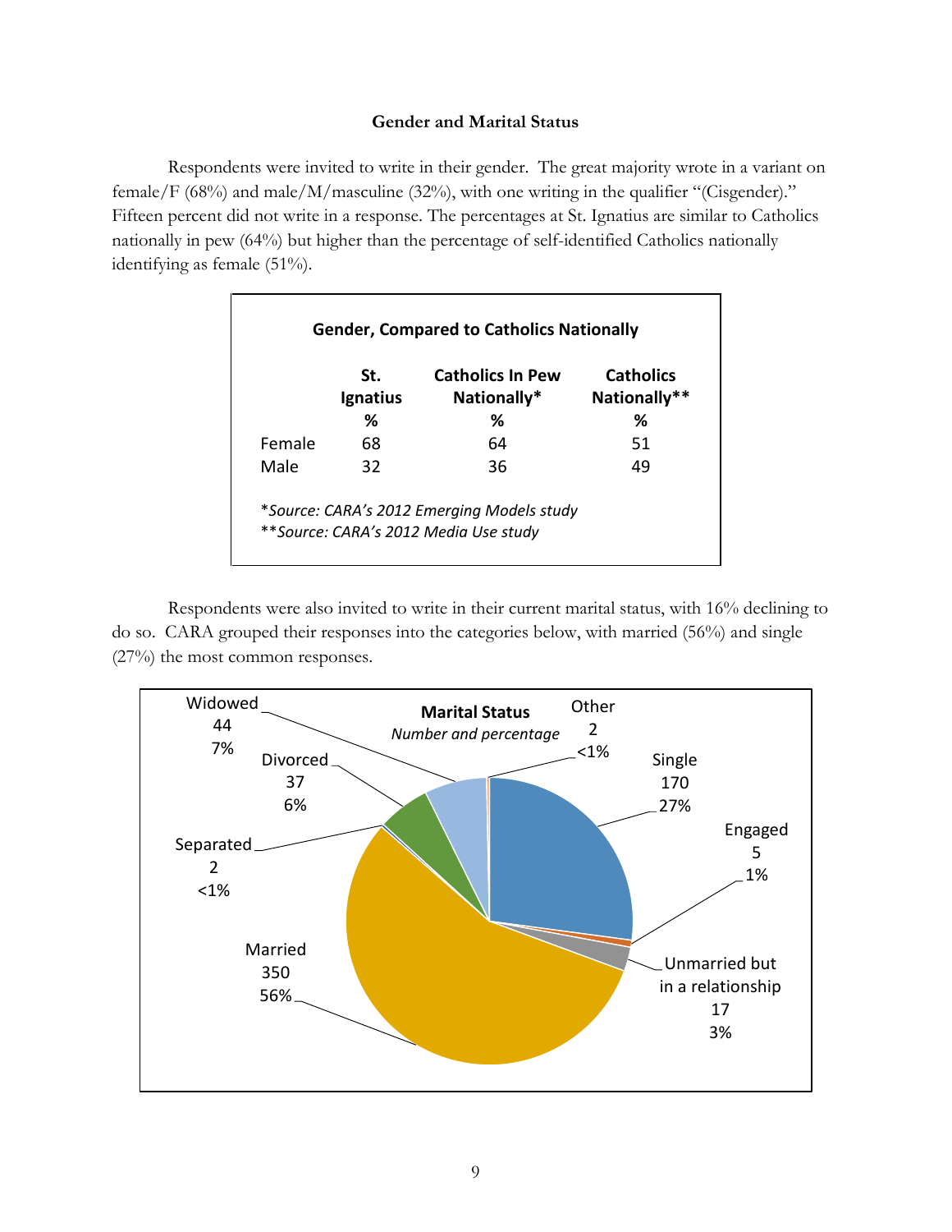### Gender and Marital Status

Respondents were invited to write in their gender. The great majority wrote in a variant on female/F (68%) and male/M/masculine (32%), with one writing in the qualifier "(Cisgender)." Fifteen percent did not write in a response. The percentages at St. Ignatius are similar to Catholics nationally in pew (64%) but higher than the percentage of self-identified Catholics nationally identifying as female (51%).

**Gender, Compared to Catholics Nationally**

| | St. Ignatius % | Catholics In Pew Nationally* % | Catholics Nationally** % |
|---|---|---|---|
| Female | 68 | 64 | 51 |
| Male | 32 | 36 | 49 |

**Source: CARA's 2012 Emerging Models study*
***Source: CARA's 2012 Media Use study*

Respondents were also invited to write in their current marital status, with 16% declining to do so. CARA grouped their responses into the categories below, with married (56%) and single (27%) the most common responses.

**Marital Status**
*Number and percentage*

| Status | Number | Percentage |
|---|---|---|
| Married | 350 | 56% |
| Single | 170 | 27% |
| Widowed | 44 | 7% |
| Divorced | 37 | 6% |
| Unmarried but in a relationship | 17 | 3% |
| Engaged | 5 | 1% |
| Separated | 2 | <1% |
| Other | 2 | <1% |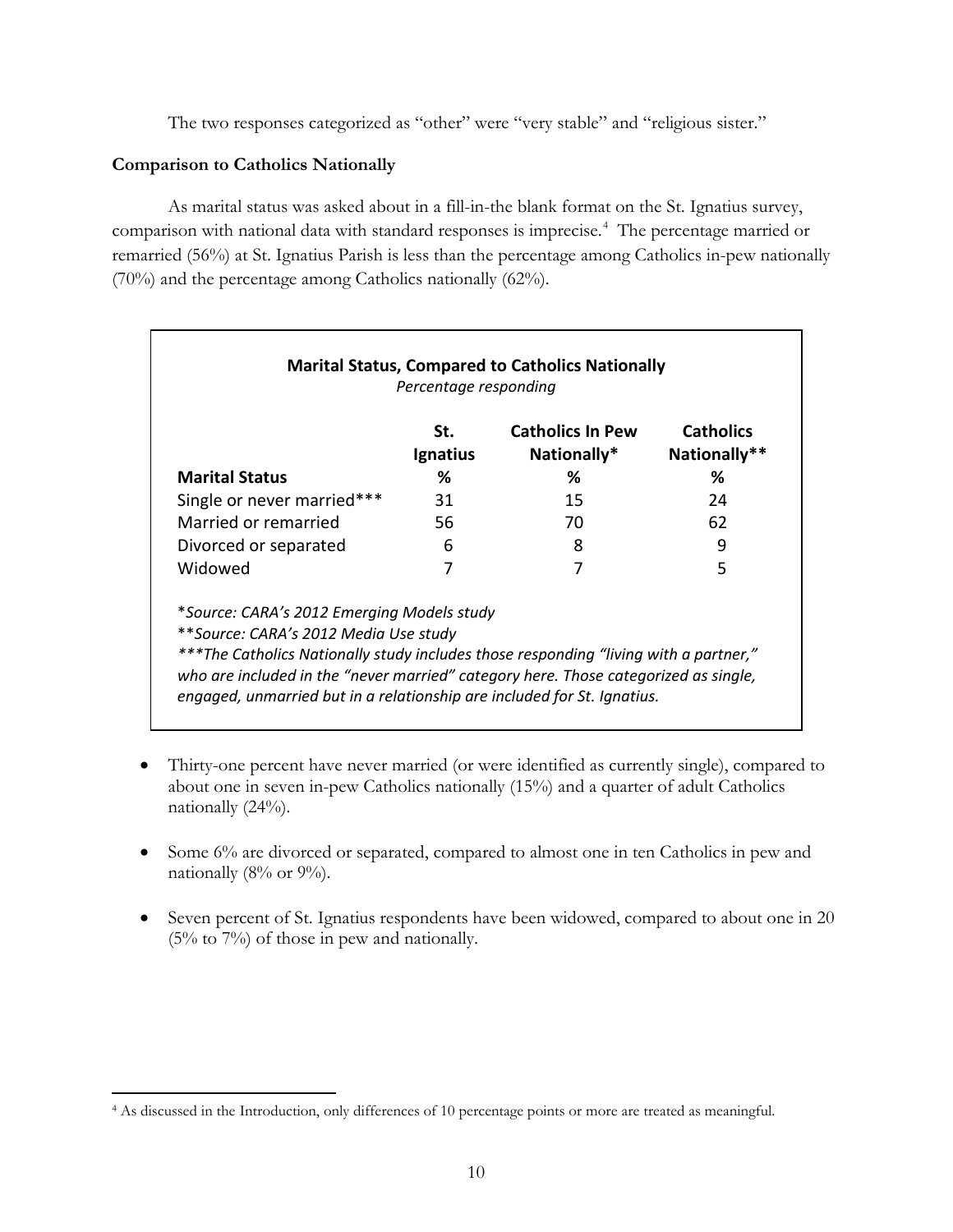The two responses categorized as "other" were "very stable" and "religious sister."

**Comparison to Catholics Nationally**

As marital status was asked about in a fill-in-the blank format on the St. Ignatius survey, comparison with national data with standard responses is imprecise.[4] The percentage married or remarried (56%) at St. Ignatius Parish is less than the percentage among Catholics in-pew nationally (70%) and the percentage among Catholics nationally (62%).

**Marital Status, Compared to Catholics Nationally**
*Percentage responding*

| Marital Status | St. Ignatius % | Catholics In Pew Nationally* % | Catholics Nationally** % |
|---|---|---|---|
| Single or never married*** | 31 | 15 | 24 |
| Married or remarried | 56 | 70 | 62 |
| Divorced or separated | 6 | 8 | 9 |
| Widowed | 7 | 7 | 5 |

**Source: CARA's 2012 Emerging Models study*
***Source: CARA's 2012 Media Use study*
****The Catholics Nationally study includes those responding "living with a partner," who are included in the "never married" category here. Those categorized as single, engaged, unmarried but in a relationship are included for St. Ignatius.*

- Thirty-one percent have never married (or were identified as currently single), compared to about one in seven in-pew Catholics nationally (15%) and a quarter of adult Catholics nationally (24%).
- Some 6% are divorced or separated, compared to almost one in ten Catholics in pew and nationally (8% or 9%).
- Seven percent of St. Ignatius respondents have been widowed, compared to about one in 20 (5% to 7%) of those in pew and nationally.

[4] As discussed in the Introduction, only differences of 10 percentage points or more are treated as meaningful.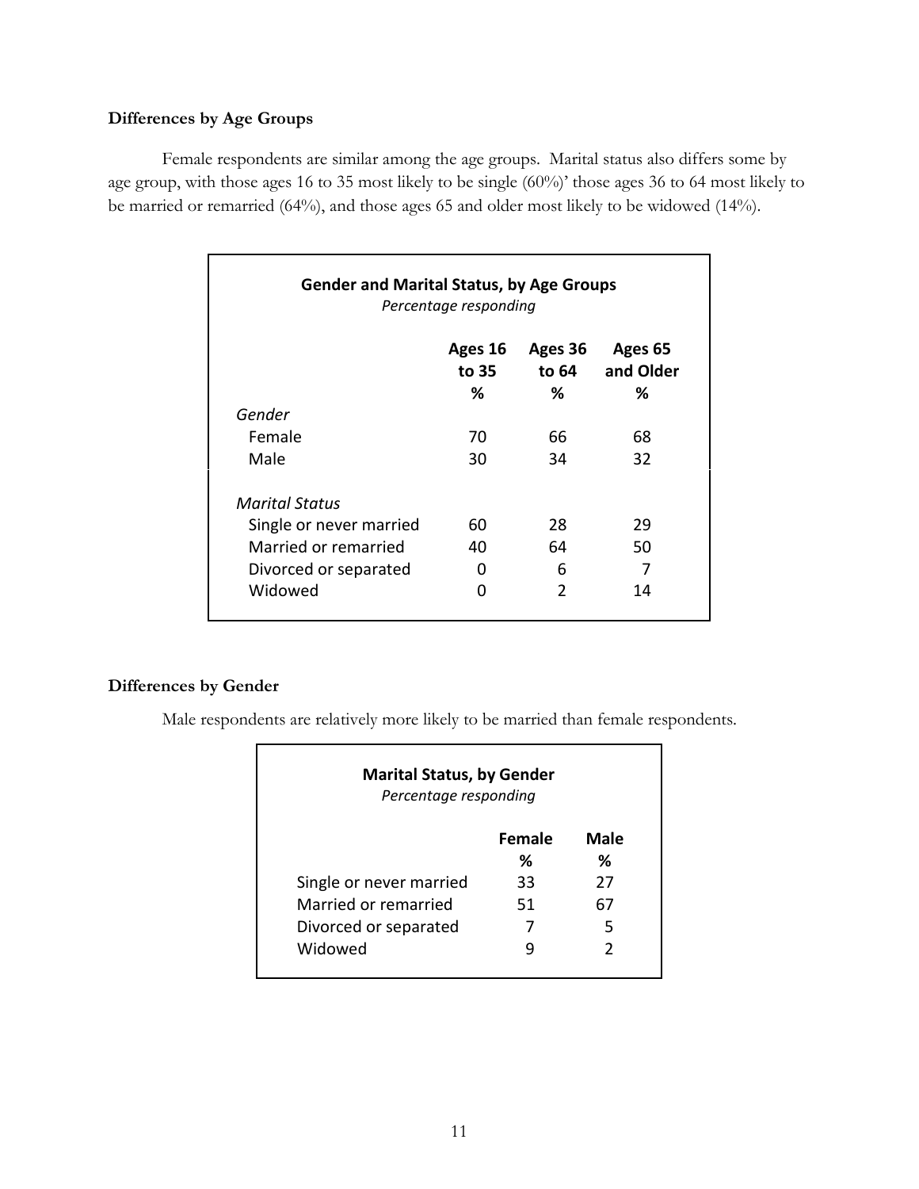### Differences by Age Groups

Female respondents are similar among the age groups. Marital status also differs some by age group, with those ages 16 to 35 most likely to be single (60%)' those ages 36 to 64 most likely to be married or remarried (64%), and those ages 65 and older most likely to be widowed (14%).

**Gender and Marital Status, by Age Groups**
*Percentage responding*

| | Ages 16 to 35 % | Ages 36 to 64 % | Ages 65 and Older % |
|---|---|---|---|
| *Gender* | | | |
| Female | 70 | 66 | 68 |
| Male | 30 | 34 | 32 |
| *Marital Status* | | | |
| Single or never married | 60 | 28 | 29 |
| Married or remarried | 40 | 64 | 50 |
| Divorced or separated | 0 | 6 | 7 |
| Widowed | 0 | 2 | 14 |

### Differences by Gender

Male respondents are relatively more likely to be married than female respondents.

**Marital Status, by Gender**
*Percentage responding*

| | Female % | Male % |
|---|---|---|
| Single or never married | 33 | 27 |
| Married or remarried | 51 | 67 |
| Divorced or separated | 7 | 5 |
| Widowed | 9 | 2 |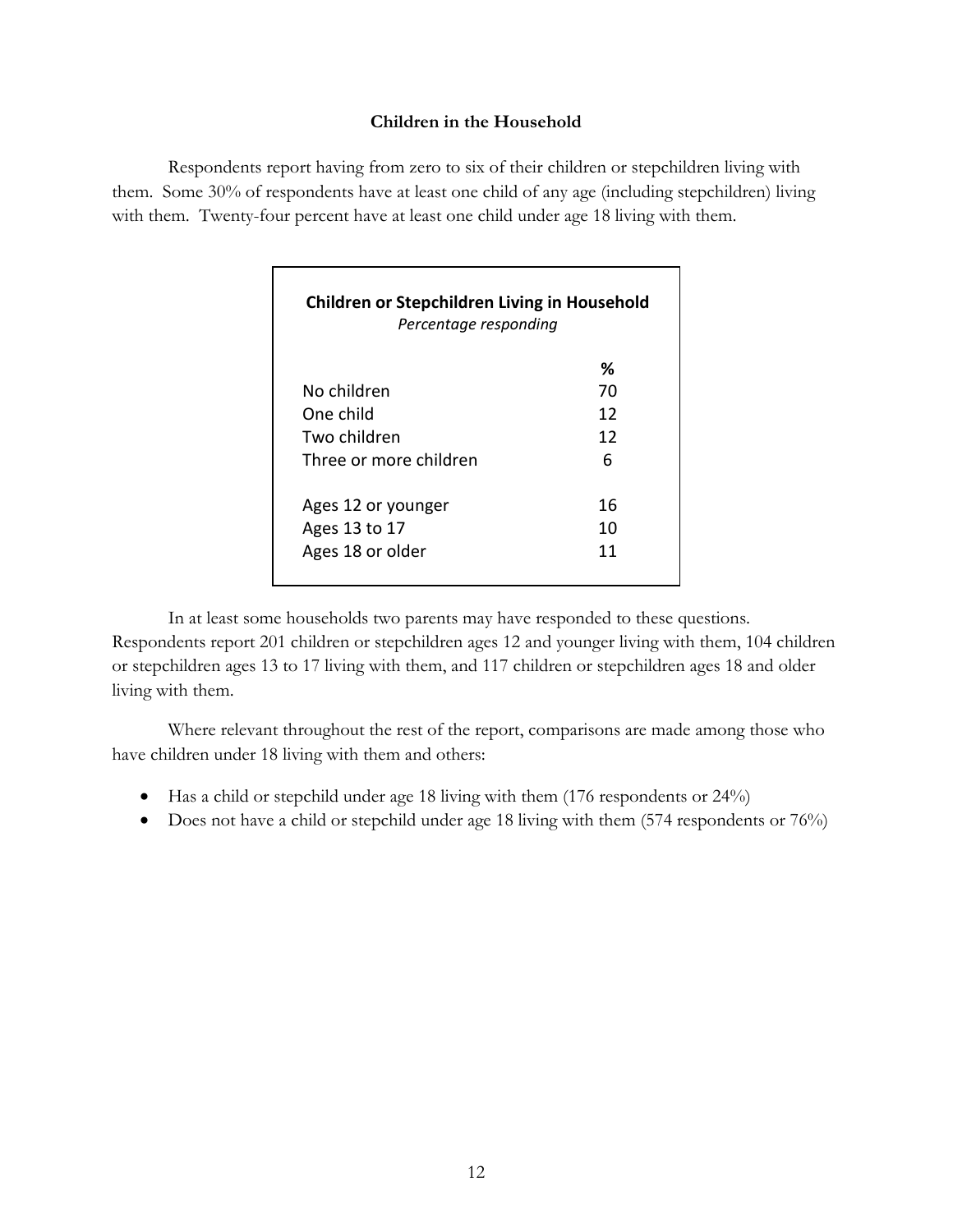## Children in the Household

Respondents report having from zero to six of their children or stepchildren living with them. Some 30% of respondents have at least one child of any age (including stepchildren) living with them. Twenty-four percent have at least one child under age 18 living with them.

**Children or Stepchildren Living in Household**
*Percentage responding*

| | % |
|---|---|
| No children | 70 |
| One child | 12 |
| Two children | 12 |
| Three or more children | 6 |
| | |
| Ages 12 or younger | 16 |
| Ages 13 to 17 | 10 |
| Ages 18 or older | 11 |

In at least some households two parents may have responded to these questions. Respondents report 201 children or stepchildren ages 12 and younger living with them, 104 children or stepchildren ages 13 to 17 living with them, and 117 children or stepchildren ages 18 and older living with them.

Where relevant throughout the rest of the report, comparisons are made among those who have children under 18 living with them and others:

- Has a child or stepchild under age 18 living with them (176 respondents or 24%)
- Does not have a child or stepchild under age 18 living with them (574 respondents or 76%)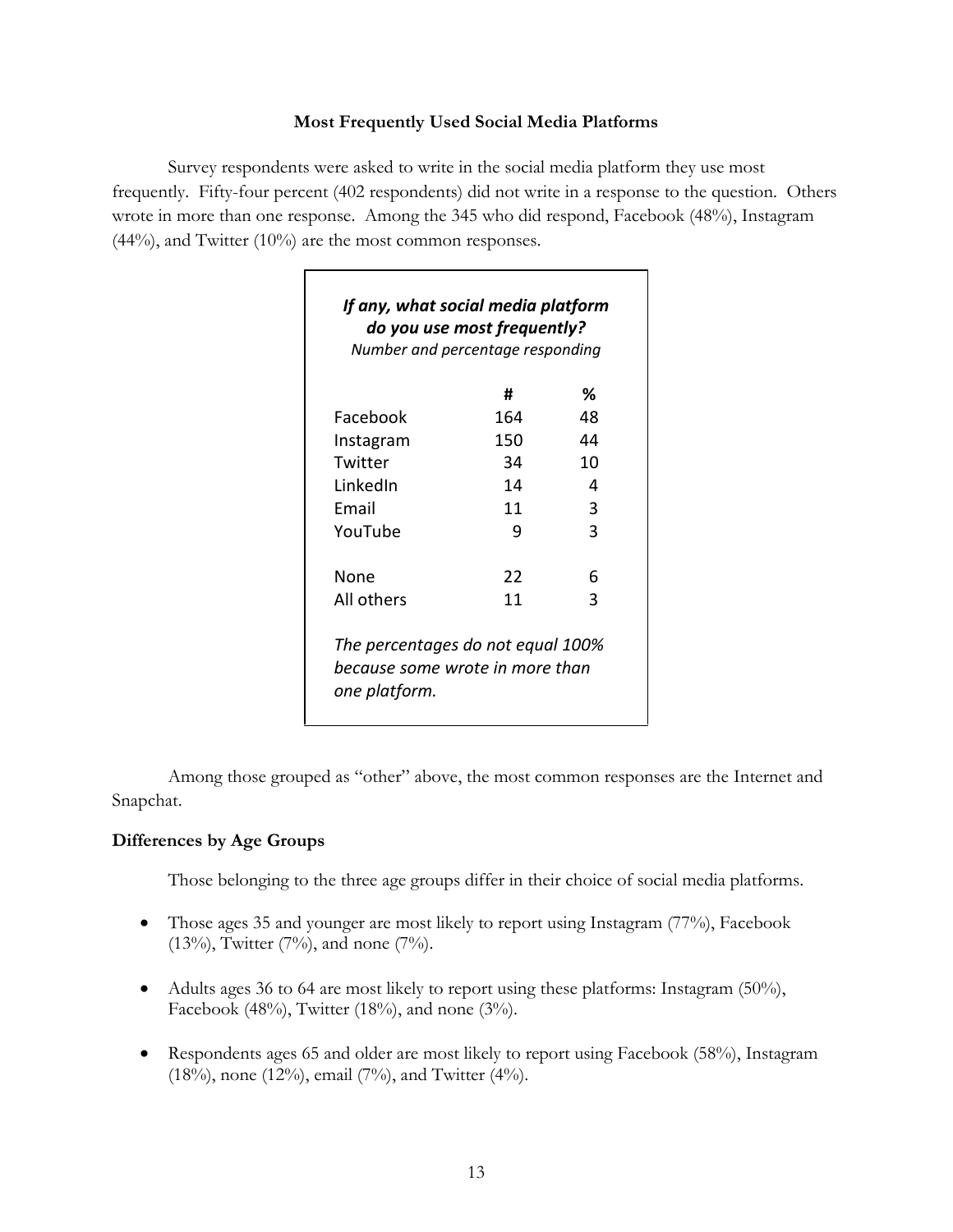## Most Frequently Used Social Media Platforms

Survey respondents were asked to write in the social media platform they use most frequently. Fifty-four percent (402 respondents) did not write in a response to the question. Others wrote in more than one response. Among the 345 who did respond, Facebook (48%), Instagram (44%), and Twitter (10%) are the most common responses.

***If any, what social media platform do you use most frequently?***
*Number and percentage responding*

| | # | % |
|---|---|---|
| Facebook | 164 | 48 |
| Instagram | 150 | 44 |
| Twitter | 34 | 10 |
| LinkedIn | 14 | 4 |
| Email | 11 | 3 |
| YouTube | 9 | 3 |
| None | 22 | 6 |
| All others | 11 | 3 |

*The percentages do not equal 100% because some wrote in more than one platform.*

Among those grouped as "other" above, the most common responses are the Internet and Snapchat.

### Differences by Age Groups

Those belonging to the three age groups differ in their choice of social media platforms.

- Those ages 35 and younger are most likely to report using Instagram (77%), Facebook (13%), Twitter (7%), and none (7%).
- Adults ages 36 to 64 are most likely to report using these platforms: Instagram (50%), Facebook (48%), Twitter (18%), and none (3%).
- Respondents ages 65 and older are most likely to report using Facebook (58%), Instagram (18%), none (12%), email (7%), and Twitter (4%).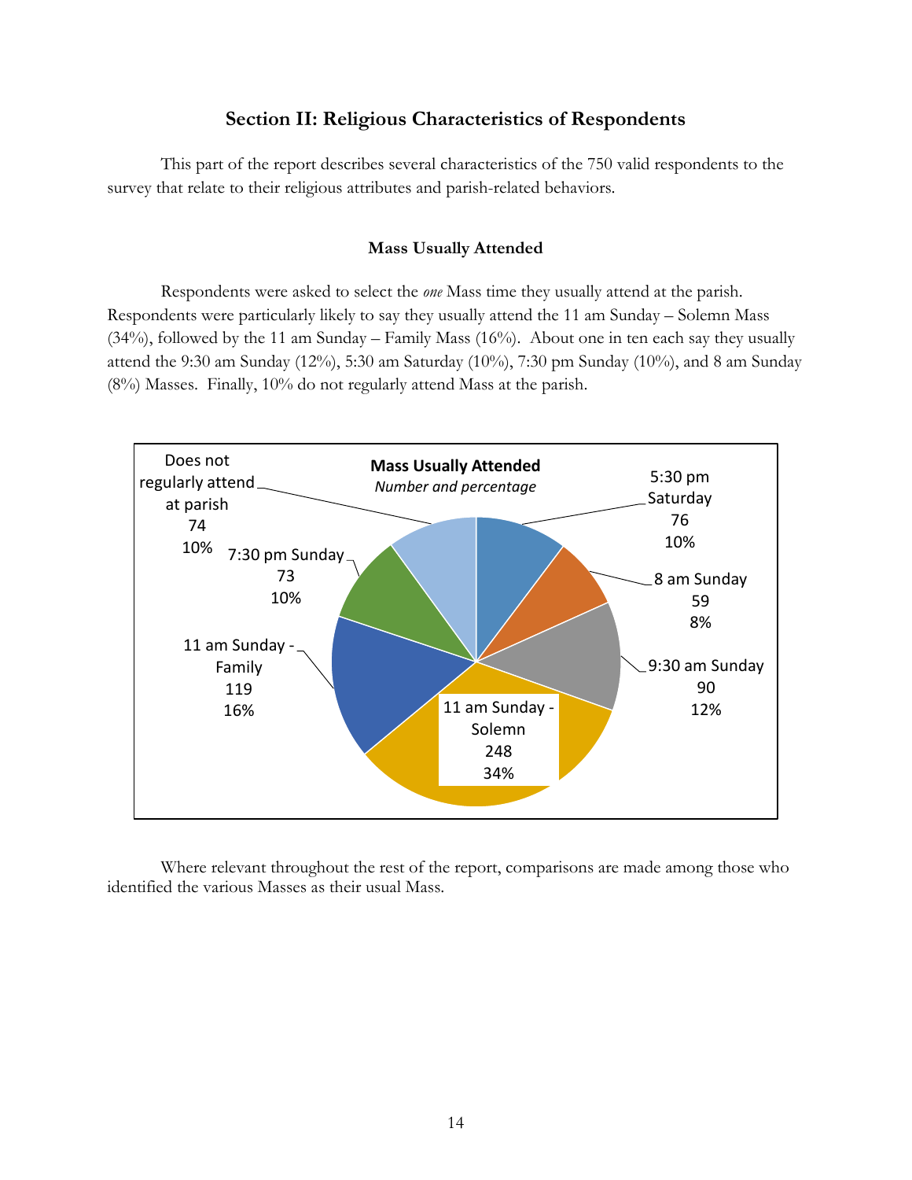## Section II: Religious Characteristics of Respondents

This part of the report describes several characteristics of the 750 valid respondents to the survey that relate to their religious attributes and parish-related behaviors.

### Mass Usually Attended

Respondents were asked to select the *one* Mass time they usually attend at the parish. Respondents were particularly likely to say they usually attend the 11 am Sunday – Solemn Mass (34%), followed by the 11 am Sunday – Family Mass (16%). About one in ten each say they usually attend the 9:30 am Sunday (12%), 5:30 am Saturday (10%), 7:30 pm Sunday (10%), and 8 am Sunday (8%) Masses. Finally, 10% do not regularly attend Mass at the parish.

**Mass Usually Attended**
*Number and percentage*

| Mass | Number | Percentage |
|---|---|---|
| 5:30 pm Saturday | 76 | 10% |
| 8 am Sunday | 59 | 8% |
| 9:30 am Sunday | 90 | 12% |
| 11 am Sunday - Solemn | 248 | 34% |
| 11 am Sunday - Family | 119 | 16% |
| 7:30 pm Sunday | 73 | 10% |
| Does not regularly attend at parish | 74 | 10% |

Where relevant throughout the rest of the report, comparisons are made among those who identified the various Masses as their usual Mass.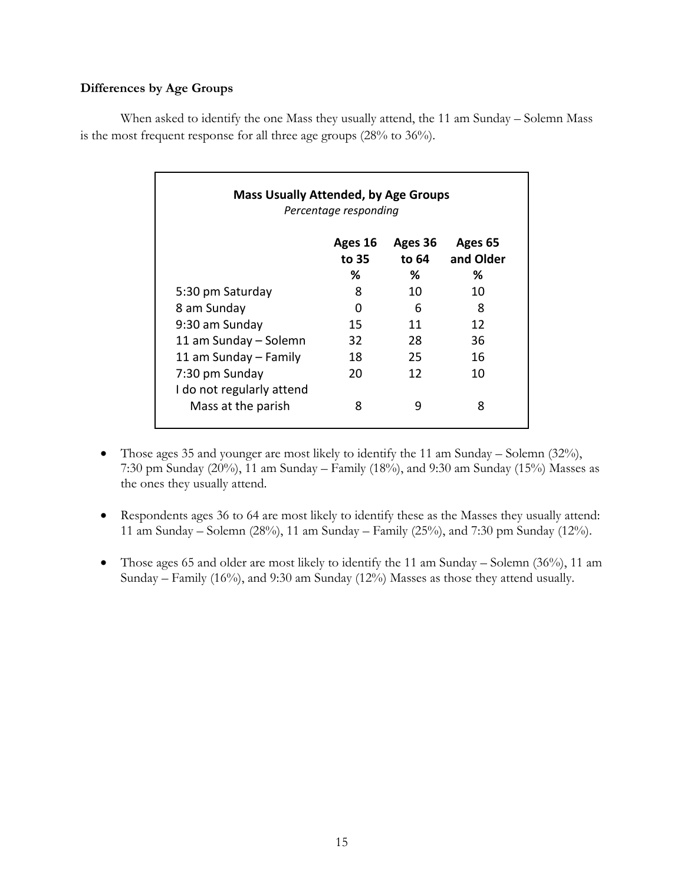### Differences by Age Groups

When asked to identify the one Mass they usually attend, the 11 am Sunday – Solemn Mass is the most frequent response for all three age groups (28% to 36%).

**Mass Usually Attended, by Age Groups**
*Percentage responding*

| | Ages 16 to 35 % | Ages 36 to 64 % | Ages 65 and Older % |
|---|---|---|---|
| 5:30 pm Saturday | 8 | 10 | 10 |
| 8 am Sunday | 0 | 6 | 8 |
| 9:30 am Sunday | 15 | 11 | 12 |
| 11 am Sunday – Solemn | 32 | 28 | 36 |
| 11 am Sunday – Family | 18 | 25 | 16 |
| 7:30 pm Sunday | 20 | 12 | 10 |
| I do not regularly attend Mass at the parish | 8 | 9 | 8 |

- Those ages 35 and younger are most likely to identify the 11 am Sunday – Solemn (32%), 7:30 pm Sunday (20%), 11 am Sunday – Family (18%), and 9:30 am Sunday (15%) Masses as the ones they usually attend.
- Respondents ages 36 to 64 are most likely to identify these as the Masses they usually attend: 11 am Sunday – Solemn (28%), 11 am Sunday – Family (25%), and 7:30 pm Sunday (12%).
- Those ages 65 and older are most likely to identify the 11 am Sunday – Solemn (36%), 11 am Sunday – Family (16%), and 9:30 am Sunday (12%) Masses as those they attend usually.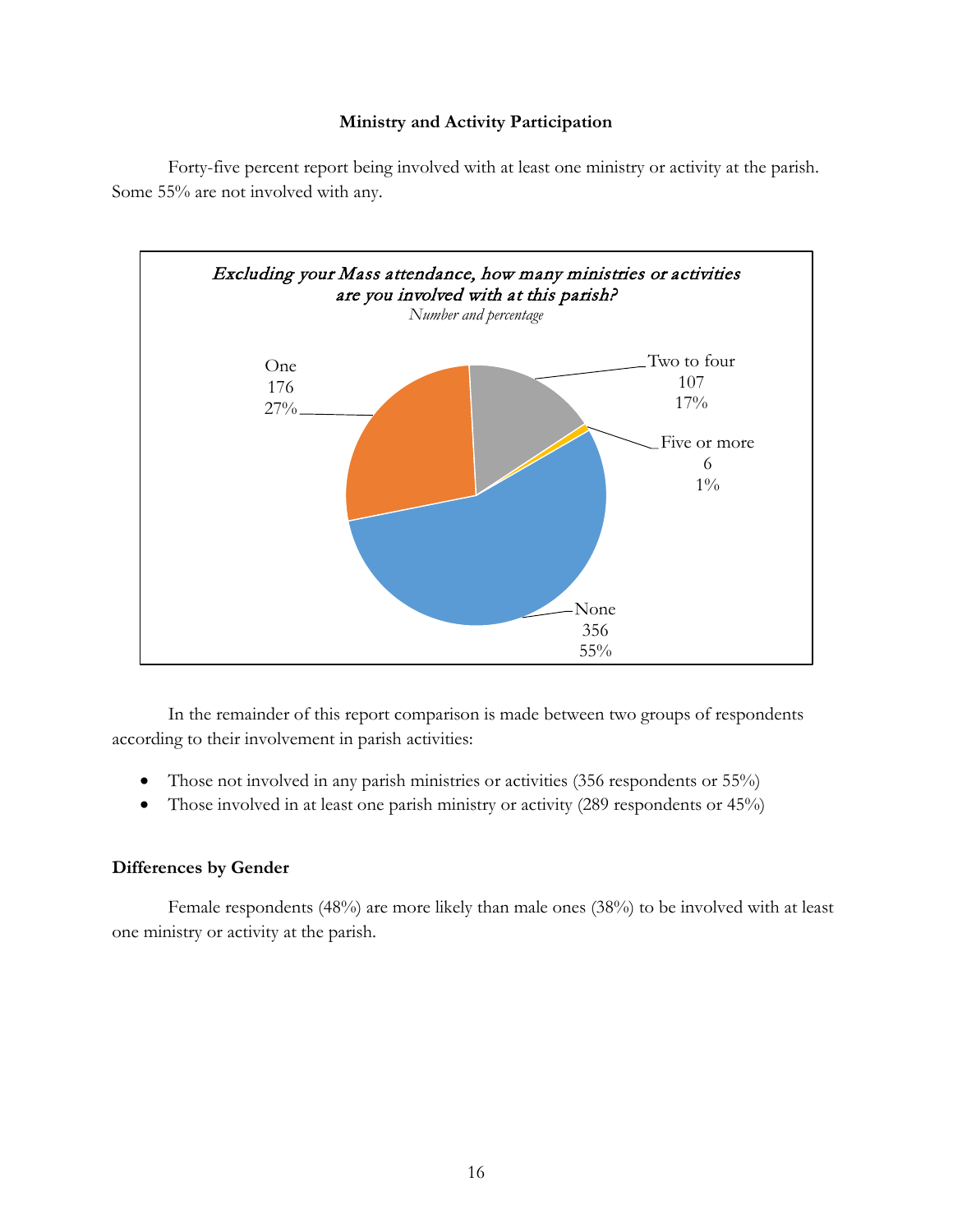## Ministry and Activity Participation

Forty-five percent report being involved with at least one ministry or activity at the parish. Some 55% are not involved with any.

*Excluding your Mass attendance, how many ministries or activities are you involved with at this parish?*
*Number and percentage*

| Response | Number | Percentage |
|---|---|---|
| None | 356 | 55% |
| One | 176 | 27% |
| Two to four | 107 | 17% |
| Five or more | 6 | 1% |

In the remainder of this report comparison is made between two groups of respondents according to their involvement in parish activities:

- Those not involved in any parish ministries or activities (356 respondents or 55%)
- Those involved in at least one parish ministry or activity (289 respondents or 45%)

### Differences by Gender

Female respondents (48%) are more likely than male ones (38%) to be involved with at least one ministry or activity at the parish.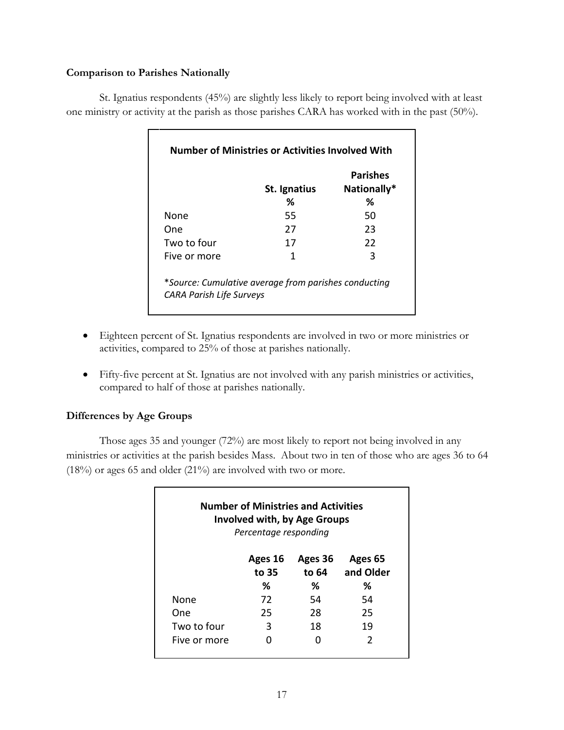### Comparison to Parishes Nationally

St. Ignatius respondents (45%) are slightly less likely to report being involved with at least one ministry or activity at the parish as those parishes CARA has worked with in the past (50%).

**Number of Ministries or Activities Involved With**

| | St. Ignatius | Parishes Nationally* |
|---|---|---|
| | % | % |
| None | 55 | 50 |
| One | 27 | 23 |
| Two to four | 17 | 22 |
| Five or more | 1 | 3 |

**Source: Cumulative average from parishes conducting CARA Parish Life Surveys*

- Eighteen percent of St. Ignatius respondents are involved in two or more ministries or activities, compared to 25% of those at parishes nationally.
- Fifty-five percent at St. Ignatius are not involved with any parish ministries or activities, compared to half of those at parishes nationally.

### Differences by Age Groups

Those ages 35 and younger (72%) are most likely to report not being involved in any ministries or activities at the parish besides Mass. About two in ten of those who are ages 36 to 64 (18%) or ages 65 and older (21%) are involved with two or more.

**Number of Ministries and Activities Involved with, by Age Groups**
*Percentage responding*

| | Ages 16 to 35 | Ages 36 to 64 | Ages 65 and Older |
|---|---|---|---|
| | % | % | % |
| None | 72 | 54 | 54 |
| One | 25 | 28 | 25 |
| Two to four | 3 | 18 | 19 |
| Five or more | 0 | 0 | 2 |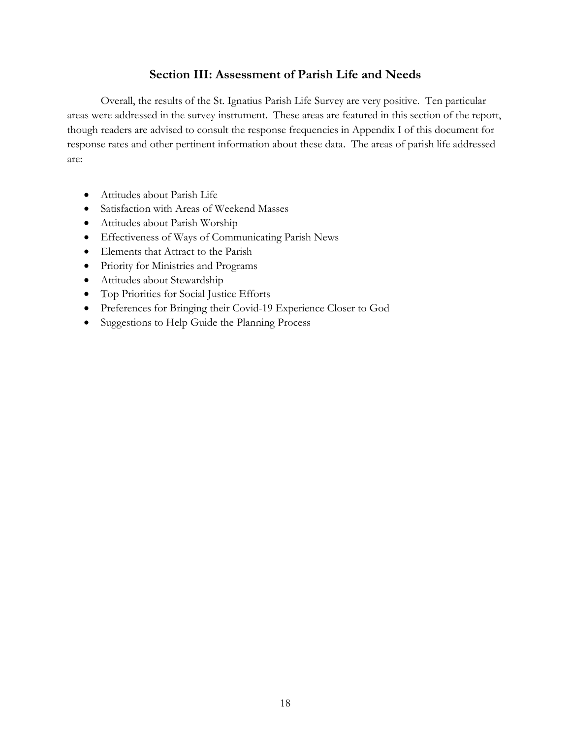## Section III: Assessment of Parish Life and Needs

Overall, the results of the St. Ignatius Parish Life Survey are very positive. Ten particular areas were addressed in the survey instrument. These areas are featured in this section of the report, though readers are advised to consult the response frequencies in Appendix I of this document for response rates and other pertinent information about these data. The areas of parish life addressed are:

- Attitudes about Parish Life
- Satisfaction with Areas of Weekend Masses
- Attitudes about Parish Worship
- Effectiveness of Ways of Communicating Parish News
- Elements that Attract to the Parish
- Priority for Ministries and Programs
- Attitudes about Stewardship
- Top Priorities for Social Justice Efforts
- Preferences for Bringing their Covid-19 Experience Closer to God
- Suggestions to Help Guide the Planning Process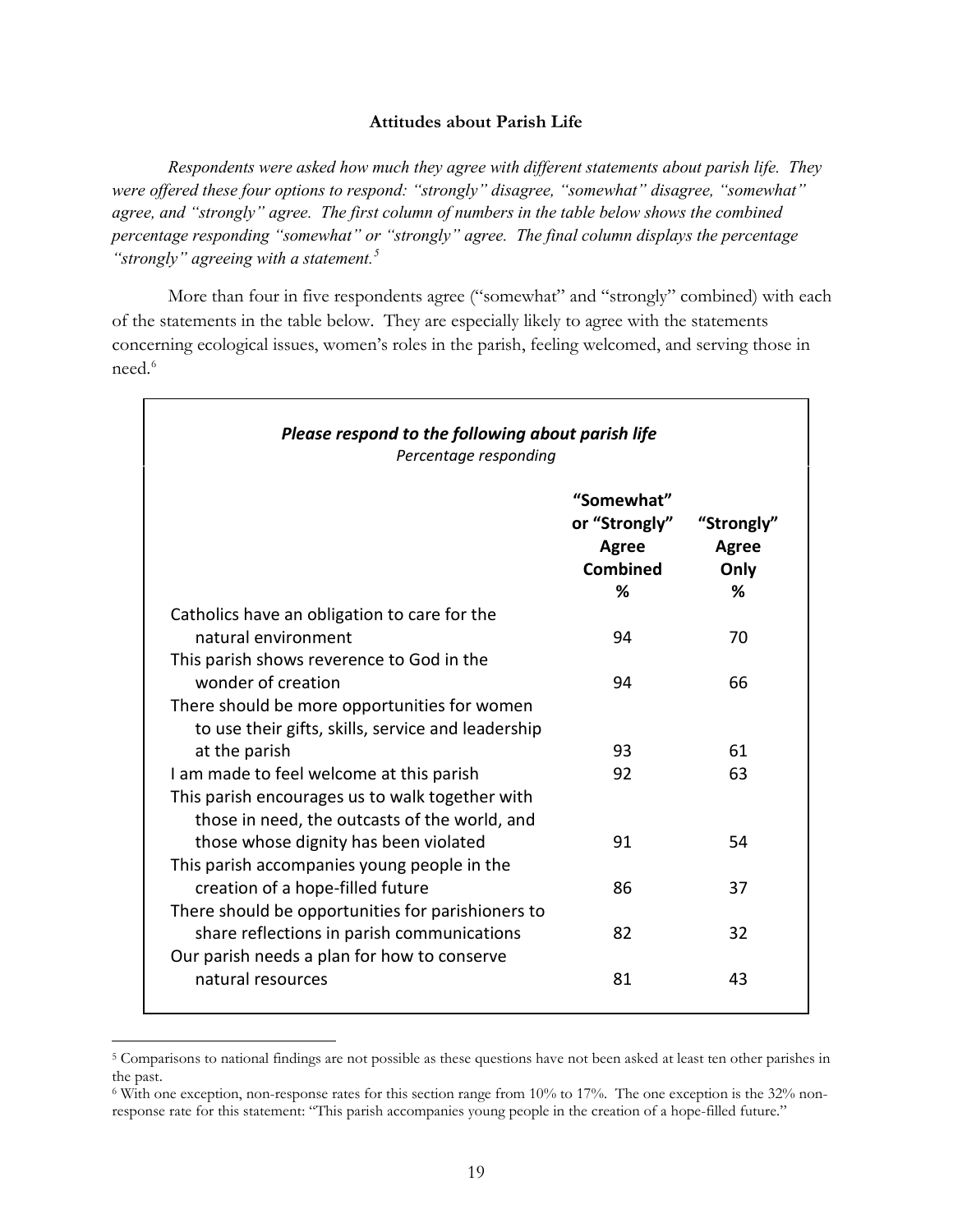## Attitudes about Parish Life

*Respondents were asked how much they agree with different statements about parish life. They were offered these four options to respond: "strongly" disagree, "somewhat" disagree, "somewhat" agree, and "strongly" agree. The first column of numbers in the table below shows the combined percentage responding "somewhat" or "strongly" agree. The final column displays the percentage "strongly" agreeing with a statement.*[5]

More than four in five respondents agree ("somewhat" and "strongly" combined) with each of the statements in the table below. They are especially likely to agree with the statements concerning ecological issues, women's roles in the parish, feeling welcomed, and serving those in need.[6]

***Please respond to the following about parish life***
*Percentage responding*

| | "Somewhat" or "Strongly" Agree Combined % | "Strongly" Agree Only % |
|---|---|---|
| Catholics have an obligation to care for the natural environment | 94 | 70 |
| This parish shows reverence to God in the wonder of creation | 94 | 66 |
| There should be more opportunities for women to use their gifts, skills, service and leadership at the parish | 93 | 61 |
| I am made to feel welcome at this parish | 92 | 63 |
| This parish encourages us to walk together with those in need, the outcasts of the world, and those whose dignity has been violated | 91 | 54 |
| This parish accompanies young people in the creation of a hope-filled future | 86 | 37 |
| There should be opportunities for parishioners to share reflections in parish communications | 82 | 32 |
| Our parish needs a plan for how to conserve natural resources | 81 | 43 |

[5] Comparisons to national findings are not possible as these questions have not been asked at least ten other parishes in the past.

[6] With one exception, non-response rates for this section range from 10% to 17%. The one exception is the 32% non-response rate for this statement: "This parish accompanies young people in the creation of a hope-filled future."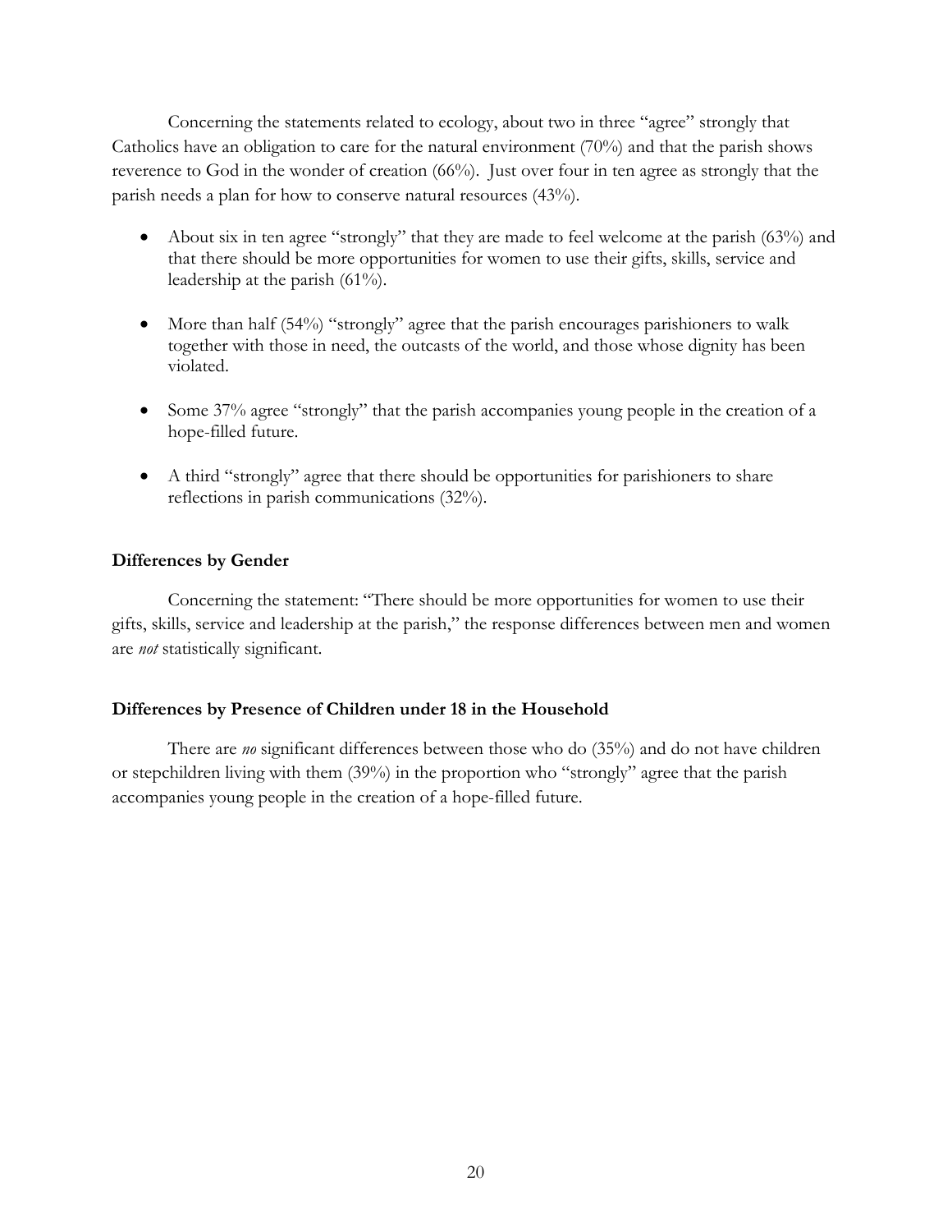Concerning the statements related to ecology, about two in three "agree" strongly that Catholics have an obligation to care for the natural environment (70%) and that the parish shows reverence to God in the wonder of creation (66%). Just over four in ten agree as strongly that the parish needs a plan for how to conserve natural resources (43%).

- About six in ten agree "strongly" that they are made to feel welcome at the parish (63%) and that there should be more opportunities for women to use their gifts, skills, service and leadership at the parish (61%).

- More than half (54%) "strongly" agree that the parish encourages parishioners to walk together with those in need, the outcasts of the world, and those whose dignity has been violated.

- Some 37% agree "strongly" that the parish accompanies young people in the creation of a hope-filled future.

- A third "strongly" agree that there should be opportunities for parishioners to share reflections in parish communications (32%).

**Differences by Gender**

Concerning the statement: "There should be more opportunities for women to use their gifts, skills, service and leadership at the parish," the response differences between men and women are *not* statistically significant.

**Differences by Presence of Children under 18 in the Household**

There are *no* significant differences between those who do (35%) and do not have children or stepchildren living with them (39%) in the proportion who "strongly" agree that the parish accompanies young people in the creation of a hope-filled future.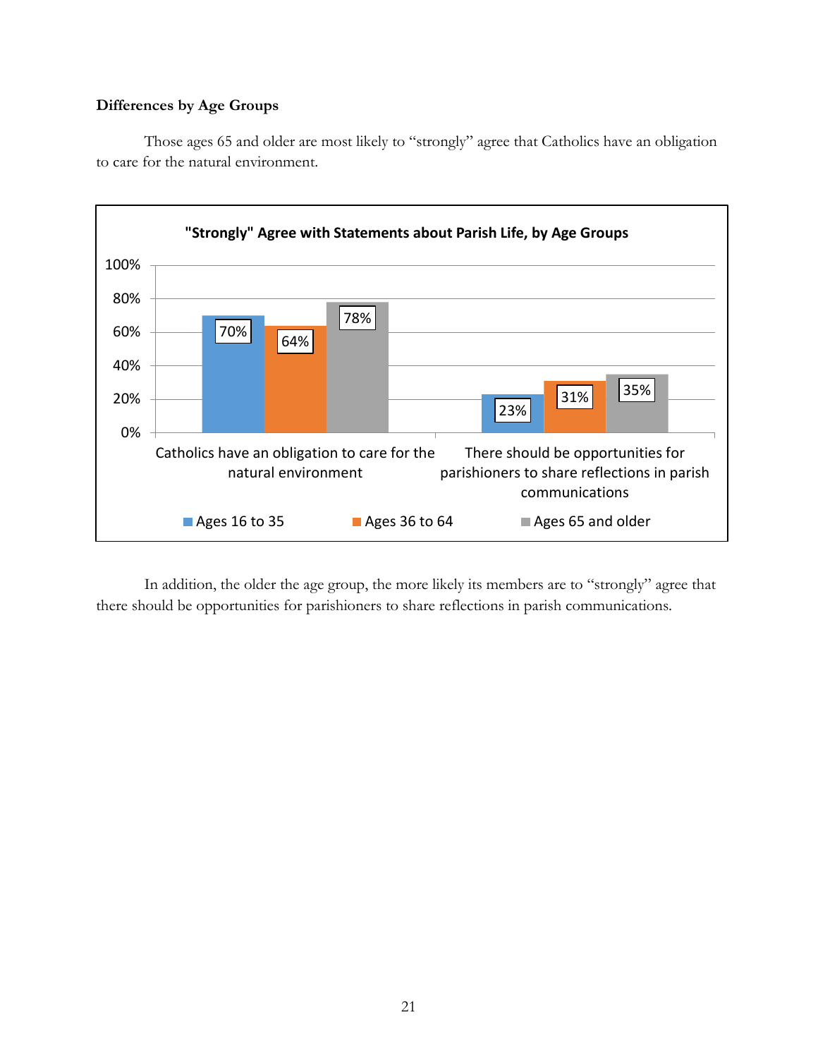**Differences by Age Groups**

Those ages 65 and older are most likely to "strongly" agree that Catholics have an obligation to care for the natural environment.

**"Strongly" Agree with Statements about Parish Life, by Age Groups**

| | Ages 16 to 35 | Ages 36 to 64 | Ages 65 and older |
|---|---|---|---|
| Catholics have an obligation to care for the natural environment | 70% | 64% | 78% |
| There should be opportunities for parishioners to share reflections in parish communications | 23% | 31% | 35% |

In addition, the older the age group, the more likely its members are to "strongly" agree that there should be opportunities for parishioners to share reflections in parish communications.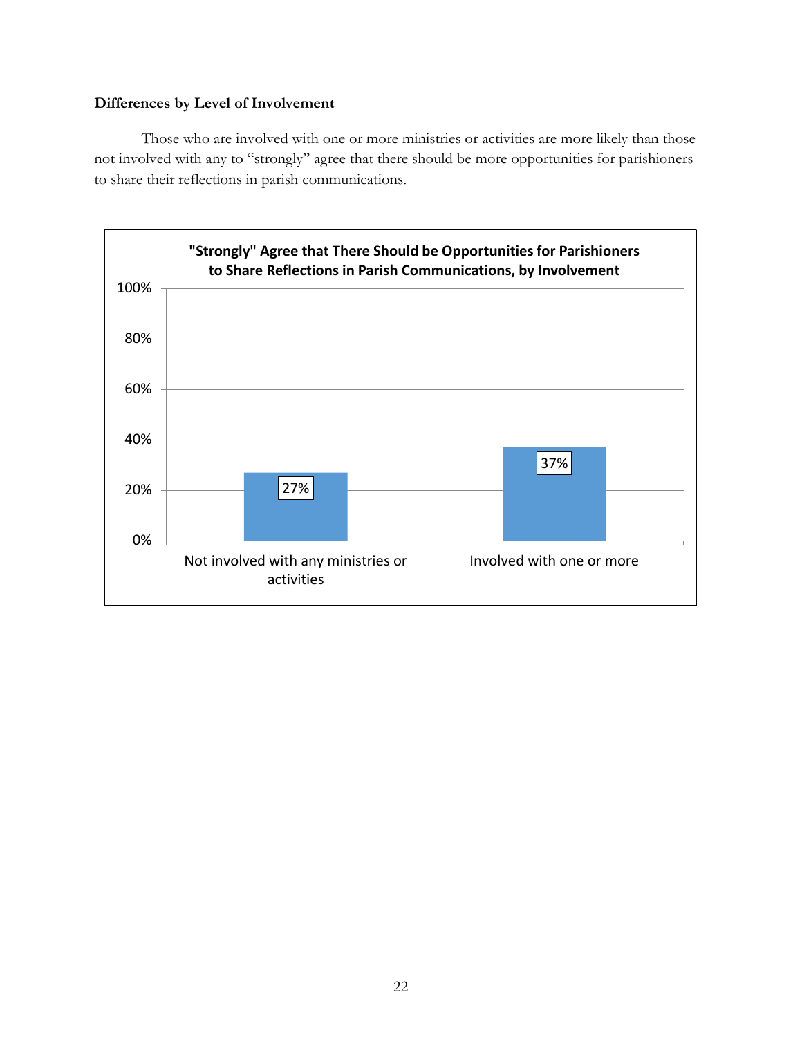**Differences by Level of Involvement**

Those who are involved with one or more ministries or activities are more likely than those not involved with any to "strongly" agree that there should be more opportunities for parishioners to share their reflections in parish communications.

**"Strongly" Agree that There Should be Opportunities for Parishioners to Share Reflections in Parish Communications, by Involvement**

| | "Strongly" Agree |
|---|---|
| Not involved with any ministries or activities | 27% |
| Involved with one or more | 37% |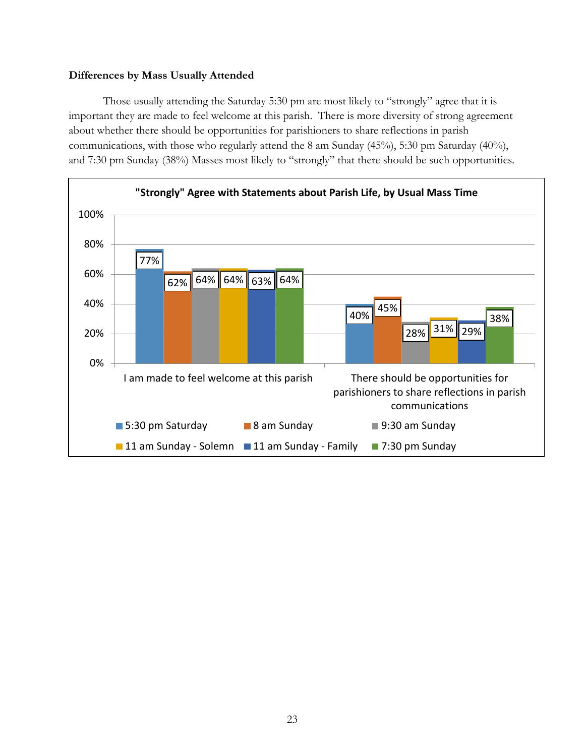**Differences by Mass Usually Attended**

Those usually attending the Saturday 5:30 pm are most likely to "strongly" agree that it is important they are made to feel welcome at this parish. There is more diversity of strong agreement about whether there should be opportunities for parishioners to share reflections in parish communications, with those who regularly attend the 8 am Sunday (45%), 5:30 pm Saturday (40%), and 7:30 pm Sunday (38%) Masses most likely to "strongly" that there should be such opportunities.

**"Strongly" Agree with Statements about Parish Life, by Usual Mass Time**

| | 5:30 pm Saturday | 8 am Sunday | 9:30 am Sunday | 11 am Sunday - Solemn | 11 am Sunday - Family | 7:30 pm Sunday |
|---|---|---|---|---|---|---|
| I am made to feel welcome at this parish | 77% | 62% | 64% | 64% | 63% | 64% |
| There should be opportunities for parishioners to share reflections in parish communications | 40% | 45% | 28% | 31% | 29% | 38% |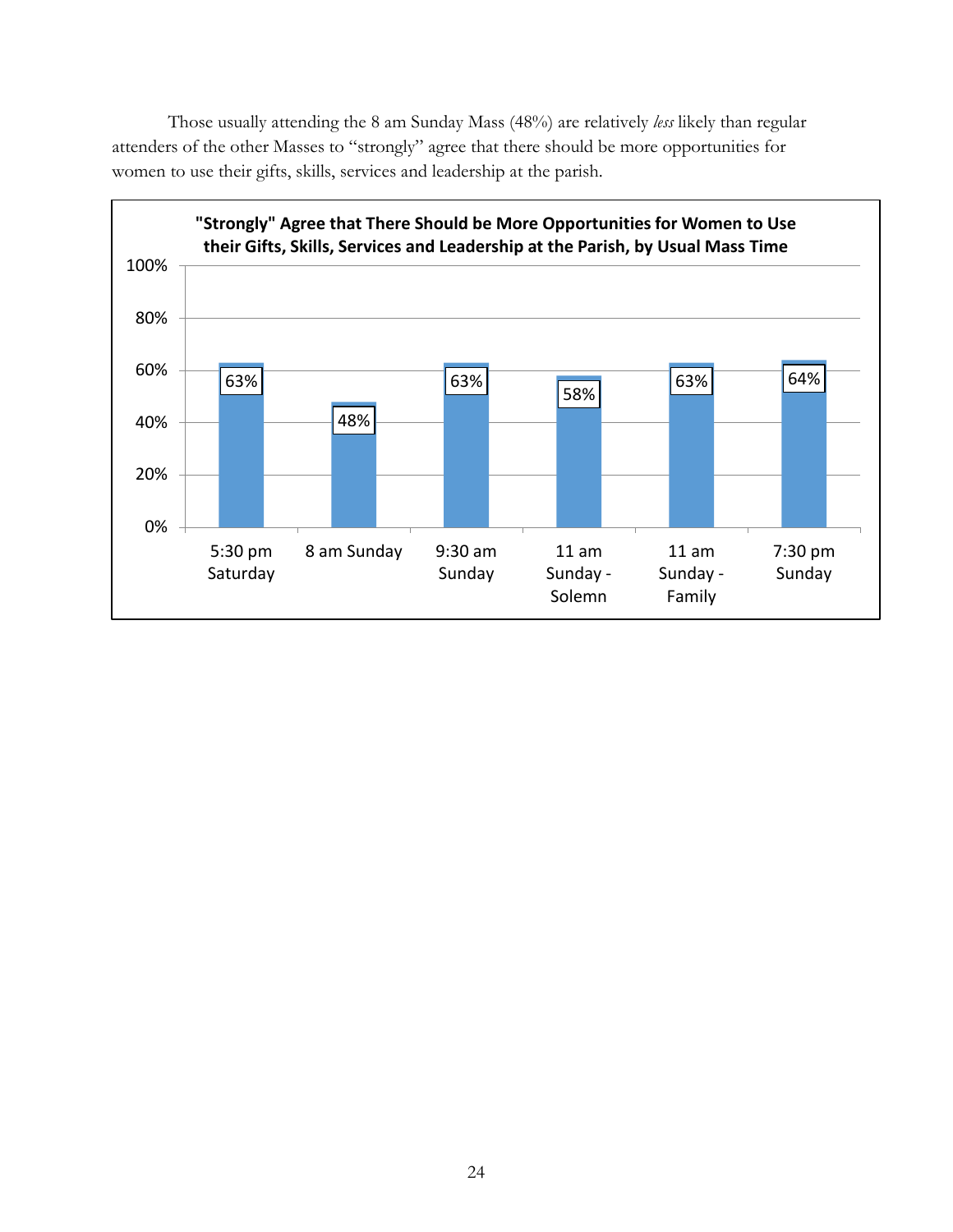Those usually attending the 8 am Sunday Mass (48%) are relatively *less* likely than regular attenders of the other Masses to "strongly" agree that there should be more opportunities for women to use their gifts, skills, services and leadership at the parish.

**"Strongly" Agree that There Should be More Opportunities for Women to Use their Gifts, Skills, Services and Leadership at the Parish, by Usual Mass Time**

| Usual Mass Time | "Strongly" Agree |
| --- | --- |
| 5:30 pm Saturday | 63% |
| 8 am Sunday | 48% |
| 9:30 am Sunday | 63% |
| 11 am Sunday - Solemn | 58% |
| 11 am Sunday - Family | 63% |
| 7:30 pm Sunday | 64% |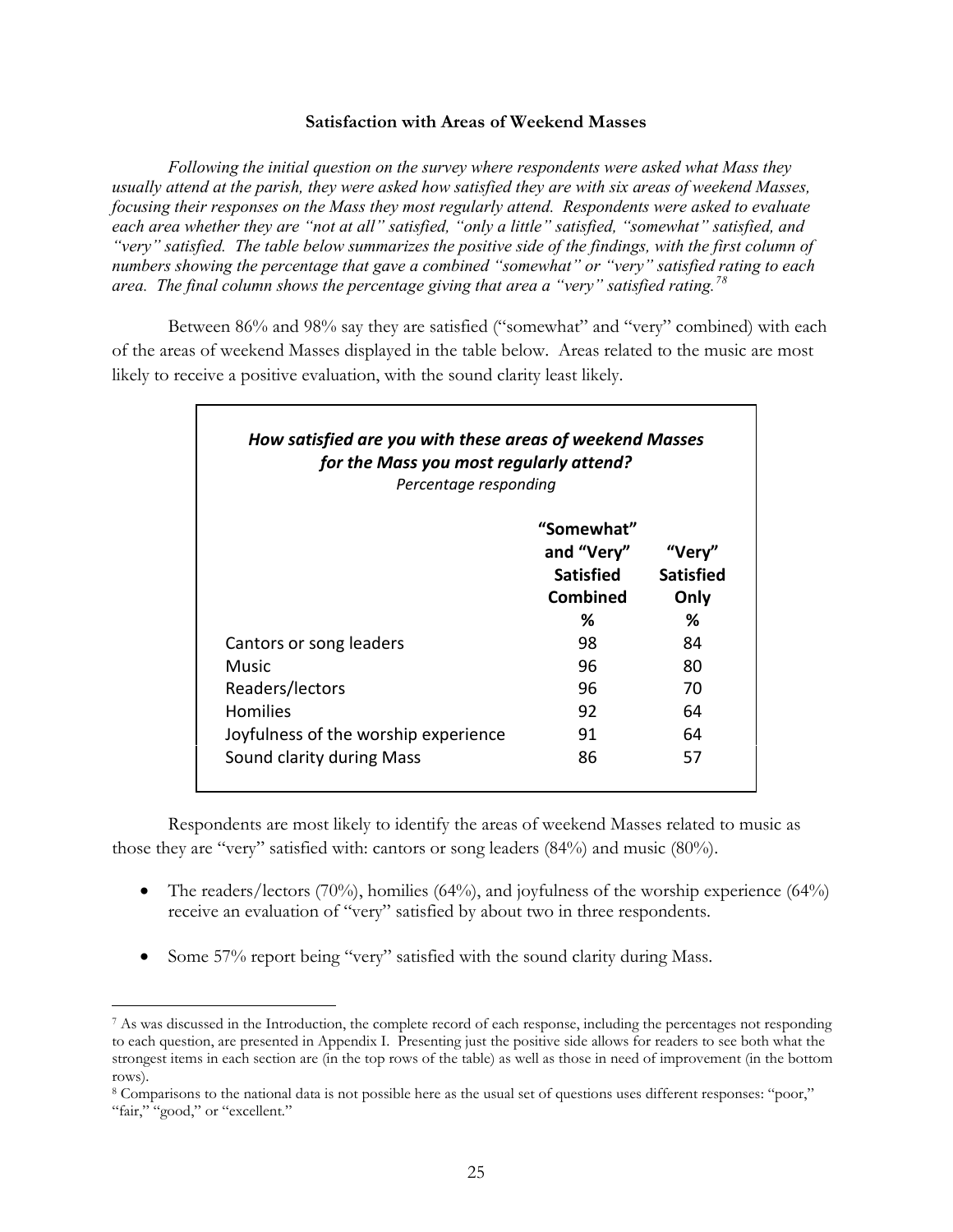### Satisfaction with Areas of Weekend Masses

*Following the initial question on the survey where respondents were asked what Mass they usually attend at the parish, they were asked how satisfied they are with six areas of weekend Masses, focusing their responses on the Mass they most regularly attend. Respondents were asked to evaluate each area whether they are "not at all" satisfied, "only a little" satisfied, "somewhat" satisfied, and "very" satisfied. The table below summarizes the positive side of the findings, with the first column of numbers showing the percentage that gave a combined "somewhat" or "very" satisfied rating to each area. The final column shows the percentage giving that area a "very" satisfied rating.*[7,8]

Between 86% and 98% say they are satisfied ("somewhat" and "very" combined) with each of the areas of weekend Masses displayed in the table below. Areas related to the music are most likely to receive a positive evaluation, with the sound clarity least likely.

***How satisfied are you with these areas of weekend Masses for the Mass you most regularly attend?***
*Percentage responding*

| | "Somewhat" and "Very" Satisfied Combined % | "Very" Satisfied Only % |
|---|---|---|
| Cantors or song leaders | 98 | 84 |
| Music | 96 | 80 |
| Readers/lectors | 96 | 70 |
| Homilies | 92 | 64 |
| Joyfulness of the worship experience | 91 | 64 |
| Sound clarity during Mass | 86 | 57 |

Respondents are most likely to identify the areas of weekend Masses related to music as those they are "very" satisfied with: cantors or song leaders (84%) and music (80%).

- The readers/lectors (70%), homilies (64%), and joyfulness of the worship experience (64%) receive an evaluation of "very" satisfied by about two in three respondents.
- Some 57% report being "very" satisfied with the sound clarity during Mass.

---

[7] As was discussed in the Introduction, the complete record of each response, including the percentages not responding to each question, are presented in Appendix I. Presenting just the positive side allows for readers to see both what the strongest items in each section are (in the top rows of the table) as well as those in need of improvement (in the bottom rows).

[8] Comparisons to the national data is not possible here as the usual set of questions uses different responses: "poor," "fair," "good," or "excellent."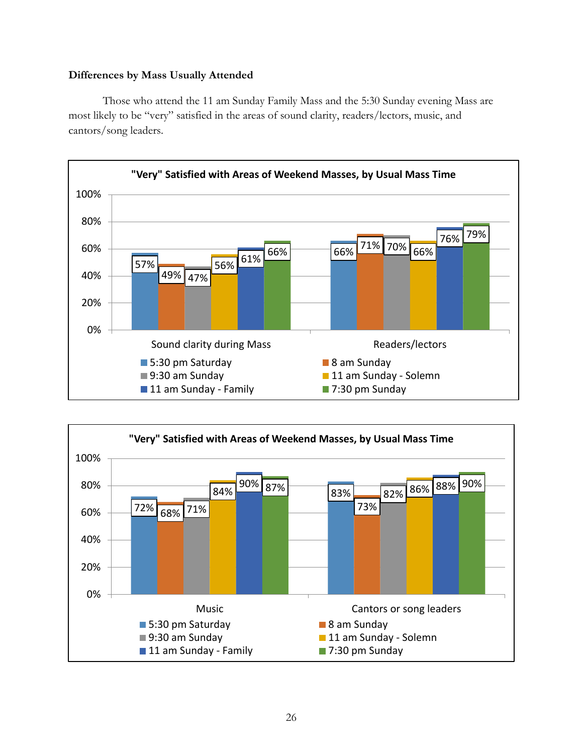**Differences by Mass Usually Attended**

Those who attend the 11 am Sunday Family Mass and the 5:30 Sunday evening Mass are most likely to be "very" satisfied in the areas of sound clarity, readers/lectors, music, and cantors/song leaders.

**"Very" Satisfied with Areas of Weekend Masses, by Usual Mass Time**

| | 5:30 pm Saturday | 8 am Sunday | 9:30 am Sunday | 11 am Sunday - Solemn | 11 am Sunday - Family | 7:30 pm Sunday |
|---|---|---|---|---|---|---|
| Sound clarity during Mass | 57% | 49% | 47% | 56% | 61% | 66% |
| Readers/lectors | 66% | 71% | 70% | 66% | 76% | 79% |

**"Very" Satisfied with Areas of Weekend Masses, by Usual Mass Time**

| | 5:30 pm Saturday | 8 am Sunday | 9:30 am Sunday | 11 am Sunday - Solemn | 11 am Sunday - Family | 7:30 pm Sunday |
|---|---|---|---|---|---|---|
| Music | 72% | 68% | 71% | 84% | 90% | 87% |
| Cantors or song leaders | 83% | 73% | 82% | 86% | 88% | 90% |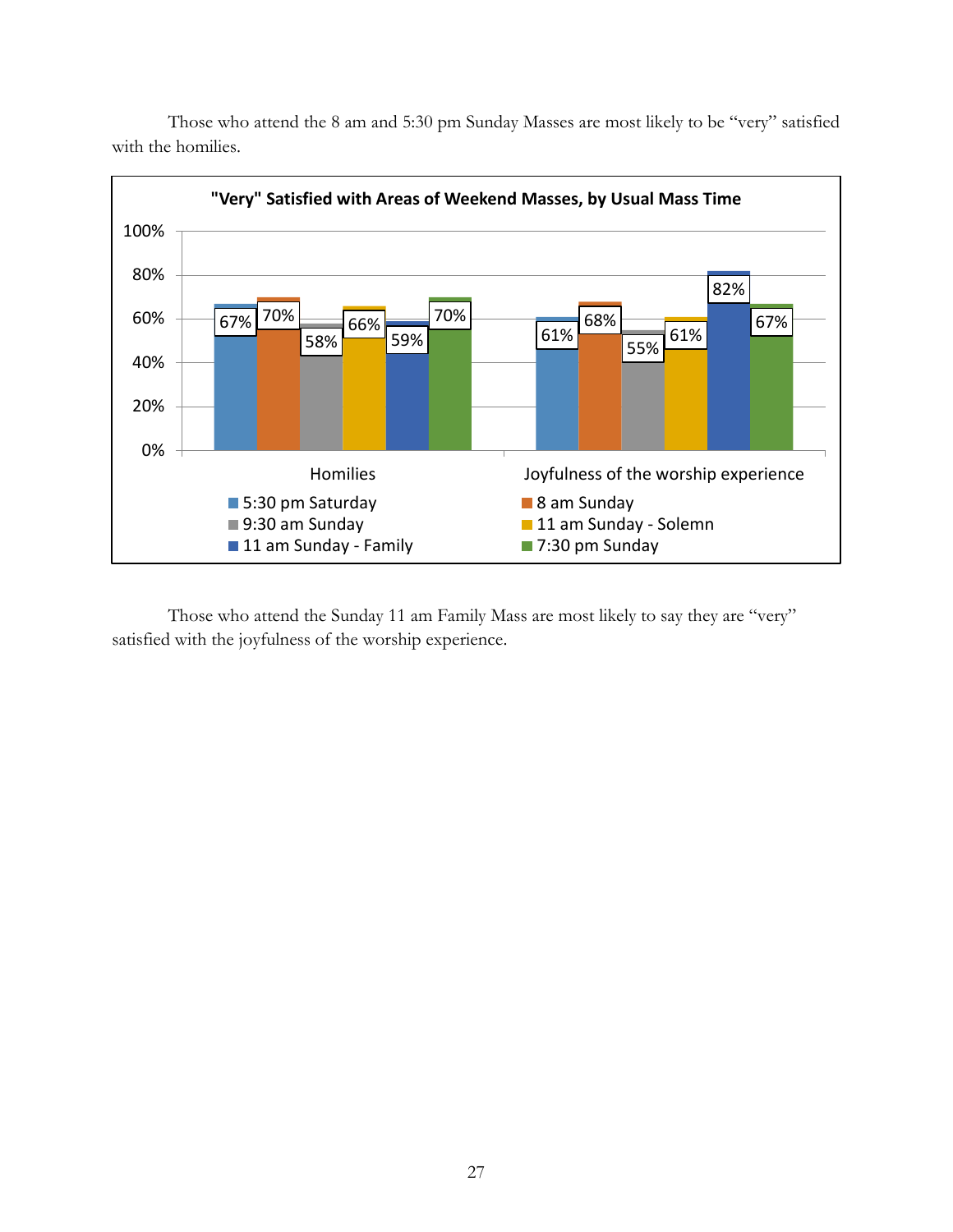Those who attend the 8 am and 5:30 pm Sunday Masses are most likely to be "very" satisfied with the homilies.

**"Very" Satisfied with Areas of Weekend Masses, by Usual Mass Time**

| | 5:30 pm Saturday | 8 am Sunday | 9:30 am Sunday | 11 am Sunday - Solemn | 11 am Sunday - Family | 7:30 pm Sunday |
|---|---|---|---|---|---|---|
| Homilies | 67% | 70% | 58% | 66% | 59% | 70% |
| Joyfulness of the worship experience | 61% | 68% | 55% | 61% | 82% | 67% |

Those who attend the Sunday 11 am Family Mass are most likely to say they are "very" satisfied with the joyfulness of the worship experience.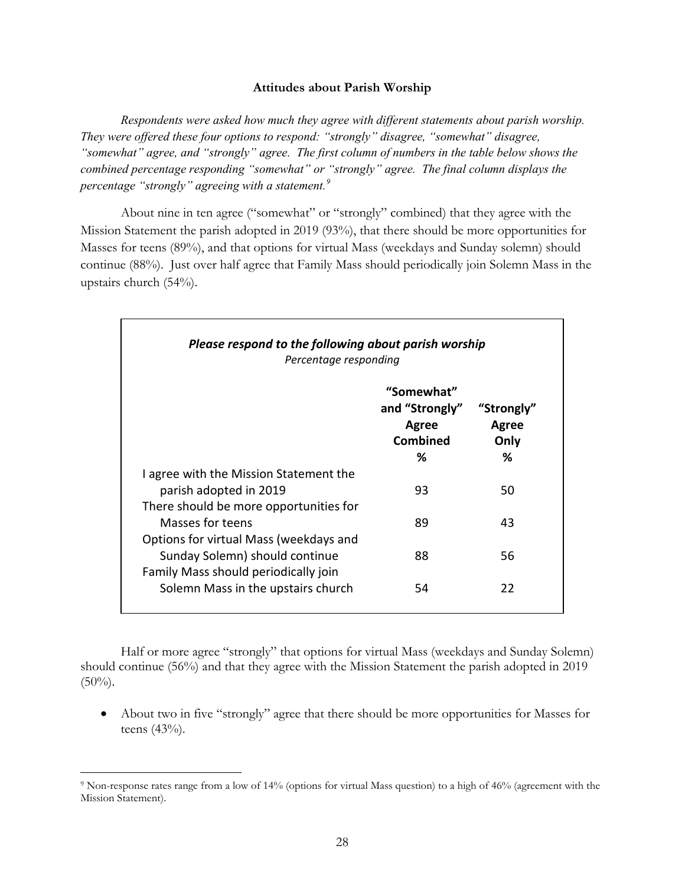### Attitudes about Parish Worship

*Respondents were asked how much they agree with different statements about parish worship. They were offered these four options to respond: "strongly" disagree, "somewhat" disagree, "somewhat" agree, and "strongly" agree. The first column of numbers in the table below shows the combined percentage responding "somewhat" or "strongly" agree. The final column displays the percentage "strongly" agreeing with a statement.*[9]

About nine in ten agree ("somewhat" or "strongly" combined) that they agree with the Mission Statement the parish adopted in 2019 (93%), that there should be more opportunities for Masses for teens (89%), and that options for virtual Mass (weekdays and Sunday solemn) should continue (88%). Just over half agree that Family Mass should periodically join Solemn Mass in the upstairs church (54%).

***Please respond to the following about parish worship***
*Percentage responding*

| | "Somewhat" and "Strongly" Agree Combined % | "Strongly" Agree Only % |
|---|---|---|
| I agree with the Mission Statement the parish adopted in 2019 | 93 | 50 |
| There should be more opportunities for Masses for teens | 89 | 43 |
| Options for virtual Mass (weekdays and Sunday Solemn) should continue | 88 | 56 |
| Family Mass should periodically join Solemn Mass in the upstairs church | 54 | 22 |

Half or more agree "strongly" that options for virtual Mass (weekdays and Sunday Solemn) should continue (56%) and that they agree with the Mission Statement the parish adopted in 2019 (50%).

- About two in five "strongly" agree that there should be more opportunities for Masses for teens (43%).

[9] Non-response rates range from a low of 14% (options for virtual Mass question) to a high of 46% (agreement with the Mission Statement).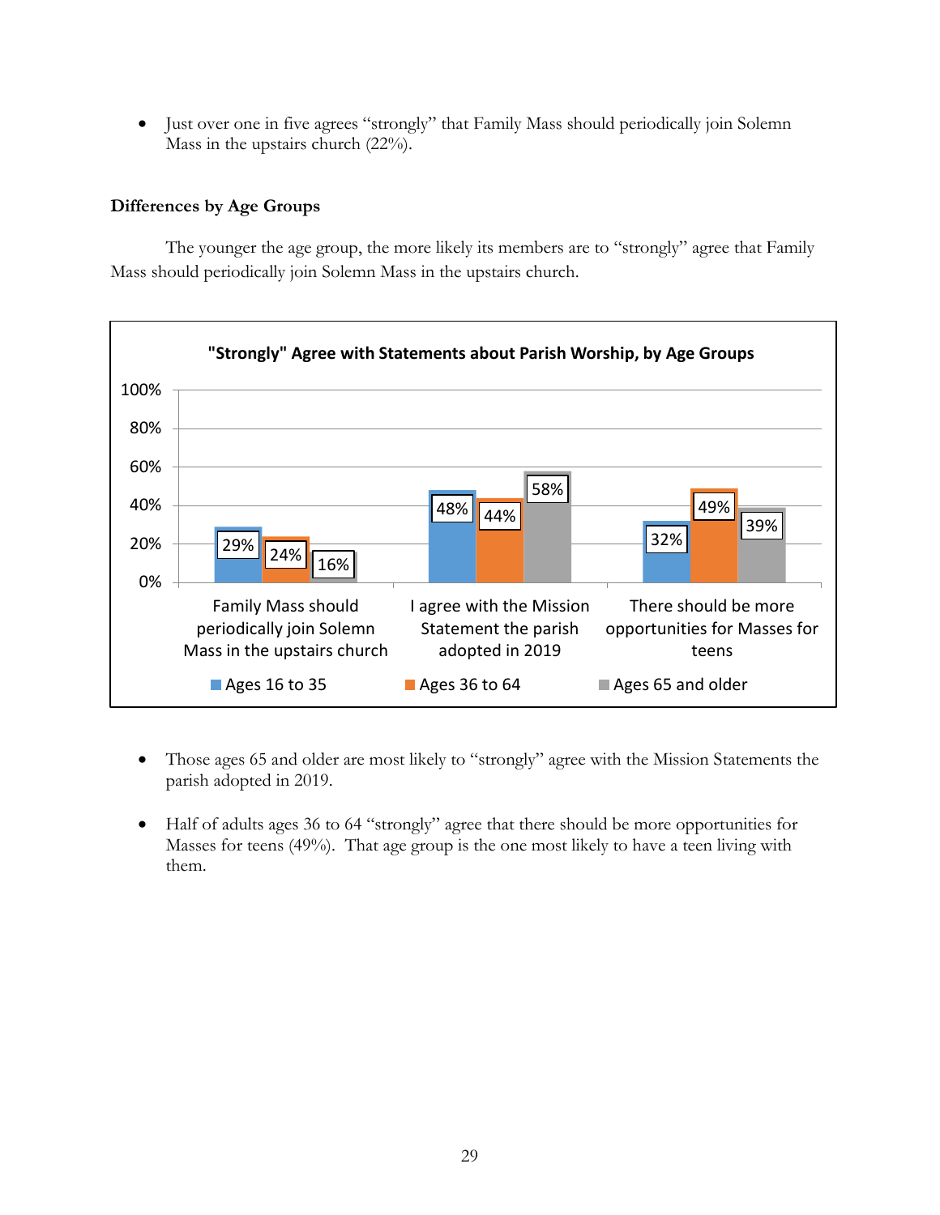- Just over one in five agrees "strongly" that Family Mass should periodically join Solemn Mass in the upstairs church (22%).

### Differences by Age Groups

The younger the age group, the more likely its members are to "strongly" agree that Family Mass should periodically join Solemn Mass in the upstairs church.

**"Strongly" Agree with Statements about Parish Worship, by Age Groups**

| | Ages 16 to 35 | Ages 36 to 64 | Ages 65 and older |
|---|---|---|---|
| Family Mass should periodically join Solemn Mass in the upstairs church | 29% | 24% | 16% |
| I agree with the Mission Statement the parish adopted in 2019 | 48% | 44% | 58% |
| There should be more opportunities for Masses for teens | 32% | 49% | 39% |

- Those ages 65 and older are most likely to "strongly" agree with the Mission Statements the parish adopted in 2019.

- Half of adults ages 36 to 64 "strongly" agree that there should be more opportunities for Masses for teens (49%). That age group is the one most likely to have a teen living with them.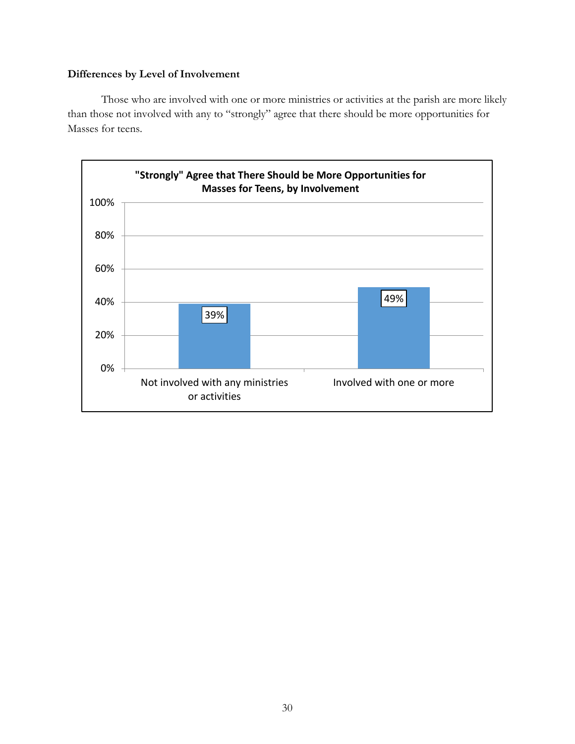### Differences by Level of Involvement

Those who are involved with one or more ministries or activities at the parish are more likely than those not involved with any to "strongly" agree that there should be more opportunities for Masses for teens.

**"Strongly" Agree that There Should be More Opportunities for Masses for Teens, by Involvement**

| Involvement | Percentage |
|---|---|
| Not involved with any ministries or activities | 39% |
| Involved with one or more | 49% |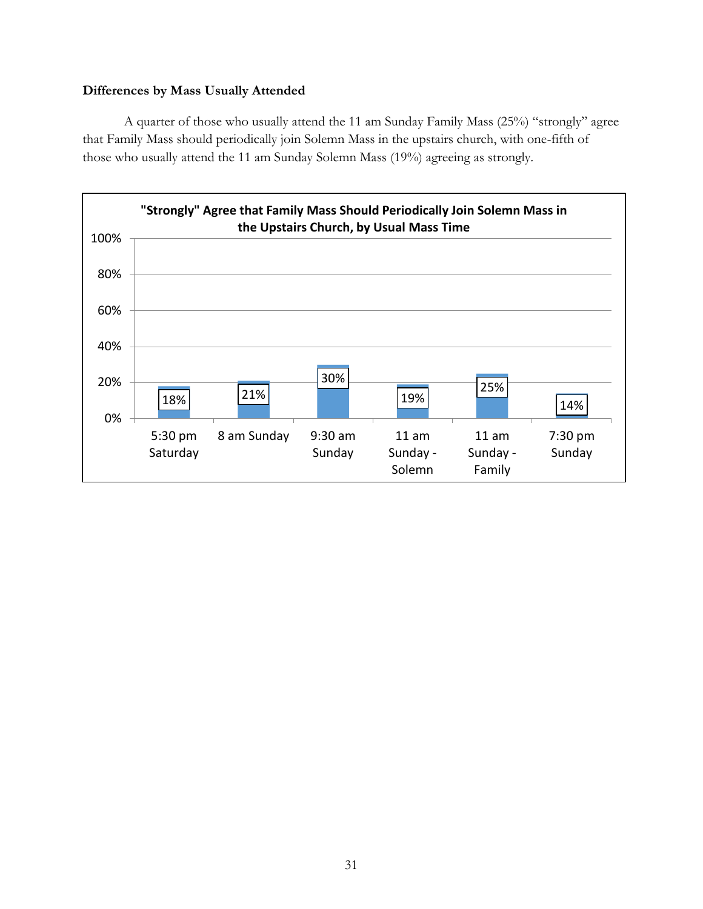**Differences by Mass Usually Attended**

A quarter of those who usually attend the 11 am Sunday Family Mass (25%) "strongly" agree that Family Mass should periodically join Solemn Mass in the upstairs church, with one-fifth of those who usually attend the 11 am Sunday Solemn Mass (19%) agreeing as strongly.

**"Strongly" Agree that Family Mass Should Periodically Join Solemn Mass in the Upstairs Church, by Usual Mass Time**

| Usual Mass Time | "Strongly" Agree |
|---|---|
| 5:30 pm Saturday | 18% |
| 8 am Sunday | 21% |
| 9:30 am Sunday | 30% |
| 11 am Sunday - Solemn | 19% |
| 11 am Sunday - Family | 25% |
| 7:30 pm Sunday | 14% |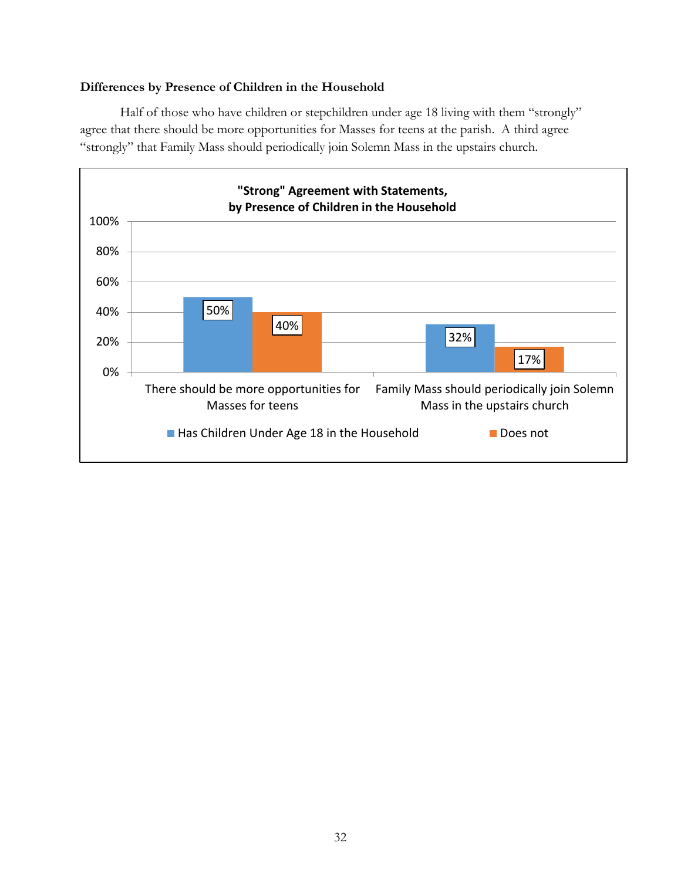### Differences by Presence of Children in the Household

Half of those who have children or stepchildren under age 18 living with them "strongly" agree that there should be more opportunities for Masses for teens at the parish. A third agree "strongly" that Family Mass should periodically join Solemn Mass in the upstairs church.

**"Strong" Agreement with Statements, by Presence of Children in the Household**

| | Has Children Under Age 18 in the Household | Does not |
|---|---|---|
| There should be more opportunities for Masses for teens | 50% | 40% |
| Family Mass should periodically join Solemn Mass in the upstairs church | 32% | 17% |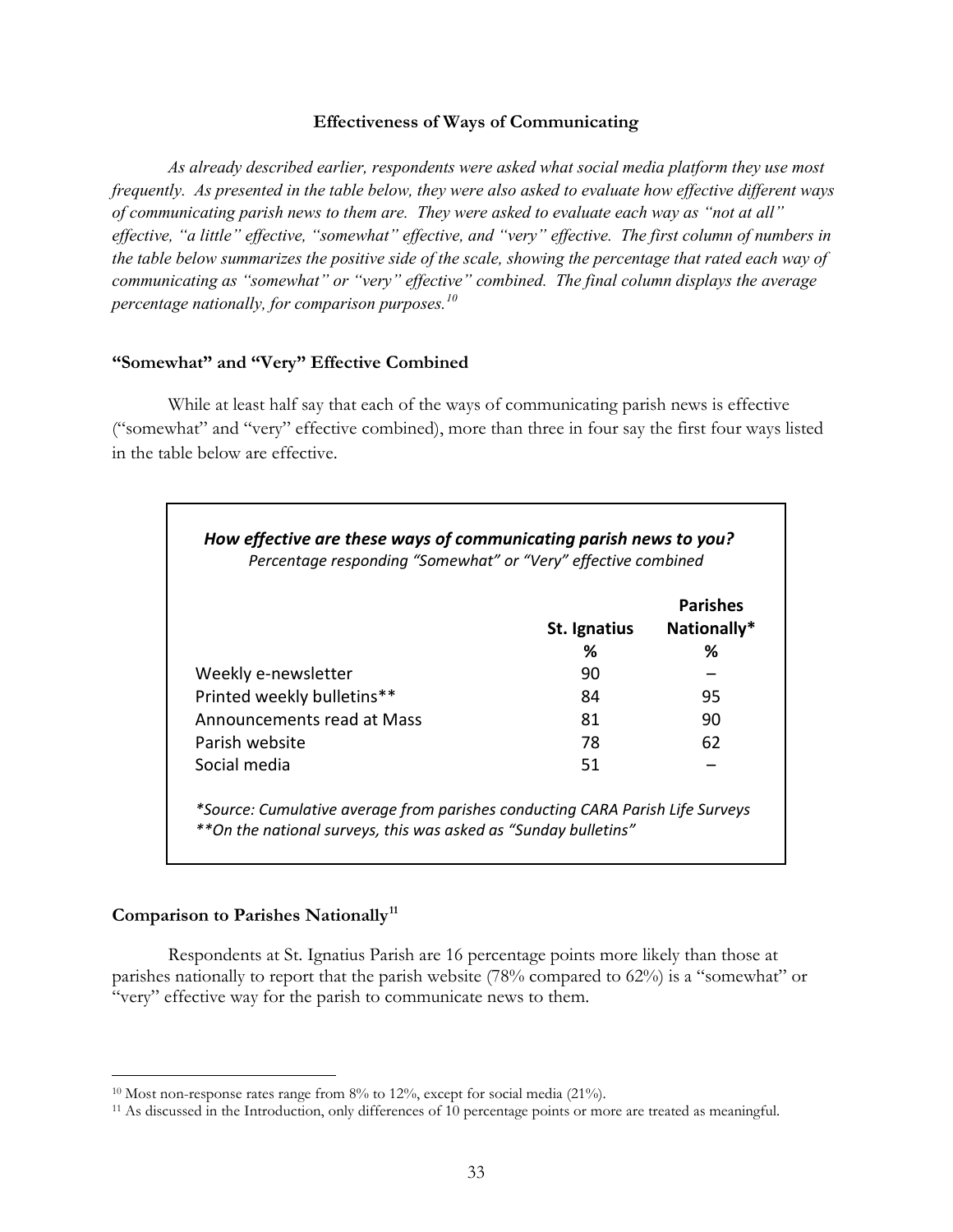### Effectiveness of Ways of Communicating

*As already described earlier, respondents were asked what social media platform they use most frequently. As presented in the table below, they were also asked to evaluate how effective different ways of communicating parish news to them are. They were asked to evaluate each way as "not at all" effective, "a little" effective, "somewhat" effective, and "very" effective. The first column of numbers in the table below summarizes the positive side of the scale, showing the percentage that rated each way of communicating as "somewhat" or "very" effective" combined. The final column displays the average percentage nationally, for comparison purposes.*[10]

#### "Somewhat" and "Very" Effective Combined

While at least half say that each of the ways of communicating parish news is effective ("somewhat" and "very" effective combined), more than three in four say the first four ways listed in the table below are effective.

***How effective are these ways of communicating parish news to you?***
*Percentage responding "Somewhat" or "Very" effective combined*

| | St. Ignatius % | Parishes Nationally* % |
|---|---|---|
| Weekly e-newsletter | 90 | – |
| Printed weekly bulletins** | 84 | 95 |
| Announcements read at Mass | 81 | 90 |
| Parish website | 78 | 62 |
| Social media | 51 | – |

*\*Source: Cumulative average from parishes conducting CARA Parish Life Surveys*
*\*\*On the national surveys, this was asked as "Sunday bulletins"*

#### Comparison to Parishes Nationally[11]

Respondents at St. Ignatius Parish are 16 percentage points more likely than those at parishes nationally to report that the parish website (78% compared to 62%) is a "somewhat" or "very" effective way for the parish to communicate news to them.

---

[10] Most non-response rates range from 8% to 12%, except for social media (21%).

[11] As discussed in the Introduction, only differences of 10 percentage points or more are treated as meaningful.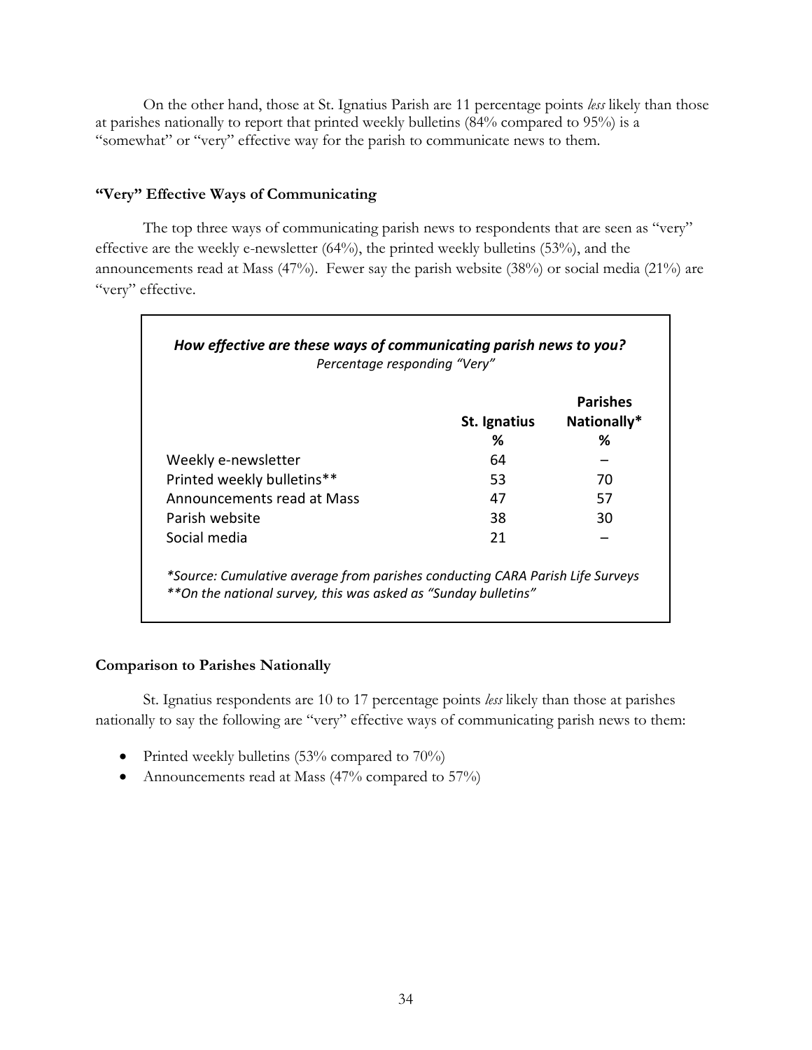On the other hand, those at St. Ignatius Parish are 11 percentage points *less* likely than those at parishes nationally to report that printed weekly bulletins (84% compared to 95%) is a "somewhat" or "very" effective way for the parish to communicate news to them.

### "Very" Effective Ways of Communicating

The top three ways of communicating parish news to respondents that are seen as "very" effective are the weekly e-newsletter (64%), the printed weekly bulletins (53%), and the announcements read at Mass (47%). Fewer say the parish website (38%) or social media (21%) are "very" effective.

***How effective are these ways of communicating parish news to you?***
*Percentage responding "Very"*

| | St. Ignatius % | Parishes Nationally* % |
|---|---|---|
| Weekly e-newsletter | 64 | – |
| Printed weekly bulletins** | 53 | 70 |
| Announcements read at Mass | 47 | 57 |
| Parish website | 38 | 30 |
| Social media | 21 | – |

*\*Source: Cumulative average from parishes conducting CARA Parish Life Surveys*
*\*\*On the national survey, this was asked as "Sunday bulletins"*

### Comparison to Parishes Nationally

St. Ignatius respondents are 10 to 17 percentage points *less* likely than those at parishes nationally to say the following are "very" effective ways of communicating parish news to them:

- Printed weekly bulletins (53% compared to 70%)
- Announcements read at Mass (47% compared to 57%)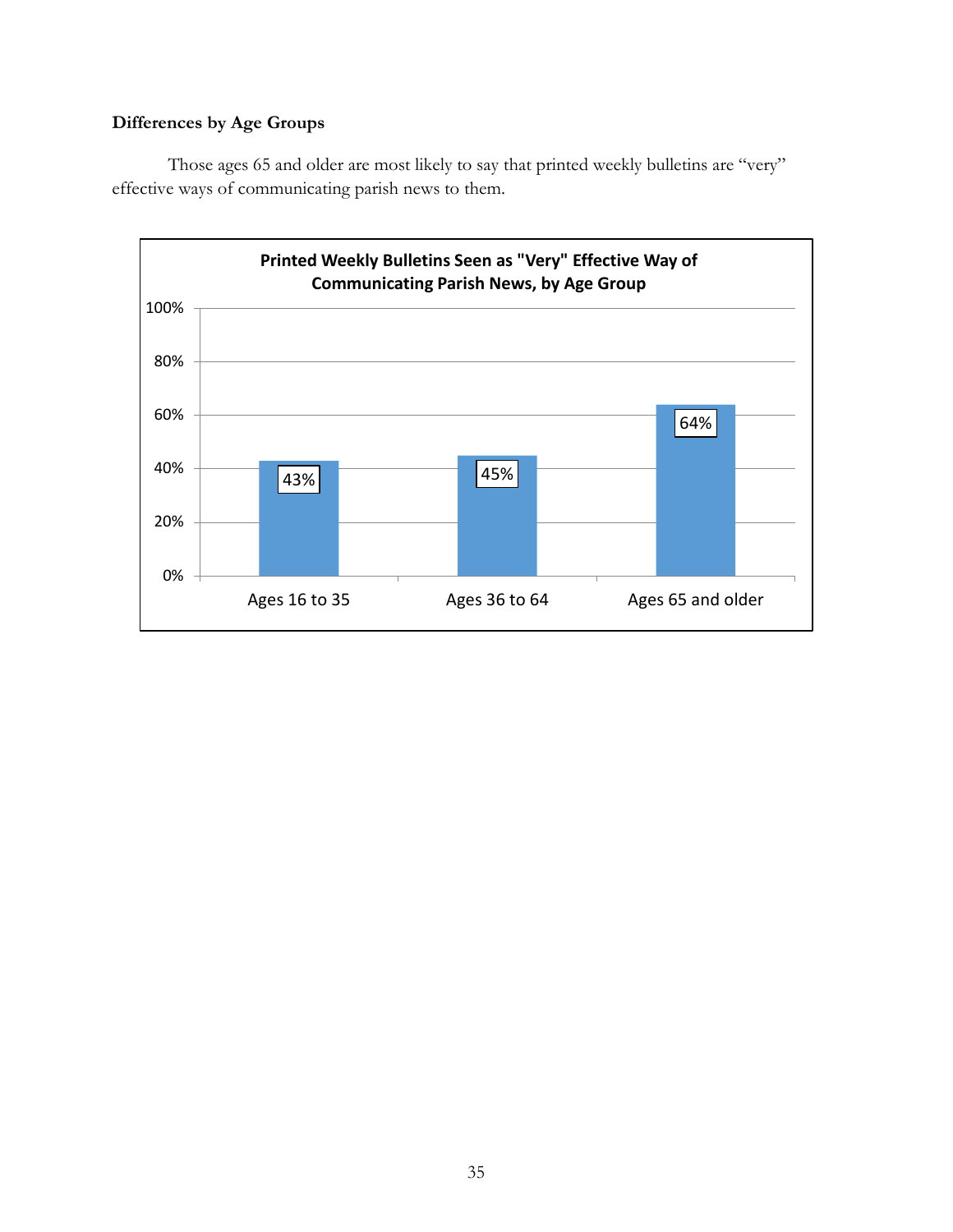### Differences by Age Groups

Those ages 65 and older are most likely to say that printed weekly bulletins are "very" effective ways of communicating parish news to them.

**Printed Weekly Bulletins Seen as "Very" Effective Way of Communicating Parish News, by Age Group**

| Age Group | Percentage |
|---|---|
| Ages 16 to 35 | 43% |
| Ages 36 to 64 | 45% |
| Ages 65 and older | 64% |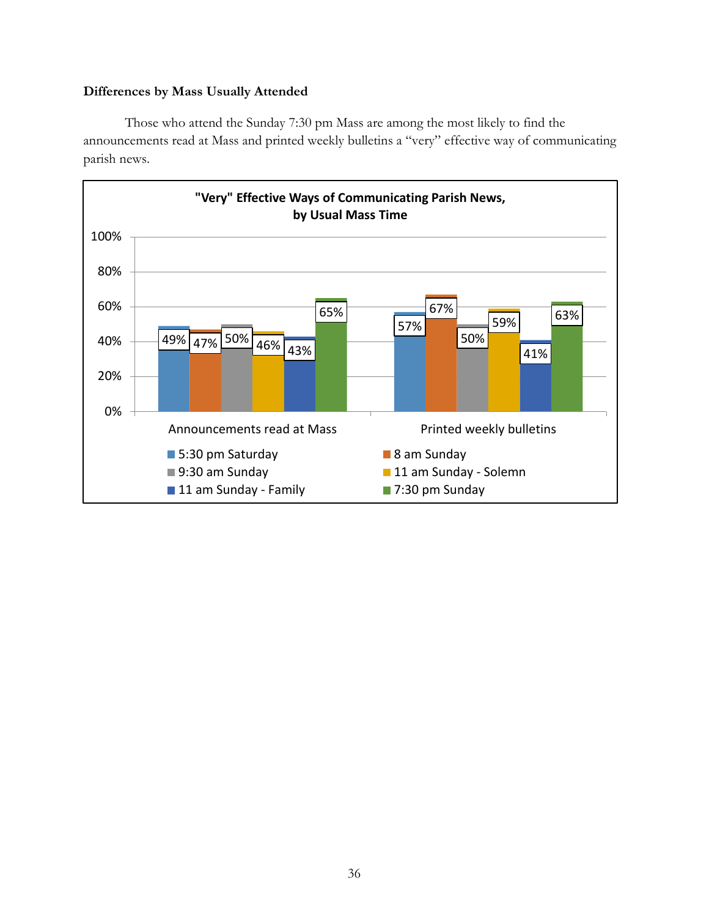**Differences by Mass Usually Attended**

Those who attend the Sunday 7:30 pm Mass are among the most likely to find the announcements read at Mass and printed weekly bulletins a "very" effective way of communicating parish news.

**"Very" Effective Ways of Communicating Parish News, by Usual Mass Time**

| | 5:30 pm Saturday | 8 am Sunday | 9:30 am Sunday | 11 am Sunday - Solemn | 11 am Sunday - Family | 7:30 pm Sunday |
|---|---|---|---|---|---|---|
| Announcements read at Mass | 49% | 47% | 50% | 46% | 43% | 65% |
| Printed weekly bulletins | 57% | 67% | 50% | 59% | 41% | 63% |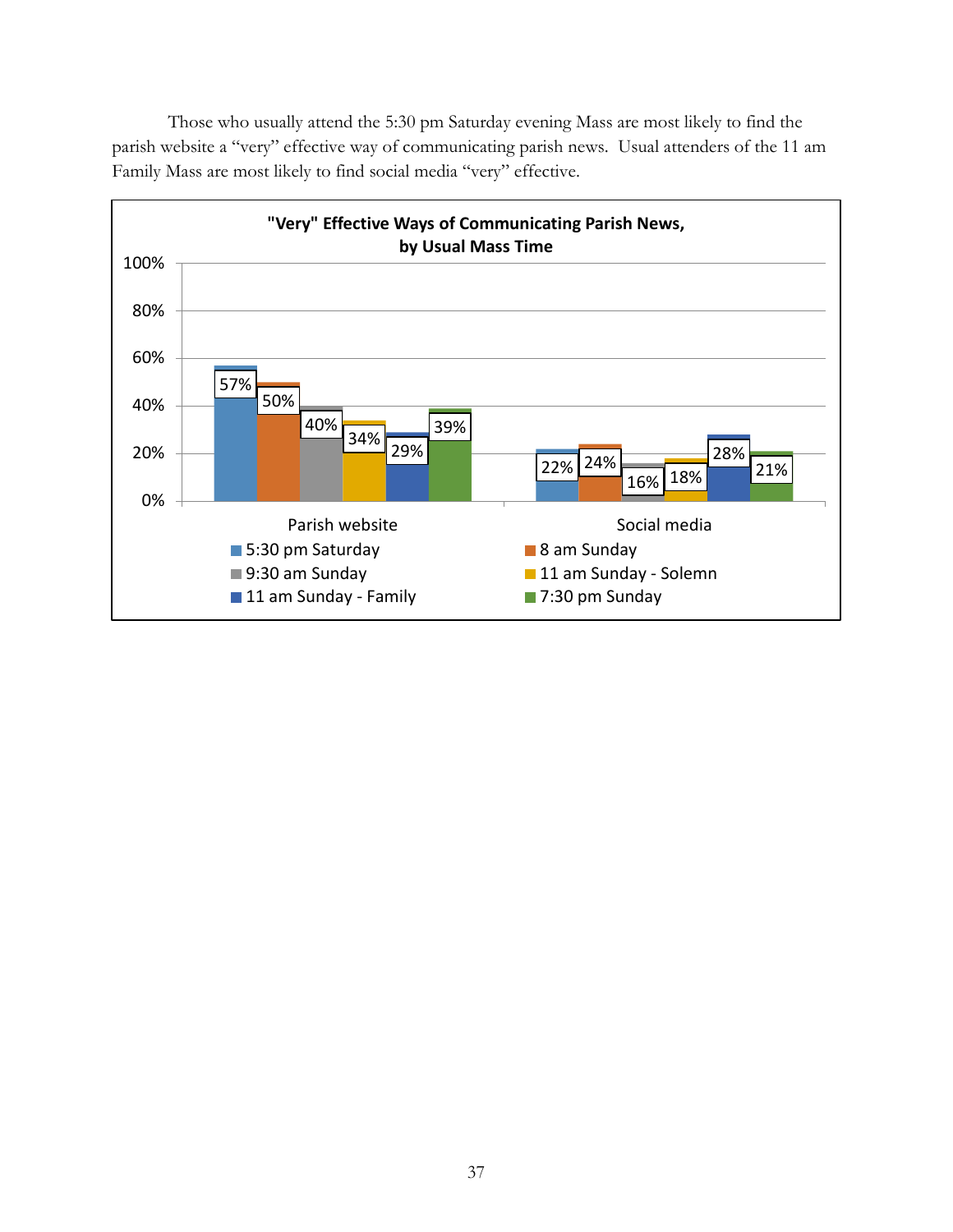Those who usually attend the 5:30 pm Saturday evening Mass are most likely to find the parish website a "very" effective way of communicating parish news. Usual attenders of the 11 am Family Mass are most likely to find social media "very" effective.

**"Very" Effective Ways of Communicating Parish News, by Usual Mass Time**

| | 5:30 pm Saturday | 8 am Sunday | 9:30 am Sunday | 11 am Sunday - Solemn | 11 am Sunday - Family | 7:30 pm Sunday |
|---|---|---|---|---|---|---|
| Parish website | 57% | 50% | 40% | 34% | 29% | 39% |
| Social media | 22% | 24% | 16% | 18% | 28% | 21% |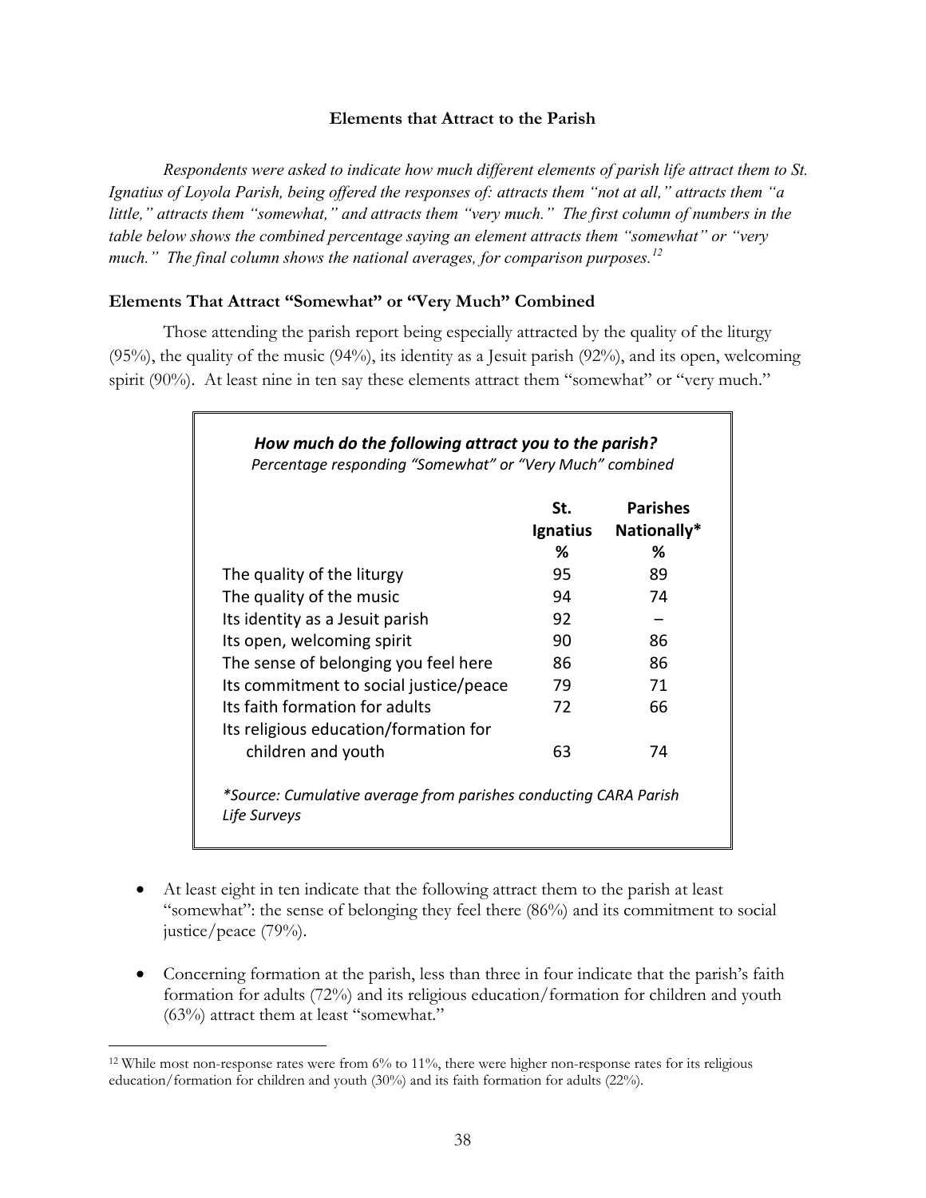### Elements that Attract to the Parish

*Respondents were asked to indicate how much different elements of parish life attract them to St. Ignatius of Loyola Parish, being offered the responses of: attracts them "not at all," attracts them "a little," attracts them "somewhat," and attracts them "very much." The first column of numbers in the table below shows the combined percentage saying an element attracts them "somewhat" or "very much." The final column shows the national averages, for comparison purposes.*[12]

#### Elements That Attract "Somewhat" or "Very Much" Combined

Those attending the parish report being especially attracted by the quality of the liturgy (95%), the quality of the music (94%), its identity as a Jesuit parish (92%), and its open, welcoming spirit (90%). At least nine in ten say these elements attract them "somewhat" or "very much."

***How much do the following attract you to the parish?***
*Percentage responding "Somewhat" or "Very Much" combined*

| | St. Ignatius % | Parishes Nationally* % |
|---|---|---|
| The quality of the liturgy | 95 | 89 |
| The quality of the music | 94 | 74 |
| Its identity as a Jesuit parish | 92 | – |
| Its open, welcoming spirit | 90 | 86 |
| The sense of belonging you feel here | 86 | 86 |
| Its commitment to social justice/peace | 79 | 71 |
| Its faith formation for adults | 72 | 66 |
| Its religious education/formation for children and youth | 63 | 74 |

*\*Source: Cumulative average from parishes conducting CARA Parish Life Surveys*

- At least eight in ten indicate that the following attract them to the parish at least "somewhat": the sense of belonging they feel there (86%) and its commitment to social justice/peace (79%).

- Concerning formation at the parish, less than three in four indicate that the parish's faith formation for adults (72%) and its religious education/formation for children and youth (63%) attract them at least "somewhat."

---

[12] While most non-response rates were from 6% to 11%, there were higher non-response rates for its religious education/formation for children and youth (30%) and its faith formation for adults (22%).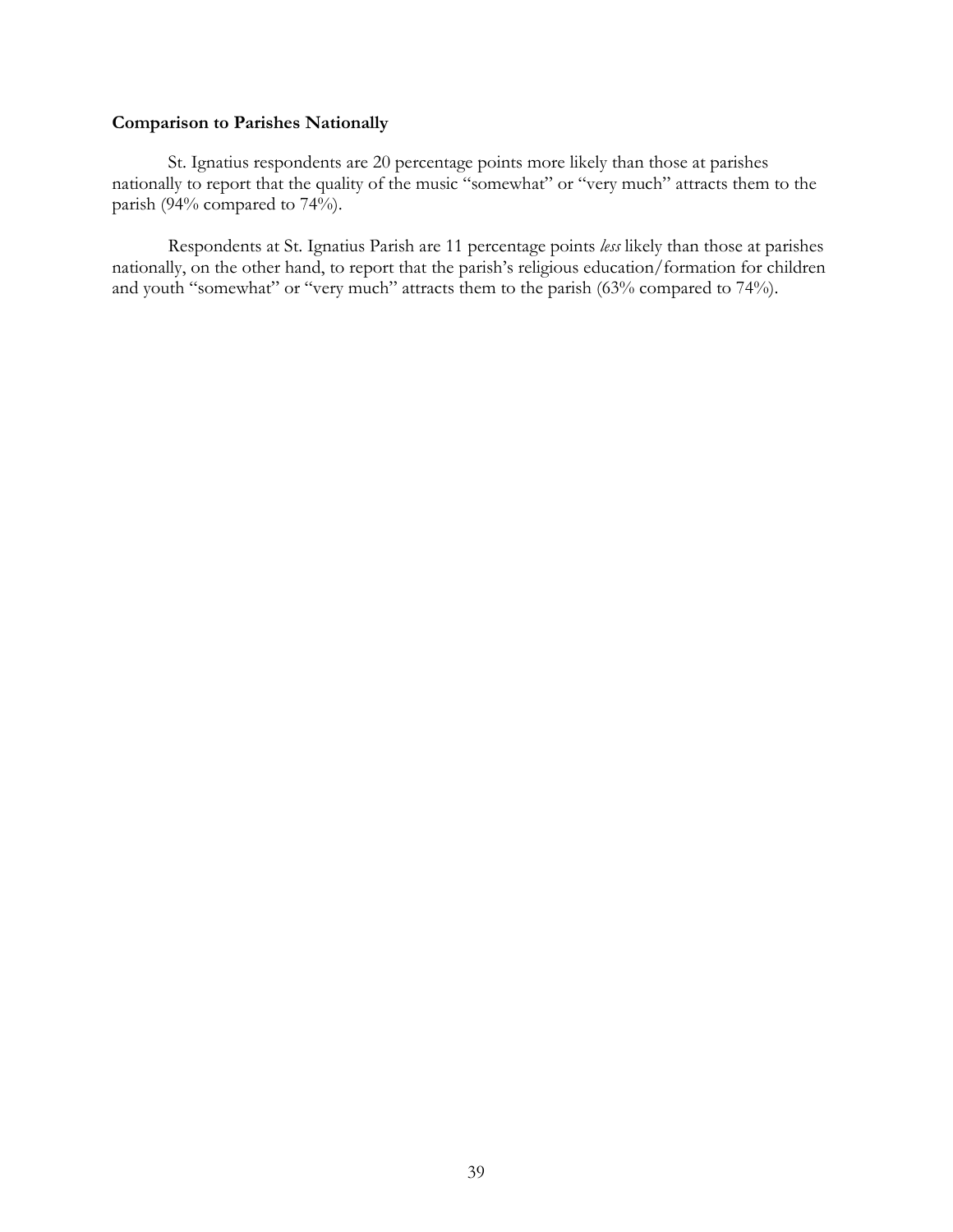**Comparison to Parishes Nationally**

St. Ignatius respondents are 20 percentage points more likely than those at parishes nationally to report that the quality of the music "somewhat" or "very much" attracts them to the parish (94% compared to 74%).

Respondents at St. Ignatius Parish are 11 percentage points *less* likely than those at parishes nationally, on the other hand, to report that the parish's religious education/formation for children and youth "somewhat" or "very much" attracts them to the parish (63% compared to 74%).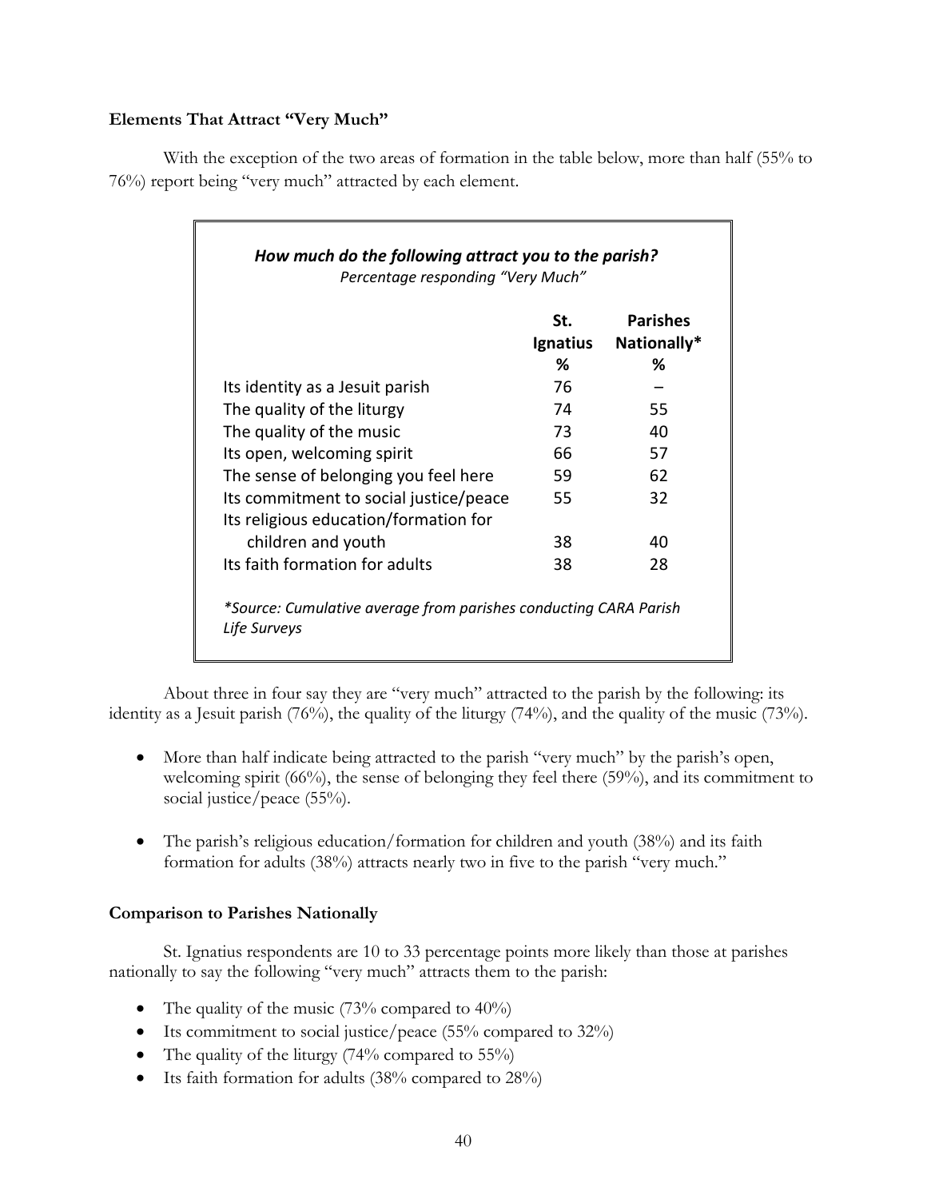### Elements That Attract "Very Much"

With the exception of the two areas of formation in the table below, more than half (55% to 76%) report being "very much" attracted by each element.

***How much do the following attract you to the parish?***
*Percentage responding "Very Much"*

| | St. Ignatius % | Parishes Nationally* % |
|---|---|---|
| Its identity as a Jesuit parish | 76 | – |
| The quality of the liturgy | 74 | 55 |
| The quality of the music | 73 | 40 |
| Its open, welcoming spirit | 66 | 57 |
| The sense of belonging you feel here | 59 | 62 |
| Its commitment to social justice/peace | 55 | 32 |
| Its religious education/formation for children and youth | 38 | 40 |
| Its faith formation for adults | 38 | 28 |

**Source: Cumulative average from parishes conducting CARA Parish Life Surveys*

About three in four say they are "very much" attracted to the parish by the following: its identity as a Jesuit parish (76%), the quality of the liturgy (74%), and the quality of the music (73%).

- More than half indicate being attracted to the parish "very much" by the parish's open, welcoming spirit (66%), the sense of belonging they feel there (59%), and its commitment to social justice/peace (55%).
- The parish's religious education/formation for children and youth (38%) and its faith formation for adults (38%) attracts nearly two in five to the parish "very much."

### Comparison to Parishes Nationally

St. Ignatius respondents are 10 to 33 percentage points more likely than those at parishes nationally to say the following "very much" attracts them to the parish:

- The quality of the music (73% compared to 40%)
- Its commitment to social justice/peace (55% compared to 32%)
- The quality of the liturgy (74% compared to 55%)
- Its faith formation for adults (38% compared to 28%)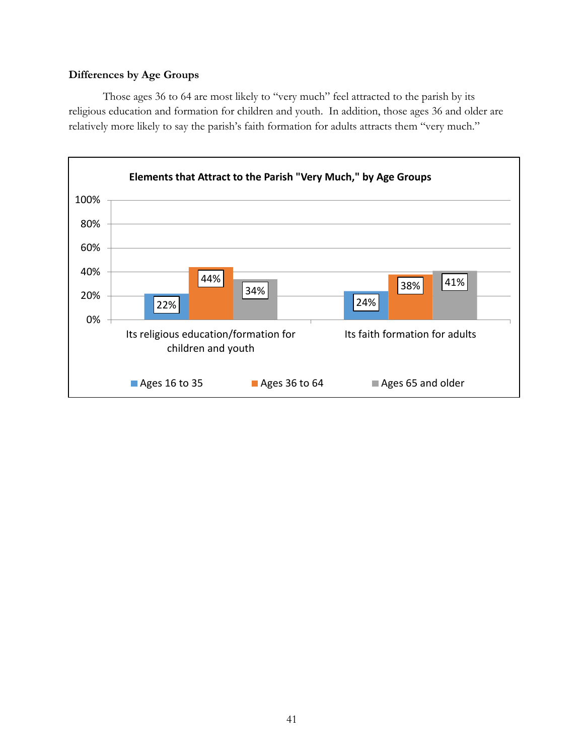### Differences by Age Groups

Those ages 36 to 64 are most likely to "very much" feel attracted to the parish by its religious education and formation for children and youth. In addition, those ages 36 and older are relatively more likely to say the parish's faith formation for adults attracts them "very much."

**Elements that Attract to the Parish "Very Much," by Age Groups**

| | Ages 16 to 35 | Ages 36 to 64 | Ages 65 and older |
|---|---|---|---|
| Its religious education/formation for children and youth | 22% | 44% | 34% |
| Its faith formation for adults | 24% | 38% | 41% |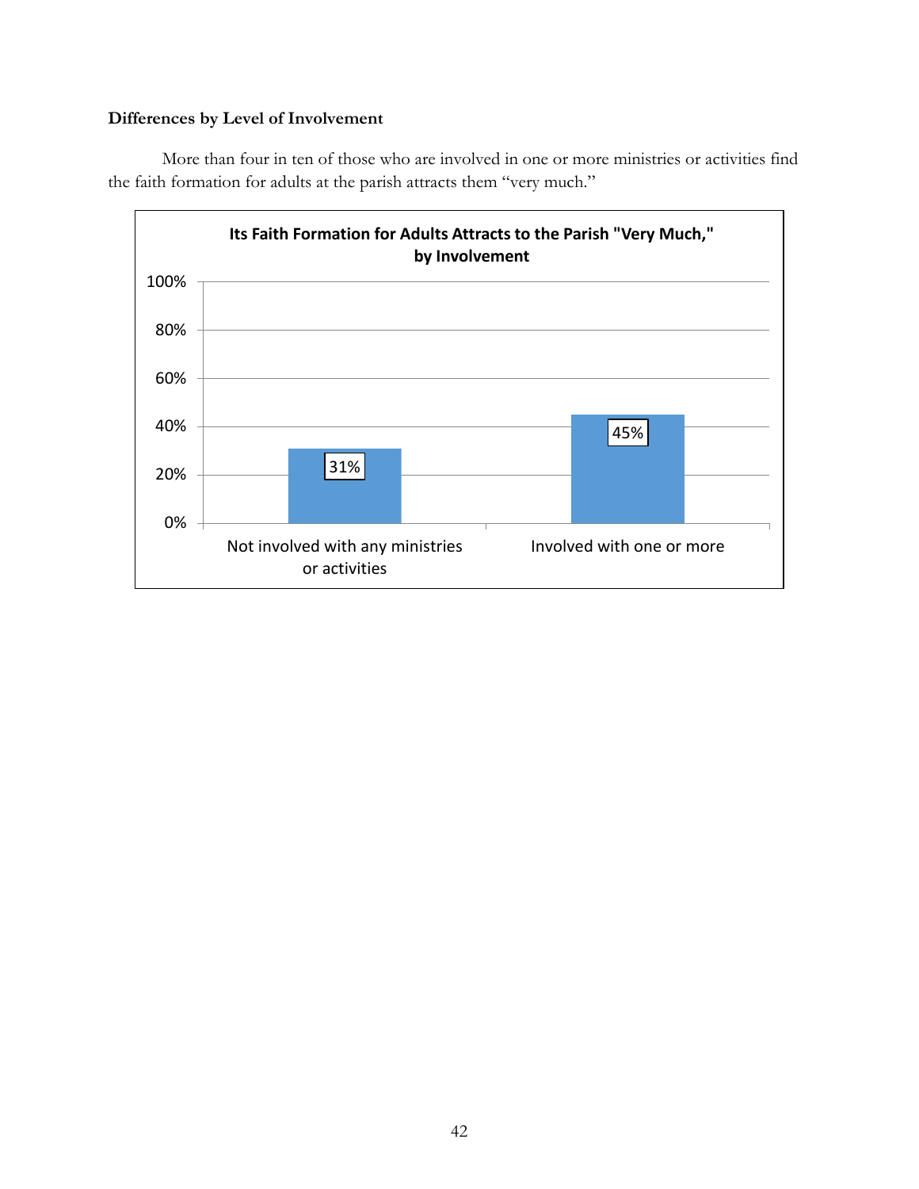**Differences by Level of Involvement**

More than four in ten of those who are involved in one or more ministries or activities find the faith formation for adults at the parish attracts them "very much."

**Its Faith Formation for Adults Attracts to the Parish "Very Much," by Involvement**

| | Very Much |
|---|---|
| Not involved with any ministries or activities | 31% |
| Involved with one or more | 45% |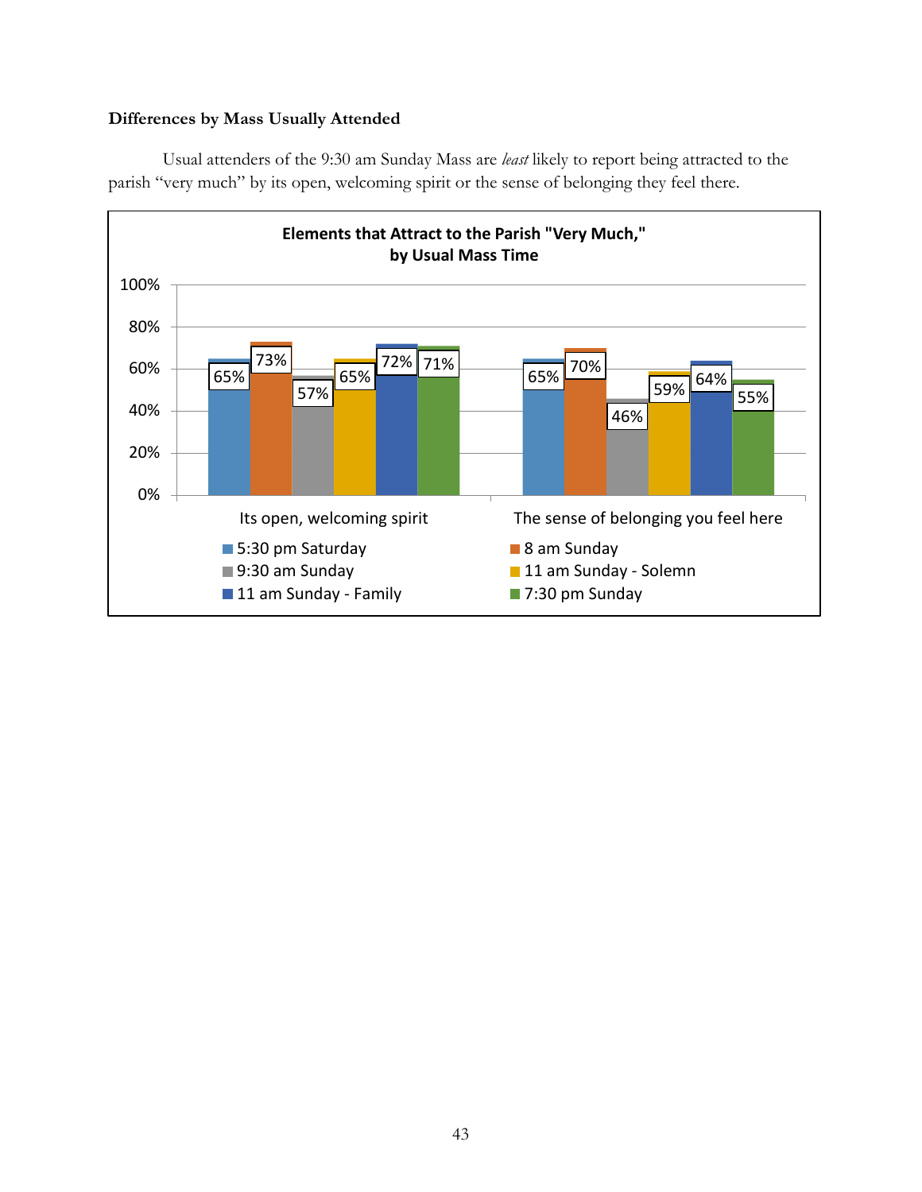**Differences by Mass Usually Attended**

Usual attenders of the 9:30 am Sunday Mass are *least* likely to report being attracted to the parish "very much" by its open, welcoming spirit or the sense of belonging they feel there.

**Elements that Attract to the Parish "Very Much," by Usual Mass Time**

| | 5:30 pm Saturday | 8 am Sunday | 9:30 am Sunday | 11 am Sunday - Solemn | 11 am Sunday - Family | 7:30 pm Sunday |
|---|---|---|---|---|---|---|
| Its open, welcoming spirit | 65% | 73% | 57% | 65% | 72% | 71% |
| The sense of belonging you feel here | 65% | 70% | 46% | 59% | 64% | 55% |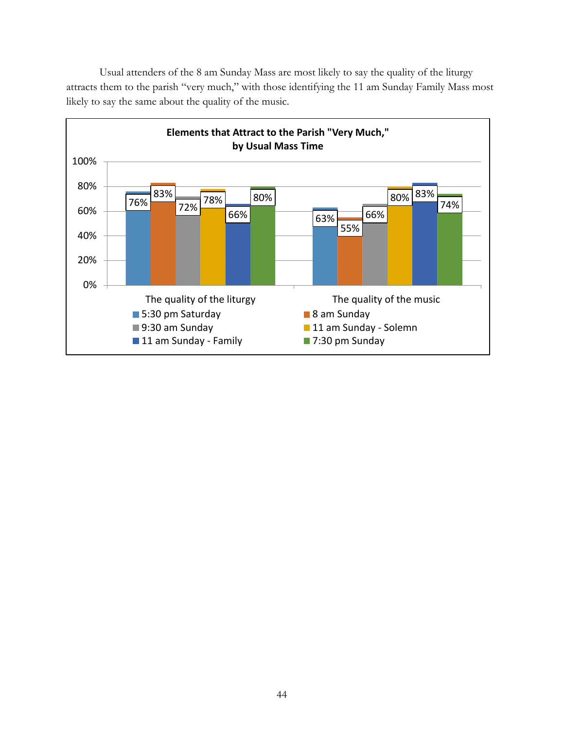Usual attenders of the 8 am Sunday Mass are most likely to say the quality of the liturgy attracts them to the parish "very much," with those identifying the 11 am Sunday Family Mass most likely to say the same about the quality of the music.

**Elements that Attract to the Parish "Very Much," by Usual Mass Time**

| | 5:30 pm Saturday | 8 am Sunday | 9:30 am Sunday | 11 am Sunday - Solemn | 11 am Sunday - Family | 7:30 pm Sunday |
|---|---|---|---|---|---|---|
| The quality of the liturgy | 76% | 83% | 72% | 78% | 66% | 80% |
| The quality of the music | 63% | 55% | 66% | 80% | 83% | 74% |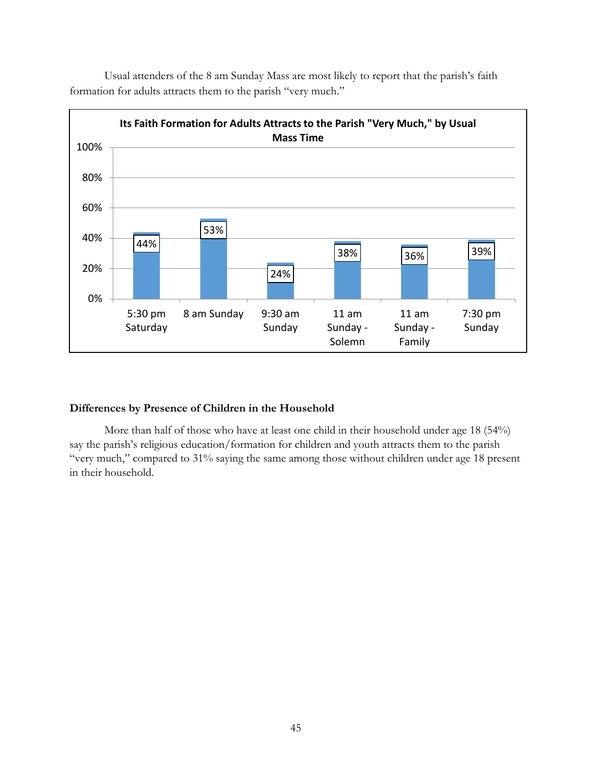Usual attenders of the 8 am Sunday Mass are most likely to report that the parish's faith formation for adults attracts them to the parish "very much."

**Its Faith Formation for Adults Attracts to the Parish "Very Much," by Usual Mass Time**

| Usual Mass Time | Very Much |
|---|---|
| 5:30 pm Saturday | 44% |
| 8 am Sunday | 53% |
| 9:30 am Sunday | 24% |
| 11 am Sunday - Solemn | 38% |
| 11 am Sunday - Family | 36% |
| 7:30 pm Sunday | 39% |

### Differences by Presence of Children in the Household

More than half of those who have at least one child in their household under age 18 (54%) say the parish's religious education/formation for children and youth attracts them to the parish "very much," compared to 31% saying the same among those without children under age 18 present in their household.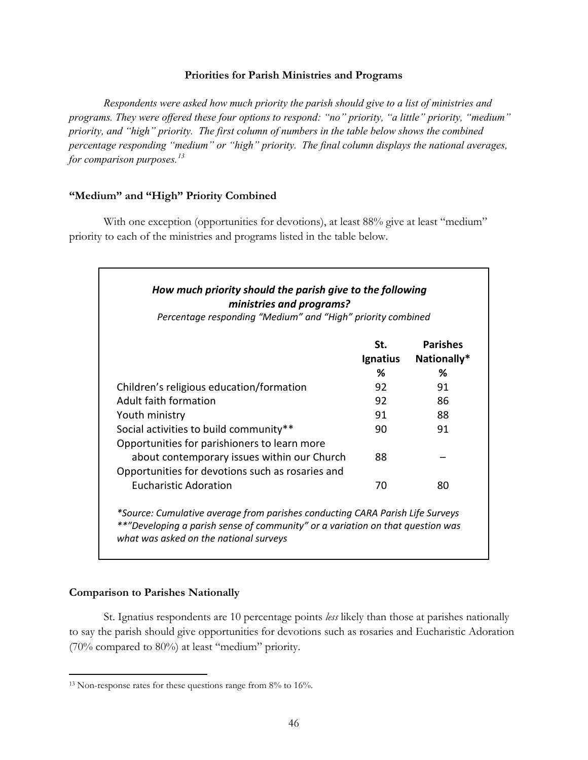### Priorities for Parish Ministries and Programs

*Respondents were asked how much priority the parish should give to a list of ministries and programs. They were offered these four options to respond: "no" priority, "a little" priority, "medium" priority, and "high" priority. The first column of numbers in the table below shows the combined percentage responding "medium" or "high" priority. The final column displays the national averages, for comparison purposes.*[13]

#### "Medium" and "High" Priority Combined

With one exception (opportunities for devotions), at least 88% give at least "medium" priority to each of the ministries and programs listed in the table below.

***How much priority should the parish give to the following ministries and programs?***

*Percentage responding "Medium" and "High" priority combined*

| | St. Ignatius % | Parishes Nationally* % |
|---|---|---|
| Children's religious education/formation | 92 | 91 |
| Adult faith formation | 92 | 86 |
| Youth ministry | 91 | 88 |
| Social activities to build community** | 90 | 91 |
| Opportunities for parishioners to learn more about contemporary issues within our Church | 88 | – |
| Opportunities for devotions such as rosaries and Eucharistic Adoration | 70 | 80 |

*\*Source: Cumulative average from parishes conducting CARA Parish Life Surveys*
*\*\*"Developing a parish sense of community" or a variation on that question was what was asked on the national surveys*

#### Comparison to Parishes Nationally

St. Ignatius respondents are 10 percentage points *less* likely than those at parishes nationally to say the parish should give opportunities for devotions such as rosaries and Eucharistic Adoration (70% compared to 80%) at least "medium" priority.

[13] Non-response rates for these questions range from 8% to 16%.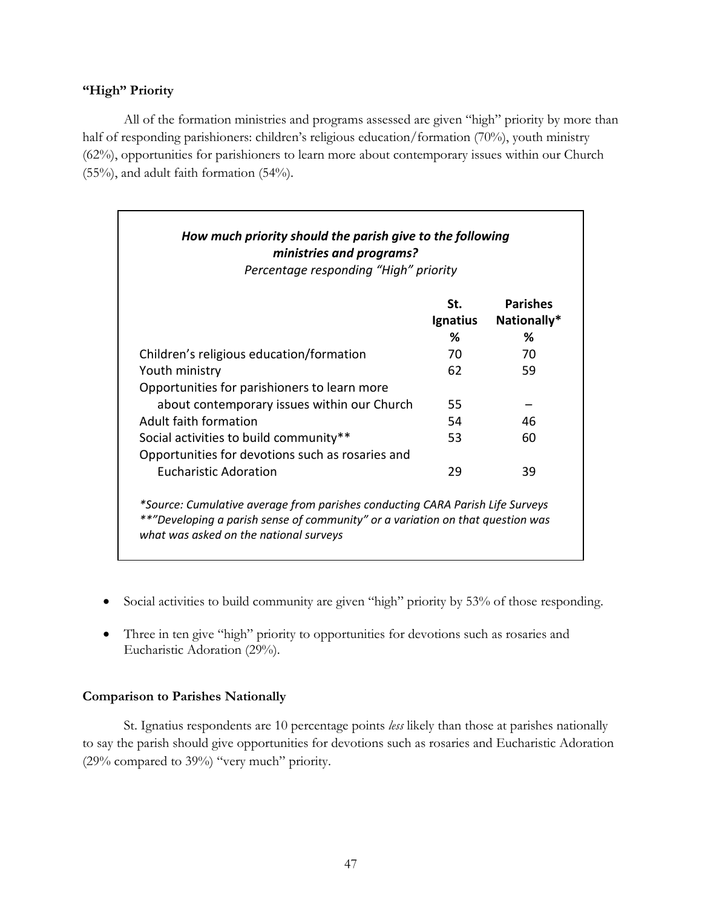### "High" Priority

All of the formation ministries and programs assessed are given "high" priority by more than half of responding parishioners: children's religious education/formation (70%), youth ministry (62%), opportunities for parishioners to learn more about contemporary issues within our Church (55%), and adult faith formation (54%).

***How much priority should the parish give to the following ministries and programs?***
*Percentage responding "High" priority*

| | St. Ignatius % | Parishes Nationally* % |
|---|---|---|
| Children's religious education/formation | 70 | 70 |
| Youth ministry | 62 | 59 |
| Opportunities for parishioners to learn more about contemporary issues within our Church | 55 | – |
| Adult faith formation | 54 | 46 |
| Social activities to build community** | 53 | 60 |
| Opportunities for devotions such as rosaries and Eucharistic Adoration | 29 | 39 |

*\*Source: Cumulative average from parishes conducting CARA Parish Life Surveys*
*\*\*"Developing a parish sense of community" or a variation on that question was what was asked on the national surveys*

- Social activities to build community are given "high" priority by 53% of those responding.
- Three in ten give "high" priority to opportunities for devotions such as rosaries and Eucharistic Adoration (29%).

### Comparison to Parishes Nationally

St. Ignatius respondents are 10 percentage points *less* likely than those at parishes nationally to say the parish should give opportunities for devotions such as rosaries and Eucharistic Adoration (29% compared to 39%) "very much" priority.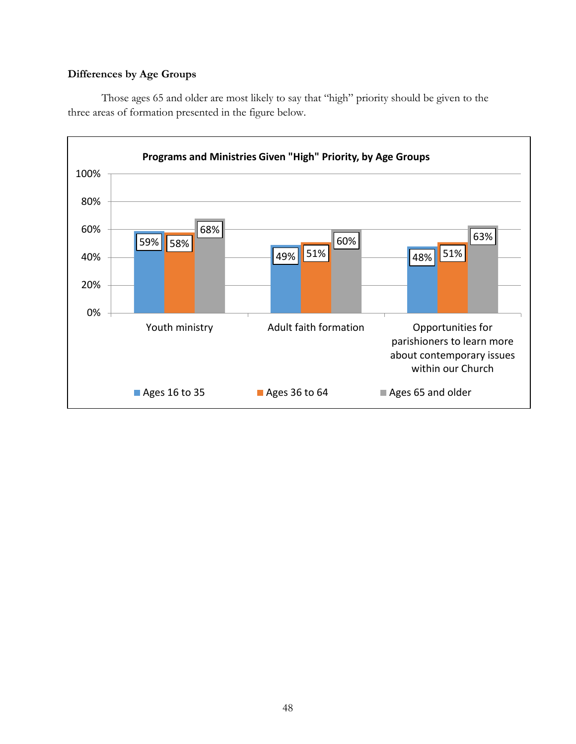**Differences by Age Groups**

Those ages 65 and older are most likely to say that "high" priority should be given to the three areas of formation presented in the figure below.

**Programs and Ministries Given "High" Priority, by Age Groups**

| | Ages 16 to 35 | Ages 36 to 64 | Ages 65 and older |
|---|---|---|---|
| Youth ministry | 59% | 58% | 68% |
| Adult faith formation | 49% | 51% | 60% |
| Opportunities for parishioners to learn more about contemporary issues within our Church | 48% | 51% | 63% |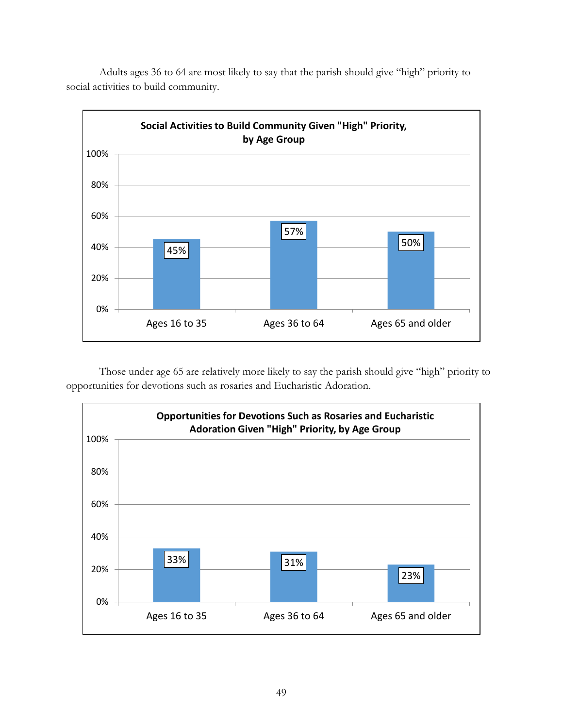Adults ages 36 to 64 are most likely to say that the parish should give "high" priority to social activities to build community.

**Social Activities to Build Community Given "High" Priority, by Age Group**

| Age Group | Percentage |
|---|---|
| Ages 16 to 35 | 45% |
| Ages 36 to 64 | 57% |
| Ages 65 and older | 50% |

Those under age 65 are relatively more likely to say the parish should give "high" priority to opportunities for devotions such as rosaries and Eucharistic Adoration.

**Opportunities for Devotions Such as Rosaries and Eucharistic Adoration Given "High" Priority, by Age Group**

| Age Group | Percentage |
|---|---|
| Ages 16 to 35 | 33% |
| Ages 36 to 64 | 31% |
| Ages 65 and older | 23% |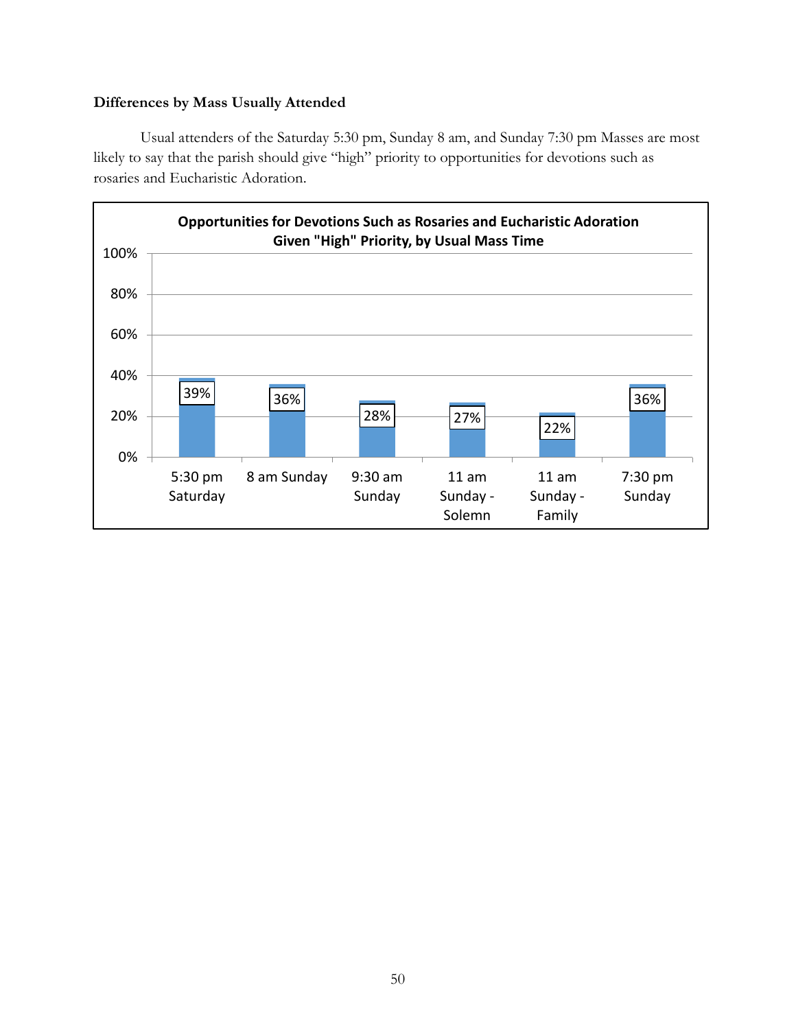**Differences by Mass Usually Attended**

Usual attenders of the Saturday 5:30 pm, Sunday 8 am, and Sunday 7:30 pm Masses are most likely to say that the parish should give "high" priority to opportunities for devotions such as rosaries and Eucharistic Adoration.

**Opportunities for Devotions Such as Rosaries and Eucharistic Adoration Given "High" Priority, by Usual Mass Time**

| Mass Time | "High" Priority |
|---|---|
| 5:30 pm Saturday | 39% |
| 8 am Sunday | 36% |
| 9:30 am Sunday | 28% |
| 11 am Sunday - Solemn | 27% |
| 11 am Sunday - Family | 22% |
| 7:30 pm Sunday | 36% |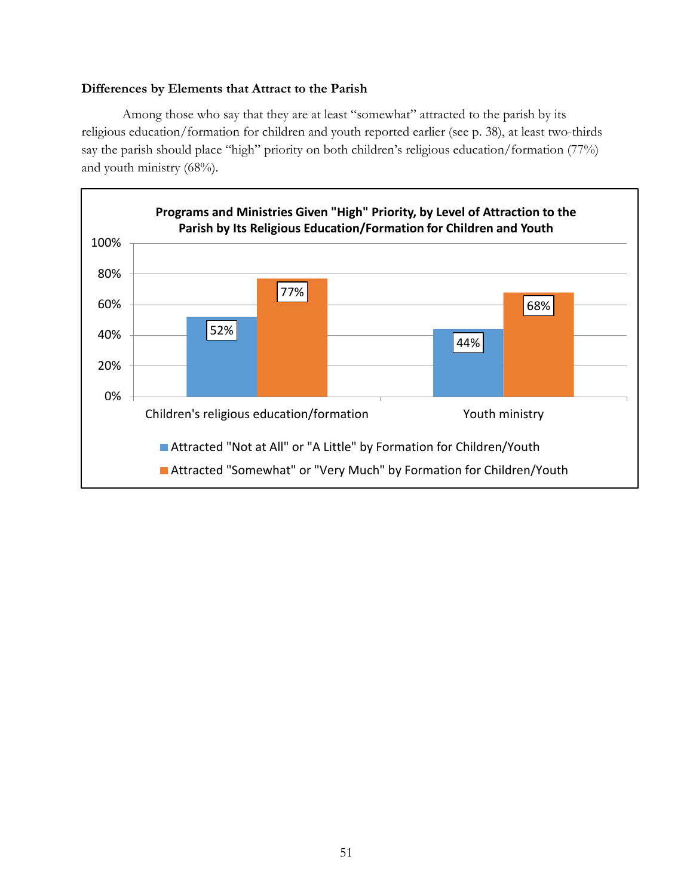### Differences by Elements that Attract to the Parish

Among those who say that they are at least "somewhat" attracted to the parish by its religious education/formation for children and youth reported earlier (see p. 38), at least two-thirds say the parish should place "high" priority on both children's religious education/formation (77%) and youth ministry (68%).

**Programs and Ministries Given "High" Priority, by Level of Attraction to the Parish by Its Religious Education/Formation for Children and Youth**

| | Attracted "Not at All" or "A Little" by Formation for Children/Youth | Attracted "Somewhat" or "Very Much" by Formation for Children/Youth |
|---|---|---|
| Children's religious education/formation | 52% | 77% |
| Youth ministry | 44% | 68% |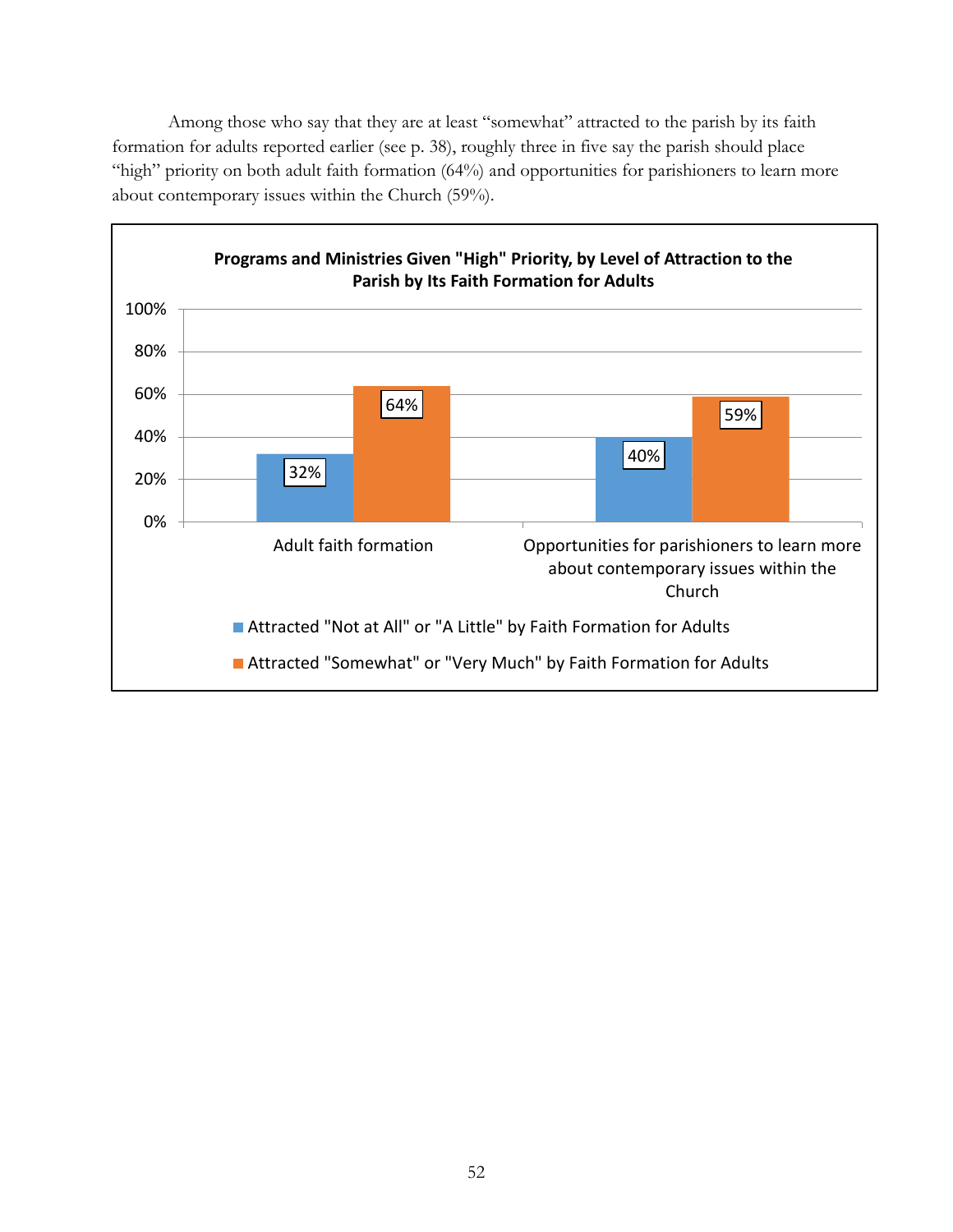Among those who say that they are at least "somewhat" attracted to the parish by its faith formation for adults reported earlier (see p. 38), roughly three in five say the parish should place "high" priority on both adult faith formation (64%) and opportunities for parishioners to learn more about contemporary issues within the Church (59%).

**Programs and Ministries Given "High" Priority, by Level of Attraction to the Parish by Its Faith Formation for Adults**

| | Attracted "Not at All" or "A Little" by Faith Formation for Adults | Attracted "Somewhat" or "Very Much" by Faith Formation for Adults |
|---|---|---|
| Adult faith formation | 32% | 64% |
| Opportunities for parishioners to learn more about contemporary issues within the Church | 40% | 59% |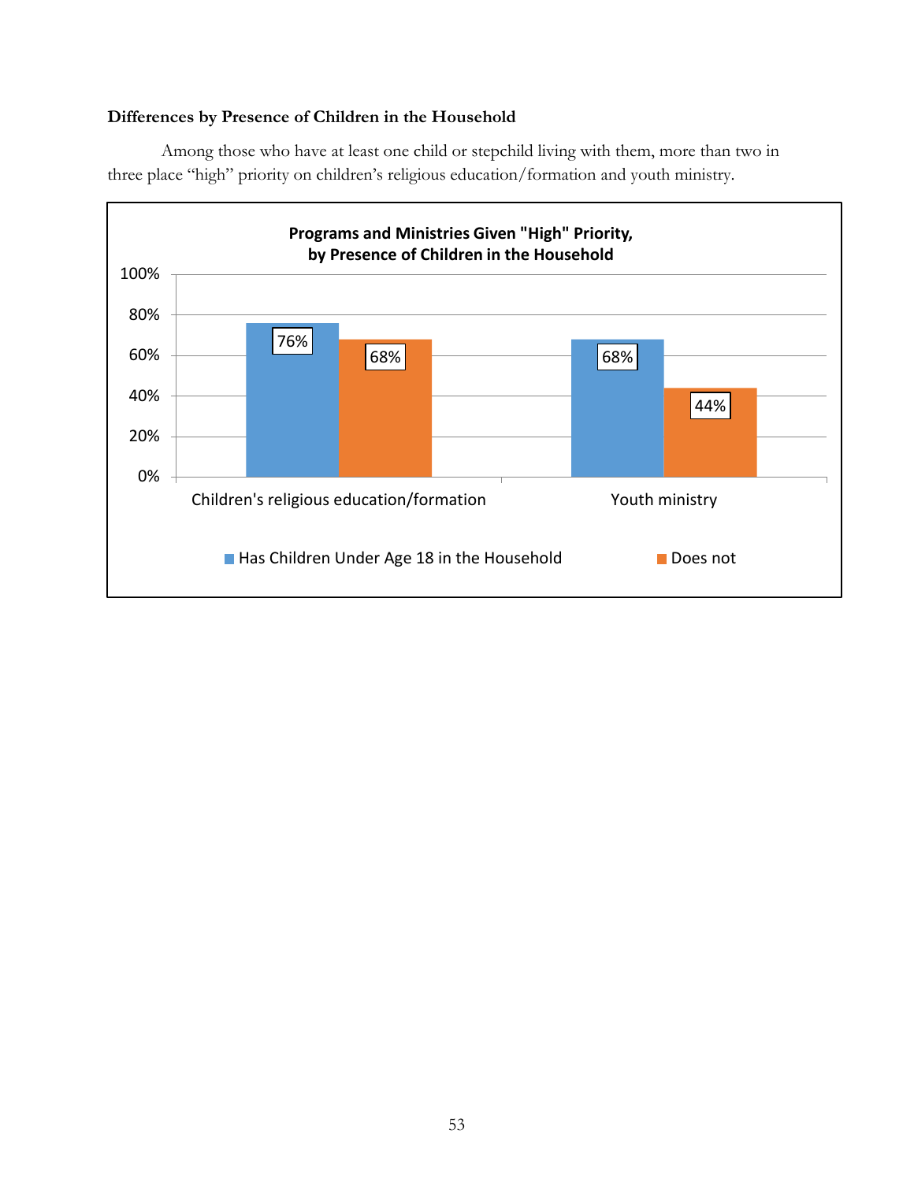### Differences by Presence of Children in the Household

Among those who have at least one child or stepchild living with them, more than two in three place "high" priority on children's religious education/formation and youth ministry.

**Programs and Ministries Given "High" Priority, by Presence of Children in the Household**

| | Has Children Under Age 18 in the Household | Does not |
|---|---|---|
| Children's religious education/formation | 76% | 68% |
| Youth ministry | 68% | 44% |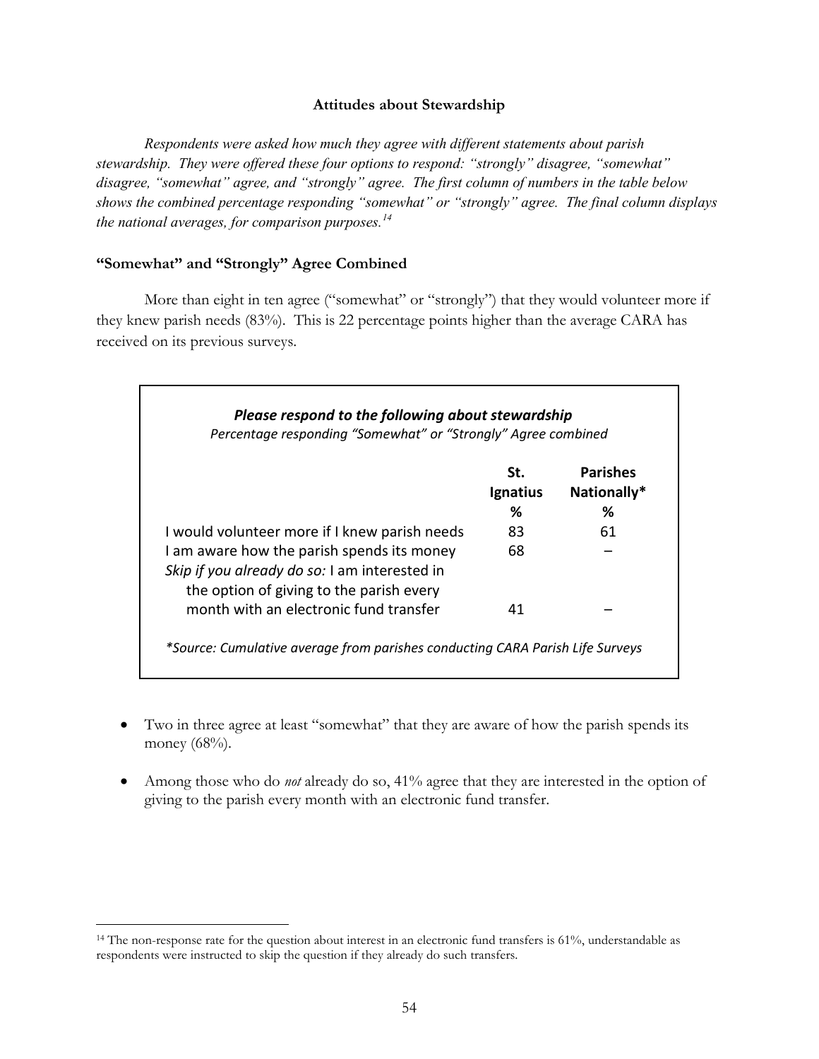## Attitudes about Stewardship

*Respondents were asked how much they agree with different statements about parish stewardship. They were offered these four options to respond: "strongly" disagree, "somewhat" disagree, "somewhat" agree, and "strongly" agree. The first column of numbers in the table below shows the combined percentage responding "somewhat" or "strongly" agree. The final column displays the national averages, for comparison purposes.*[14]

### "Somewhat" and "Strongly" Agree Combined

More than eight in ten agree ("somewhat" or "strongly") that they would volunteer more if they knew parish needs (83%). This is 22 percentage points higher than the average CARA has received on its previous surveys.

***Please respond to the following about stewardship***

*Percentage responding "Somewhat" or "Strongly" Agree combined*

| | St. Ignatius % | Parishes Nationally* % |
|---|---|---|
| I would volunteer more if I knew parish needs | 83 | 61 |
| I am aware how the parish spends its money | 68 | – |
| *Skip if you already do so:* I am interested in the option of giving to the parish every month with an electronic fund transfer | 41 | – |

*\*Source: Cumulative average from parishes conducting CARA Parish Life Surveys*

- Two in three agree at least "somewhat" that they are aware of how the parish spends its money (68%).
- Among those who do *not* already do so, 41% agree that they are interested in the option of giving to the parish every month with an electronic fund transfer.

[14] The non-response rate for the question about interest in an electronic fund transfers is 61%, understandable as respondents were instructed to skip the question if they already do such transfers.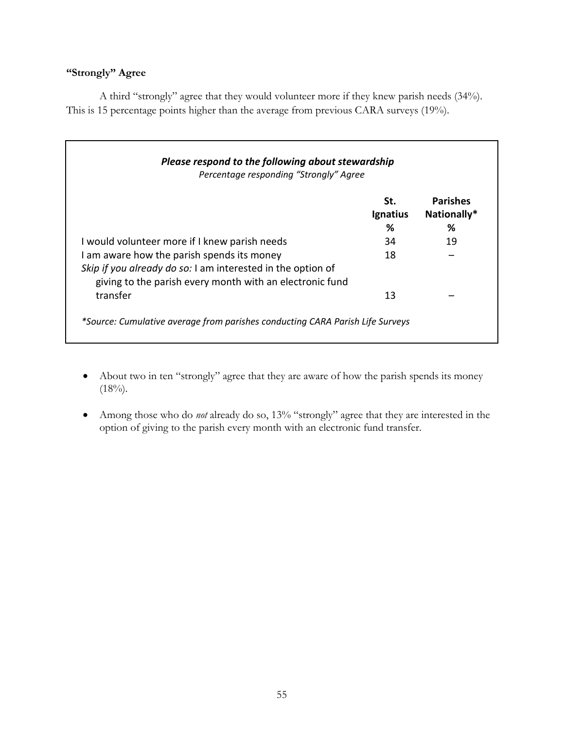### "Strongly" Agree

A third "strongly" agree that they would volunteer more if they knew parish needs (34%). This is 15 percentage points higher than the average from previous CARA surveys (19%).

***Please respond to the following about stewardship***

*Percentage responding "Strongly" Agree*

| | St. Ignatius % | Parishes Nationally* % |
|---|---|---|
| I would volunteer more if I knew parish needs | 34 | 19 |
| I am aware how the parish spends its money | 18 | – |
| *Skip if you already do so:* I am interested in the option of giving to the parish every month with an electronic fund transfer | 13 | – |

**Source: Cumulative average from parishes conducting CARA Parish Life Surveys*

- About two in ten "strongly" agree that they are aware of how the parish spends its money (18%).
- Among those who do *not* already do so, 13% "strongly" agree that they are interested in the option of giving to the parish every month with an electronic fund transfer.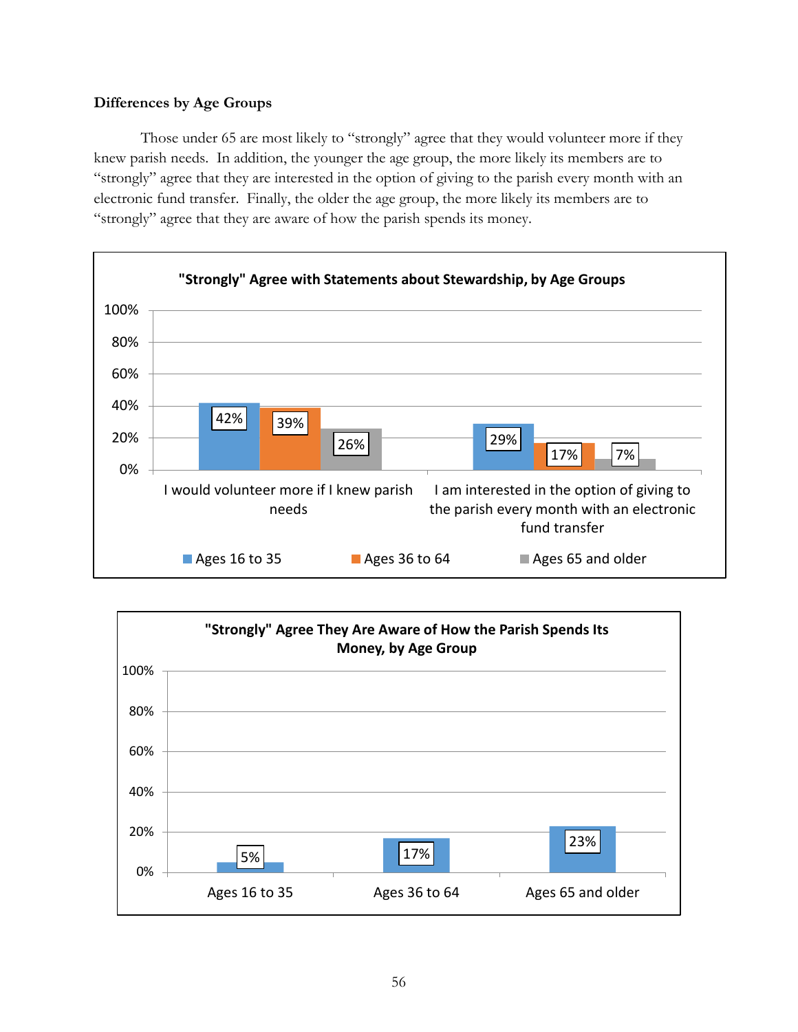### Differences by Age Groups

Those under 65 are most likely to "strongly" agree that they would volunteer more if they knew parish needs. In addition, the younger the age group, the more likely its members are to "strongly" agree that they are interested in the option of giving to the parish every month with an electronic fund transfer. Finally, the older the age group, the more likely its members are to "strongly" agree that they are aware of how the parish spends its money.

**"Strongly" Agree with Statements about Stewardship, by Age Groups**

| | Ages 16 to 35 | Ages 36 to 64 | Ages 65 and older |
|---|---|---|---|
| I would volunteer more if I knew parish needs | 42% | 39% | 26% |
| I am interested in the option of giving to the parish every month with an electronic fund transfer | 29% | 17% | 7% |

**"Strongly" Agree They Are Aware of How the Parish Spends Its Money, by Age Group**

| Ages 16 to 35 | Ages 36 to 64 | Ages 65 and older |
|---|---|---|
| 5% | 17% | 23% |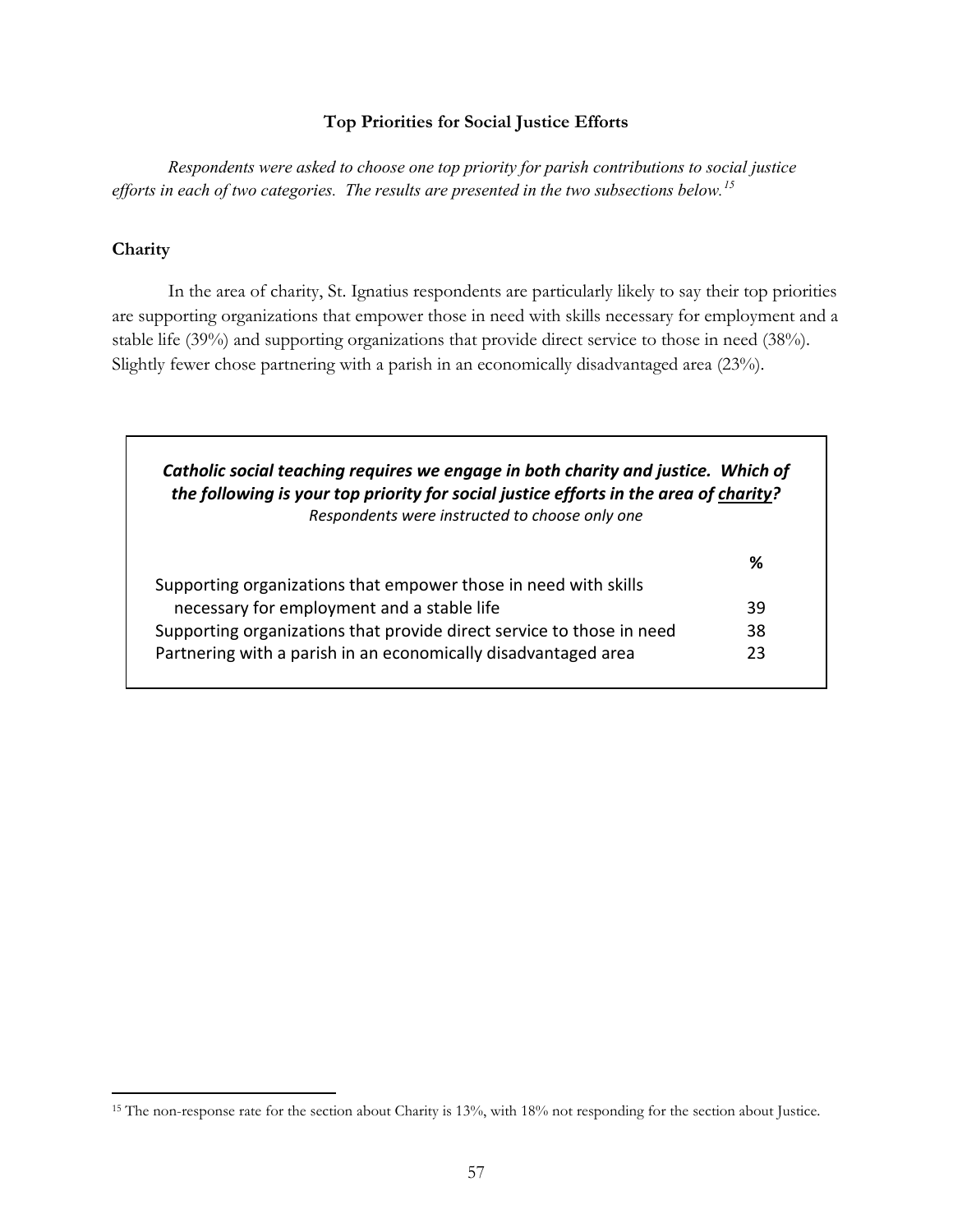### Top Priorities for Social Justice Efforts

*Respondents were asked to choose one top priority for parish contributions to social justice efforts in each of two categories. The results are presented in the two subsections below.*[15]

#### Charity

In the area of charity, St. Ignatius respondents are particularly likely to say their top priorities are supporting organizations that empower those in need with skills necessary for employment and a stable life (39%) and supporting organizations that provide direct service to those in need (38%). Slightly fewer chose partnering with a parish in an economically disadvantaged area (23%).

***Catholic social teaching requires we engage in both charity and justice. Which of the following is your top priority for social justice efforts in the area of charity?***
*Respondents were instructed to choose only one*

| | % |
|---|---|
| Supporting organizations that empower those in need with skills necessary for employment and a stable life | 39 |
| Supporting organizations that provide direct service to those in need | 38 |
| Partnering with a parish in an economically disadvantaged area | 23 |

[15] The non-response rate for the section about Charity is 13%, with 18% not responding for the section about Justice.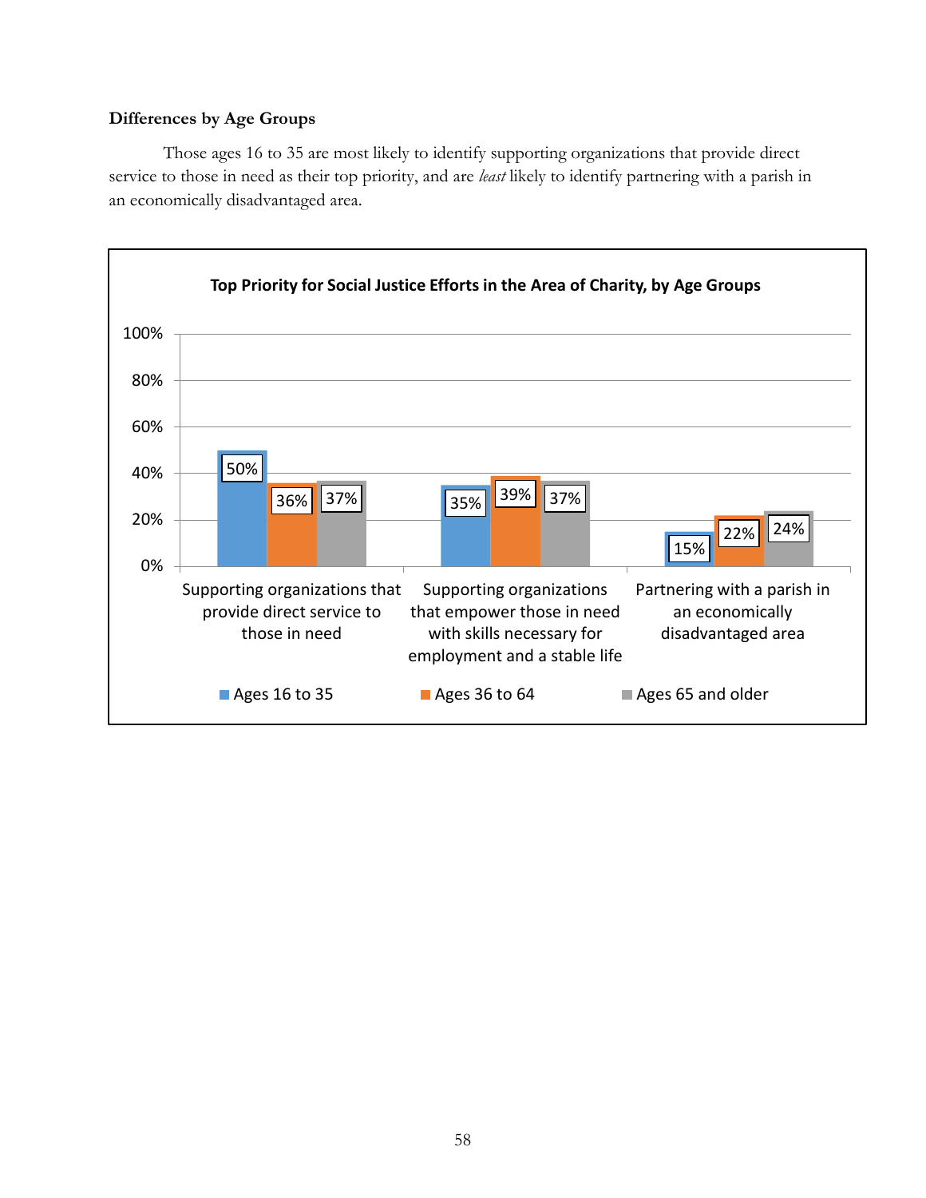### Differences by Age Groups

Those ages 16 to 35 are most likely to identify supporting organizations that provide direct service to those in need as their top priority, and are *least* likely to identify partnering with a parish in an economically disadvantaged area.

**Top Priority for Social Justice Efforts in the Area of Charity, by Age Groups**

| | Ages 16 to 35 | Ages 36 to 64 | Ages 65 and older |
|---|---|---|---|
| Supporting organizations that provide direct service to those in need | 50% | 36% | 37% |
| Supporting organizations that empower those in need with skills necessary for employment and a stable life | 35% | 39% | 37% |
| Partnering with a parish in an economically disadvantaged area | 15% | 22% | 24% |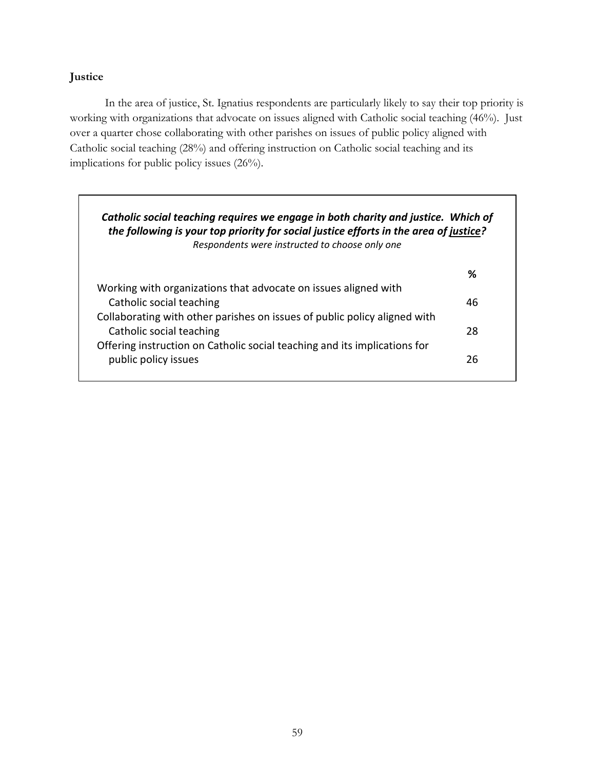## Justice

In the area of justice, St. Ignatius respondents are particularly likely to say their top priority is working with organizations that advocate on issues aligned with Catholic social teaching (46%). Just over a quarter chose collaborating with other parishes on issues of public policy aligned with Catholic social teaching (28%) and offering instruction on Catholic social teaching and its implications for public policy issues (26%).

***Catholic social teaching requires we engage in both charity and justice. Which of the following is your top priority for social justice efforts in the area of justice?***
*Respondents were instructed to choose only one*

| | % |
|---|---|
| Working with organizations that advocate on issues aligned with Catholic social teaching | 46 |
| Collaborating with other parishes on issues of public policy aligned with Catholic social teaching | 28 |
| Offering instruction on Catholic social teaching and its implications for public policy issues | 26 |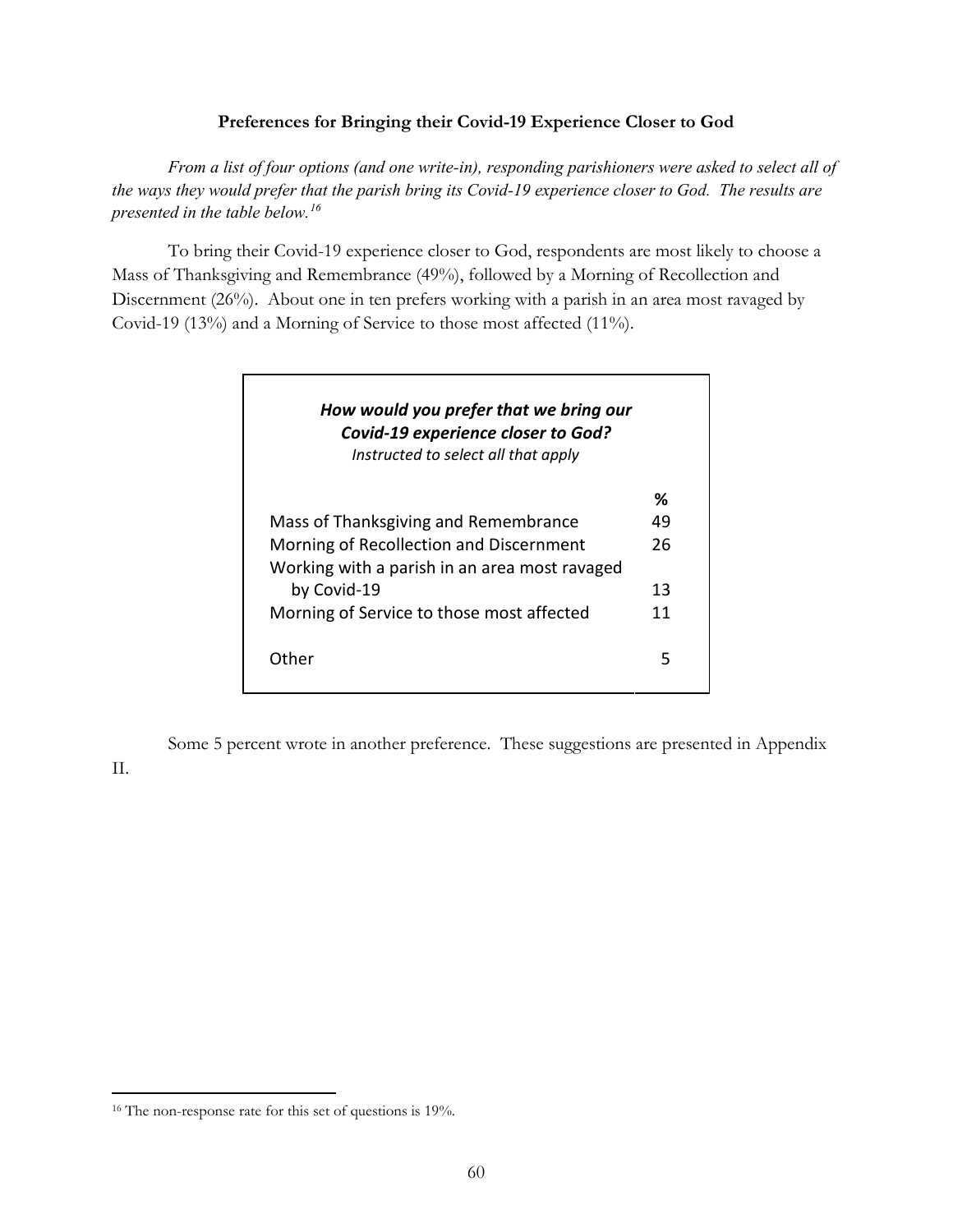### Preferences for Bringing their Covid-19 Experience Closer to God

*From a list of four options (and one write-in), responding parishioners were asked to select all of the ways they would prefer that the parish bring its Covid-19 experience closer to God. The results are presented in the table below.*[16]

To bring their Covid-19 experience closer to God, respondents are most likely to choose a Mass of Thanksgiving and Remembrance (49%), followed by a Morning of Recollection and Discernment (26%). About one in ten prefers working with a parish in an area most ravaged by Covid-19 (13%) and a Morning of Service to those most affected (11%).

***How would you prefer that we bring our Covid-19 experience closer to God?***
*Instructed to select all that apply*

| | % |
|---|---|
| Mass of Thanksgiving and Remembrance | 49 |
| Morning of Recollection and Discernment | 26 |
| Working with a parish in an area most ravaged by Covid-19 | 13 |
| Morning of Service to those most affected | 11 |
| Other | 5 |

Some 5 percent wrote in another preference. These suggestions are presented in Appendix II.

[16] The non-response rate for this set of questions is 19%.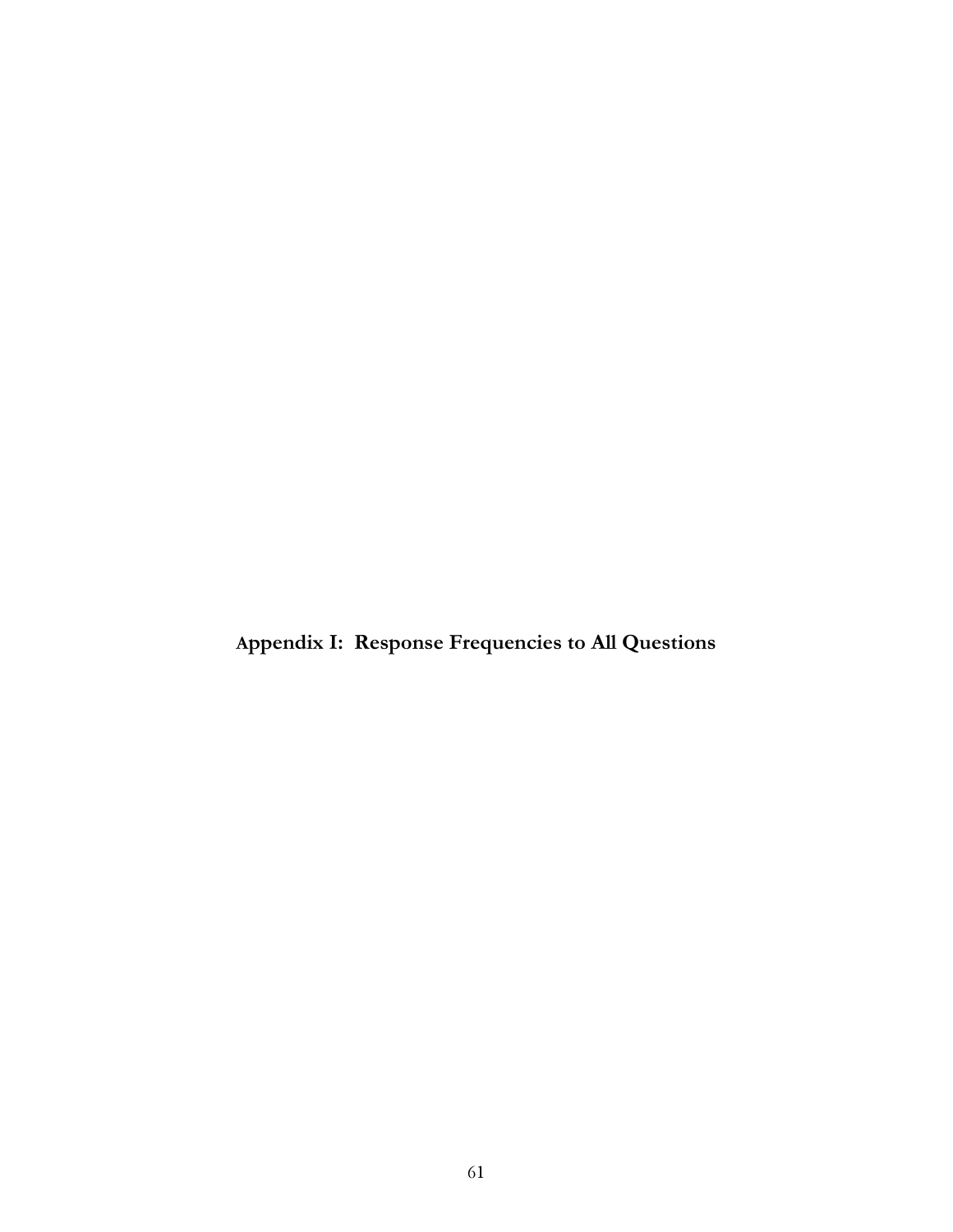# Appendix I: Response Frequencies to All Questions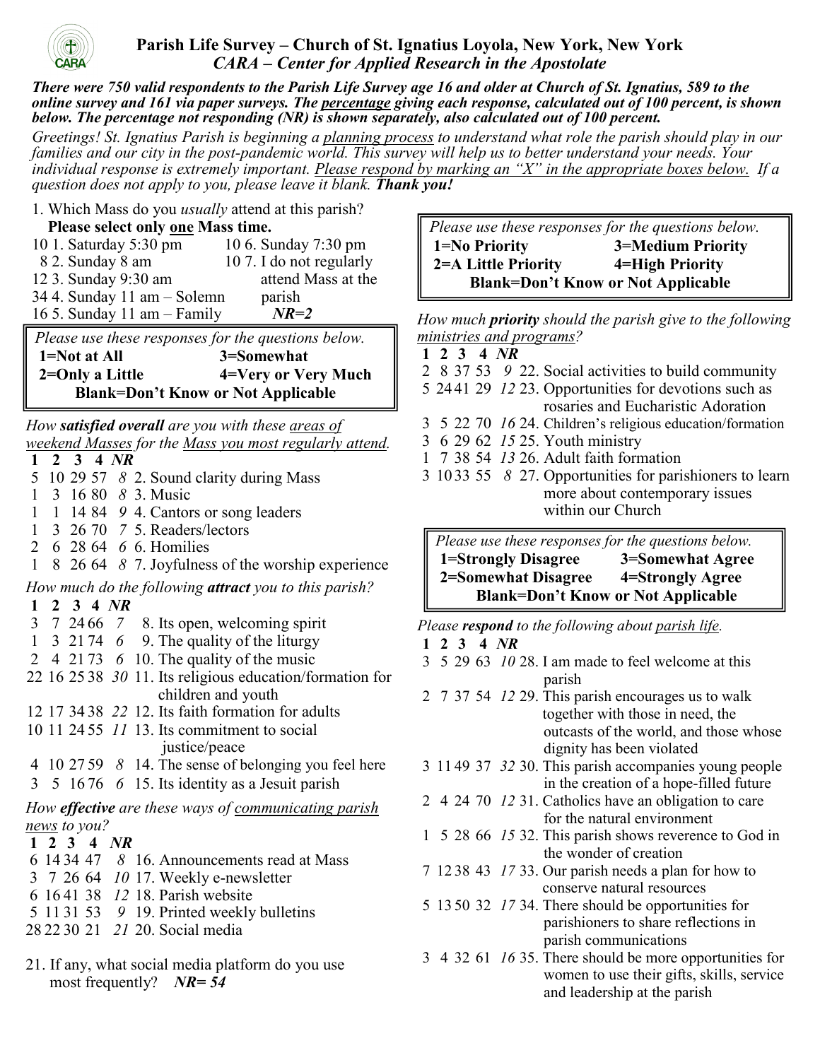# Parish Life Survey – Church of St. Ignatius Loyola, New York, New York

## *CARA – Center for Applied Research in the Apostolate*

***There were 750 valid respondents to the Parish Life Survey age 16 and older at Church of St. Ignatius, 589 to the online survey and 161 via paper surveys. The percentage giving each response, calculated out of 100 percent, is shown below. The percentage not responding (NR) is shown separately, also calculated out of 100 percent.***

*Greetings! St. Ignatius Parish is beginning a planning process to understand what role the parish should play in our families and our city in the post-pandemic world. This survey will help us to better understand your needs. Your individual response is extremely important. Please respond by marking an "X" in the appropriate boxes below. If a question does not apply to you, please leave it blank.* ***Thank you!***

1. Which Mass do you *usually* attend at this parish? **Please select only one Mass time.**

- 10 1. Saturday 5:30 pm
- 8 2. Sunday 8 am
- 12 3. Sunday 9:30 am
- 34 4. Sunday 11 am – Solemn
- 16 5. Sunday 11 am – Family
- 10 6. Sunday 7:30 pm
- 10 7. I do not regularly attend Mass at the parish

***NR=2***

> *Please use these responses for the questions below.*
> **1=Not at All** **3=Somewhat**
> **2=Only a Little** **4=Very or Very Much**
> **Blank=Don't Know or Not Applicable**

*How **satisfied overall** are you with these areas of weekend Masses for the Mass you most regularly attend.*

| 1 | 2 | 3 | 4 | *NR* | |
|---|---|---|---|---|---|
| 5 | 10 | 29 | 57 | *8* | 2. Sound clarity during Mass |
| 1 | 3 | 16 | 80 | *8* | 3. Music |
| 1 | 1 | 14 | 84 | *9* | 4. Cantors or song leaders |
| 1 | 3 | 26 | 70 | *7* | 5. Readers/lectors |
| 2 | 6 | 28 | 64 | *6* | 6. Homilies |
| 1 | 8 | 26 | 64 | *8* | 7. Joyfulness of the worship experience |

*How much do the following **attract** you to this parish?*

| 1 | 2 | 3 | 4 | *NR* | |
|---|---|---|---|---|---|
| 3 | 7 | 24 | 66 | *7* | 8. Its open, welcoming spirit |
| 1 | 3 | 21 | 74 | *6* | 9. The quality of the liturgy |
| 2 | 4 | 21 | 73 | *6* | 10. The quality of the music |
| 22 | 16 | 25 | 38 | *30* | 11. Its religious education/formation for children and youth |
| 12 | 17 | 34 | 38 | *22* | 12. Its faith formation for adults |
| 10 | 11 | 24 | 55 | *11* | 13. Its commitment to social justice/peace |
| 4 | 10 | 27 | 59 | *8* | 14. The sense of belonging you feel here |
| 3 | 5 | 16 | 76 | *6* | 15. Its identity as a Jesuit parish |

*How **effective** are these ways of communicating parish news to you?*

| 1 | 2 | 3 | 4 | *NR* | |
|---|---|---|---|---|---|
| 6 | 14 | 34 | 47 | *8* | 16. Announcements read at Mass |
| 3 | 7 | 26 | 64 | *10* | 17. Weekly e-newsletter |
| 6 | 16 | 41 | 38 | *12* | 18. Parish website |
| 5 | 11 | 31 | 53 | *9* | 19. Printed weekly bulletins |
| 28 | 22 | 30 | 21 | *21* | 20. Social media |

21. If any, what social media platform do you use most frequently? ***NR= 54***

> *Please use these responses for the questions below.*
> **1=No Priority** **3=Medium Priority**
> **2=A Little Priority** **4=High Priority**
> **Blank=Don't Know or Not Applicable**

*How much **priority** should the parish give to the following ministries and programs?*

| 1 | 2 | 3 | 4 | *NR* | |
|---|---|---|---|---|---|
| 2 | 8 | 37 | 53 | *9* | 22. Social activities to build community |
| 5 | 24 | 41 | 29 | *12* | 23. Opportunities for devotions such as rosaries and Eucharistic Adoration |
| 3 | 5 | 22 | 70 | *16* | 24. Children's religious education/formation |
| 3 | 6 | 29 | 62 | *15* | 25. Youth ministry |
| 1 | 7 | 38 | 54 | *13* | 26. Adult faith formation |
| 3 | 10 | 33 | 55 | *8* | 27. Opportunities for parishioners to learn more about contemporary issues within our Church |

> *Please use these responses for the questions below.*
> **1=Strongly Disagree** **3=Somewhat Agree**
> **2=Somewhat Disagree** **4=Strongly Agree**
> **Blank=Don't Know or Not Applicable**

*Please **respond** to the following about parish life.*

| 1 | 2 | 3 | 4 | *NR* | |
|---|---|---|---|---|---|
| 3 | 5 | 29 | 63 | *10* | 28. I am made to feel welcome at this parish |
| 2 | 7 | 37 | 54 | *12* | 29. This parish encourages us to walk together with those in need, the outcasts of the world, and those whose dignity has been violated |
| 3 | 11 | 49 | 37 | *32* | 30. This parish accompanies young people in the creation of a hope-filled future |
| 2 | 4 | 24 | 70 | *12* | 31. Catholics have an obligation to care for the natural environment |
| 1 | 5 | 28 | 66 | *15* | 32. This parish shows reverence to God in the wonder of creation |
| 7 | 12 | 38 | 43 | *17* | 33. Our parish needs a plan for how to conserve natural resources |
| 5 | 13 | 50 | 32 | *17* | 34. There should be opportunities for parishioners to share reflections in parish communications |
| 3 | 4 | 32 | 61 | *16* | 35. There should be more opportunities for women to use their gifts, skills, service and leadership at the parish |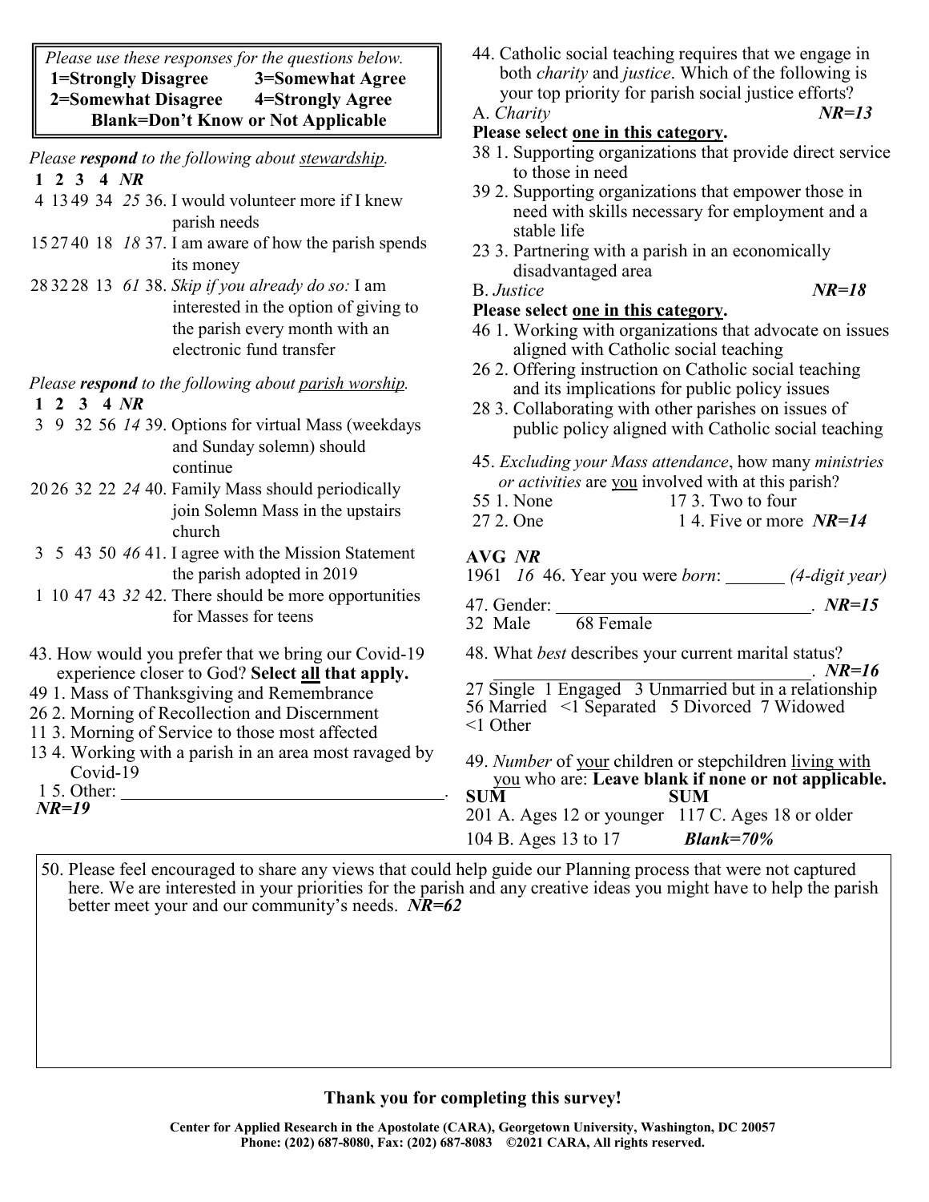*Please use these responses for the questions below.*
**1=Strongly Disagree 3=Somewhat Agree**
**2=Somewhat Disagree 4=Strongly Agree**
**Blank=Don't Know or Not Applicable**

*Please **respond** to the following about stewardship.*

| 1 | 2 | 3 | 4 | NR | |
|---|---|---|---|---|---|
| 4 | 13 | 49 | 34 | *25* | 36. I would volunteer more if I knew parish needs |
| 15 | 27 | 40 | 18 | *18* | 37. I am aware of how the parish spends its money |
| 28 | 32 | 28 | 13 | *61* | 38. *Skip if you already do so:* I am interested in the option of giving to the parish every month with an electronic fund transfer |

*Please **respond** to the following about parish worship.*

| 1 | 2 | 3 | 4 | NR | |
|---|---|---|---|---|---|
| 3 | 9 | 32 | 56 | *14* | 39. Options for virtual Mass (weekdays and Sunday solemn) should continue |
| 20 | 26 | 32 | 22 | *24* | 40. Family Mass should periodically join Solemn Mass in the upstairs church |
| 3 | 5 | 43 | 50 | *46* | 41. I agree with the Mission Statement the parish adopted in 2019 |
| 1 | 10 | 47 | 43 | *32* | 42. There should be more opportunities for Masses for teens |

43. How would you prefer that we bring our Covid-19 experience closer to God? **Select all that apply.**
- 49 1. Mass of Thanksgiving and Remembrance
- 26 2. Morning of Recollection and Discernment
- 11 3. Morning of Service to those most affected
- 13 4. Working with a parish in an area most ravaged by Covid-19
- 1 5. Other: ____________________________________.

***NR=19***

44. Catholic social teaching requires that we engage in both *charity* and *justice*. Which of the following is your top priority for parish social justice efforts?

A. *Charity* ***NR=13***

**Please select one in this category.**
- 38 1. Supporting organizations that provide direct service to those in need
- 39 2. Supporting organizations that empower those in need with skills necessary for employment and a stable life
- 23 3. Partnering with a parish in an economically disadvantaged area

B. *Justice* ***NR=18***

**Please select one in this category.**
- 46 1. Working with organizations that advocate on issues aligned with Catholic social teaching
- 26 2. Offering instruction on Catholic social teaching and its implications for public policy issues
- 28 3. Collaborating with other parishes on issues of public policy aligned with Catholic social teaching

45. *Excluding your Mass attendance*, how many *ministries or activities* are you involved with at this parish?
- 55 1. None
- 27 2. One
- 17 3. Two to four
- 1 4. Five or more ***NR=14***

**AVG *NR***

1961 *16* 46. Year you were *born*: _______ *(4-digit year)*

47. Gender: ____________________________. ***NR=15***

32 Male 68 Female

48. What *best* describes your current marital status? ____________________________________. ***NR=16***

27 Single 1 Engaged 3 Unmarried but in a relationship
56 Married <1 Separated 5 Divorced 7 Widowed
<1 Other

49. *Number* of your children or stepchildren living with you who are: **Leave blank if none or not applicable.**

| SUM | | SUM | |
|---|---|---|---|
| 201 | A. Ages 12 or younger | 117 | C. Ages 18 or older |
| 104 | B. Ages 13 to 17 | | ***Blank=70%*** |

50. Please feel encouraged to share any views that could help guide our Planning process that were not captured here. We are interested in your priorities for the parish and any creative ideas you might have to help the parish better meet your and our community's needs. ***NR=62***

**Thank you for completing this survey!**

**Center for Applied Research in the Apostolate (CARA), Georgetown University, Washington, DC 20057**
**Phone: (202) 687-8080, Fax: (202) 687-8083 ©2021 CARA, All rights reserved.**